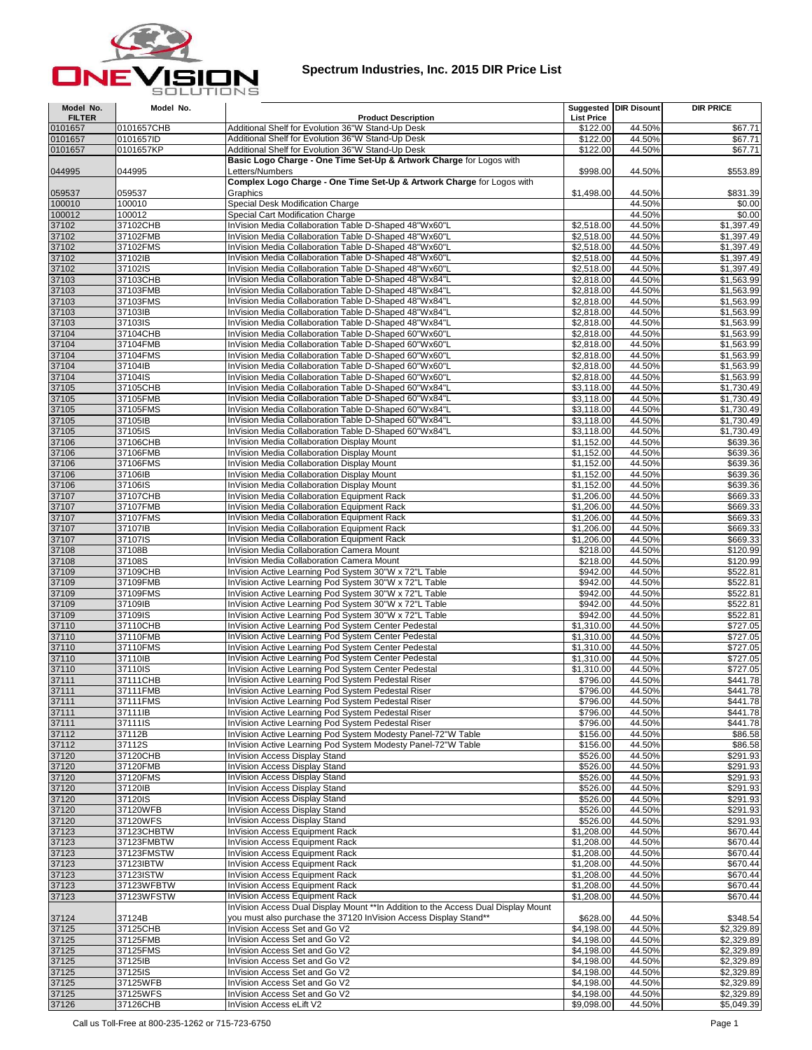# Spectrum Industries, Inc. 2015 DIR Price List

| Model No. FILTER | Model No. | Product Description | Suggested List Price | DIR Disount | DIR PRICE |
|---|---|---|---|---|---|
| 0101657 | 0101657CHB | Additional Shelf for Evolution 36"W Stand-Up Desk | $122.00 | 44.50% | $67.71 |
| 0101657 | 0101657ID | Additional Shelf for Evolution 36"W Stand-Up Desk | $122.00 | 44.50% | $67.71 |
| 0101657 | 0101657KP | Additional Shelf for Evolution 36"W Stand-Up Desk | $122.00 | 44.50% | $67.71 |
| 044995 | 044995 | **Basic Logo Charge - One Time Set-Up & Artwork Charge** for Logos with Letters/Numbers | $998.00 | 44.50% | $553.89 |
| 059537 | 059537 | **Complex Logo Charge - One Time Set-Up & Artwork Charge** for Logos with Graphics | $1,498.00 | 44.50% | $831.39 |
| 100010 | 100010 | Special Desk Modification Charge | | 44.50% | $0.00 |
| 100012 | 100012 | Special Cart Modification Charge | | 44.50% | $0.00 |
| 37102 | 37102CHB | InVision Media Collaboration Table D-Shaped 48"Wx60"L | $2,518.00 | 44.50% | $1,397.49 |
| 37102 | 37102FMB | InVision Media Collaboration Table D-Shaped 48"Wx60"L | $2,518.00 | 44.50% | $1,397.49 |
| 37102 | 37102FMS | InVision Media Collaboration Table D-Shaped 48"Wx60"L | $2,518.00 | 44.50% | $1,397.49 |
| 37102 | 37102IB | InVision Media Collaboration Table D-Shaped 48"Wx60"L | $2,518.00 | 44.50% | $1,397.49 |
| 37102 | 37102IS | InVision Media Collaboration Table D-Shaped 48"Wx60"L | $2,518.00 | 44.50% | $1,397.49 |
| 37103 | 37103CHB | InVision Media Collaboration Table D-Shaped 48"Wx84"L | $2,818.00 | 44.50% | $1,563.99 |
| 37103 | 37103FMB | InVision Media Collaboration Table D-Shaped 48"Wx84"L | $2,818.00 | 44.50% | $1,563.99 |
| 37103 | 37103FMS | InVision Media Collaboration Table D-Shaped 48"Wx84"L | $2,818.00 | 44.50% | $1,563.99 |
| 37103 | 37103IB | InVision Media Collaboration Table D-Shaped 48"Wx84"L | $2,818.00 | 44.50% | $1,563.99 |
| 37103 | 37103IS | InVision Media Collaboration Table D-Shaped 48"Wx84"L | $2,818.00 | 44.50% | $1,563.99 |
| 37104 | 37104CHB | InVision Media Collaboration Table D-Shaped 60"Wx60"L | $2,818.00 | 44.50% | $1,563.99 |
| 37104 | 37104FMB | InVision Media Collaboration Table D-Shaped 60"Wx60"L | $2,818.00 | 44.50% | $1,563.99 |
| 37104 | 37104FMS | InVision Media Collaboration Table D-Shaped 60"Wx60"L | $2,818.00 | 44.50% | $1,563.99 |
| 37104 | 37104IB | InVision Media Collaboration Table D-Shaped 60"Wx60"L | $2,818.00 | 44.50% | $1,563.99 |
| 37104 | 37104IS | InVision Media Collaboration Table D-Shaped 60"Wx60"L | $2,818.00 | 44.50% | $1,563.99 |
| 37105 | 37105CHB | InVision Media Collaboration Table D-Shaped 60"Wx84"L | $3,118.00 | 44.50% | $1,730.49 |
| 37105 | 37105FMB | InVision Media Collaboration Table D-Shaped 60"Wx84"L | $3,118.00 | 44.50% | $1,730.49 |
| 37105 | 37105FMS | InVision Media Collaboration Table D-Shaped 60"Wx84"L | $3,118.00 | 44.50% | $1,730.49 |
| 37105 | 37105IB | InVision Media Collaboration Table D-Shaped 60"Wx84"L | $3,118.00 | 44.50% | $1,730.49 |
| 37105 | 37105IS | InVision Media Collaboration Table D-Shaped 60"Wx84"L | $3,118.00 | 44.50% | $1,730.49 |
| 37106 | 37106CHB | InVision Media Collaboration Display Mount | $1,152.00 | 44.50% | $639.36 |
| 37106 | 37106FMB | InVision Media Collaboration Display Mount | $1,152.00 | 44.50% | $639.36 |
| 37106 | 37106FMS | InVision Media Collaboration Display Mount | $1,152.00 | 44.50% | $639.36 |
| 37106 | 37106IB | InVision Media Collaboration Display Mount | $1,152.00 | 44.50% | $639.36 |
| 37106 | 37106IS | InVision Media Collaboration Display Mount | $1,152.00 | 44.50% | $639.36 |
| 37107 | 37107CHB | InVision Media Collaboration Equipment Rack | $1,206.00 | 44.50% | $669.33 |
| 37107 | 37107FMB | InVision Media Collaboration Equipment Rack | $1,206.00 | 44.50% | $669.33 |
| 37107 | 37107FMS | InVision Media Collaboration Equipment Rack | $1,206.00 | 44.50% | $669.33 |
| 37107 | 37107IB | InVision Media Collaboration Equipment Rack | $1,206.00 | 44.50% | $669.33 |
| 37107 | 37107IS | InVision Media Collaboration Equipment Rack | $1,206.00 | 44.50% | $669.33 |
| 37108 | 37108B | InVision Media Collaboration Camera Mount | $218.00 | 44.50% | $120.99 |
| 37108 | 37108S | InVision Media Collaboration Camera Mount | $218.00 | 44.50% | $120.99 |
| 37109 | 37109CHB | InVision Active Learning Pod System 30"W x 72"L Table | $942.00 | 44.50% | $522.81 |
| 37109 | 37109FMB | InVision Active Learning Pod System 30"W x 72"L Table | $942.00 | 44.50% | $522.81 |
| 37109 | 37109FMS | InVision Active Learning Pod System 30"W x 72"L Table | $942.00 | 44.50% | $522.81 |
| 37109 | 37109IB | InVision Active Learning Pod System 30"W x 72"L Table | $942.00 | 44.50% | $522.81 |
| 37109 | 37109IS | InVision Active Learning Pod System 30"W x 72"L Table | $942.00 | 44.50% | $522.81 |
| 37110 | 37110CHB | InVision Active Learning Pod System Center Pedestal | $1,310.00 | 44.50% | $727.05 |
| 37110 | 37110FMB | InVision Active Learning Pod System Center Pedestal | $1,310.00 | 44.50% | $727.05 |
| 37110 | 37110FMS | InVision Active Learning Pod System Center Pedestal | $1,310.00 | 44.50% | $727.05 |
| 37110 | 37110IB | InVision Active Learning Pod System Center Pedestal | $1,310.00 | 44.50% | $727.05 |
| 37110 | 37110IS | InVision Active Learning Pod System Center Pedestal | $1,310.00 | 44.50% | $727.05 |
| 37111 | 37111CHB | InVision Active Learning Pod System Pedestal Riser | $796.00 | 44.50% | $441.78 |
| 37111 | 37111FMB | InVision Active Learning Pod System Pedestal Riser | $796.00 | 44.50% | $441.78 |
| 37111 | 37111FMS | InVision Active Learning Pod System Pedestal Riser | $796.00 | 44.50% | $441.78 |
| 37111 | 37111IB | InVision Active Learning Pod System Pedestal Riser | $796.00 | 44.50% | $441.78 |
| 37111 | 37111IS | InVision Active Learning Pod System Pedestal Riser | $796.00 | 44.50% | $441.78 |
| 37112 | 37112B | InVision Active Learning Pod System Modesty Panel-72"W Table | $156.00 | 44.50% | $86.58 |
| 37112 | 37112S | InVision Active Learning Pod System Modesty Panel-72"W Table | $156.00 | 44.50% | $86.58 |
| 37120 | 37120CHB | InVision Access Display Stand | $526.00 | 44.50% | $291.93 |
| 37120 | 37120FMB | InVision Access Display Stand | $526.00 | 44.50% | $291.93 |
| 37120 | 37120FMS | InVision Access Display Stand | $526.00 | 44.50% | $291.93 |
| 37120 | 37120IB | InVision Access Display Stand | $526.00 | 44.50% | $291.93 |
| 37120 | 37120IS | InVision Access Display Stand | $526.00 | 44.50% | $291.93 |
| 37120 | 37120WFB | InVision Access Display Stand | $526.00 | 44.50% | $291.93 |
| 37120 | 37120WFS | InVision Access Display Stand | $526.00 | 44.50% | $291.93 |
| 37123 | 37123CHBTW | InVision Access Equipment Rack | $1,208.00 | 44.50% | $670.44 |
| 37123 | 37123FMBTW | InVision Access Equipment Rack | $1,208.00 | 44.50% | $670.44 |
| 37123 | 37123FMSTW | InVision Access Equipment Rack | $1,208.00 | 44.50% | $670.44 |
| 37123 | 37123IBTW | InVision Access Equipment Rack | $1,208.00 | 44.50% | $670.44 |
| 37123 | 37123ISTW | InVision Access Equipment Rack | $1,208.00 | 44.50% | $670.44 |
| 37123 | 37123WFBTW | InVision Access Equipment Rack | $1,208.00 | 44.50% | $670.44 |
| 37123 | 37123WFSTW | InVision Access Equipment Rack | $1,208.00 | 44.50% | $670.44 |
| 37124 | 37124B | InVision Access Dual Display Mount **In Addition to the Access Dual Display Mount you must also purchase the 37120 InVision Access Display Stand** | $628.00 | 44.50% | $348.54 |
| 37125 | 37125CHB | InVision Access Set and Go V2 | $4,198.00 | 44.50% | $2,329.89 |
| 37125 | 37125FMB | InVision Access Set and Go V2 | $4,198.00 | 44.50% | $2,329.89 |
| 37125 | 37125FMS | InVision Access Set and Go V2 | $4,198.00 | 44.50% | $2,329.89 |
| 37125 | 37125IB | InVision Access Set and Go V2 | $4,198.00 | 44.50% | $2,329.89 |
| 37125 | 37125IS | InVision Access Set and Go V2 | $4,198.00 | 44.50% | $2,329.89 |
| 37125 | 37125WFB | InVision Access Set and Go V2 | $4,198.00 | 44.50% | $2,329.89 |
| 37125 | 37125WFS | InVision Access Set and Go V2 | $4,198.00 | 44.50% | $2,329.89 |
| 37126 | 37126CHB | InVision Access eLift V2 | $9,098.00 | 44.50% | $5,049.39 |

Call us Toll-Free at 800-235-1262 or 715-723-6750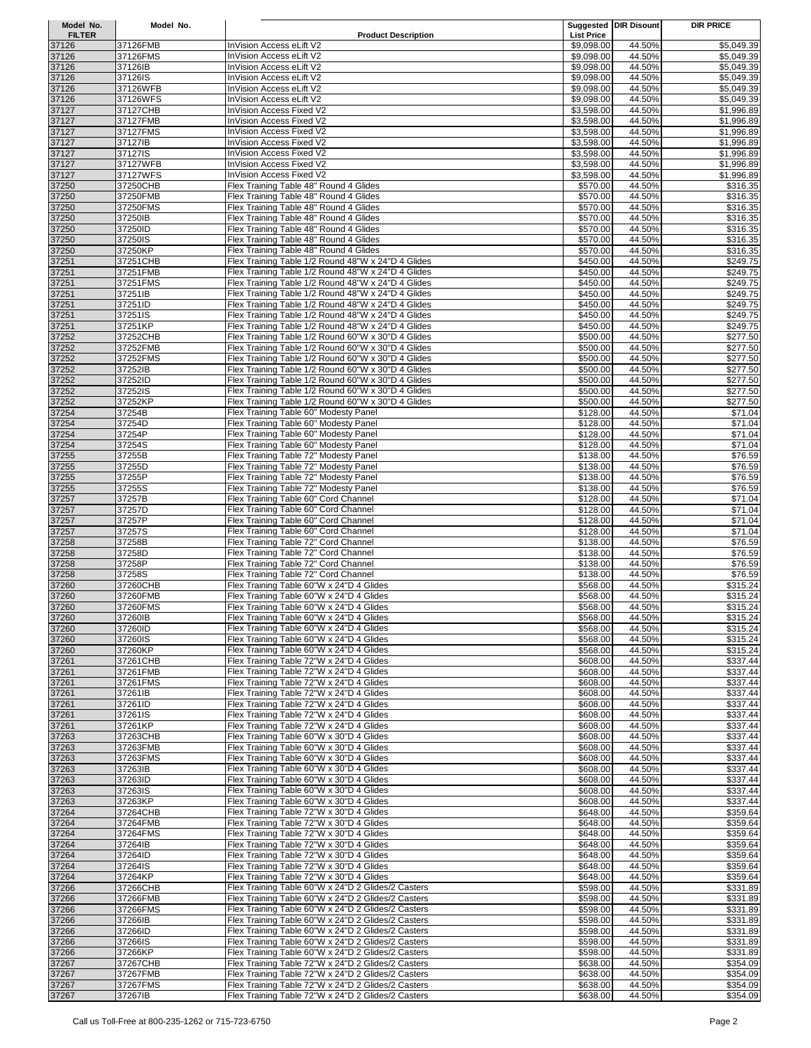| Model No. FILTER | Model No. | Product Description | Suggested List Price | DIR Disount | DIR PRICE |
|---|---|---|---|---|---|
| 37126 | 37126FMB | InVision Access eLift V2 | $9,098.00 | 44.50% | $5,049.39 |
| 37126 | 37126FMS | InVision Access eLift V2 | $9,098.00 | 44.50% | $5,049.39 |
| 37126 | 37126IB | InVision Access eLift V2 | $9,098.00 | 44.50% | $5,049.39 |
| 37126 | 37126IS | InVision Access eLift V2 | $9,098.00 | 44.50% | $5,049.39 |
| 37126 | 37126WFB | InVision Access eLift V2 | $9,098.00 | 44.50% | $5,049.39 |
| 37126 | 37126WFS | InVision Access eLift V2 | $9,098.00 | 44.50% | $5,049.39 |
| 37127 | 37127CHB | InVision Access Fixed V2 | $3,598.00 | 44.50% | $1,996.89 |
| 37127 | 37127FMB | InVision Access Fixed V2 | $3,598.00 | 44.50% | $1,996.89 |
| 37127 | 37127FMS | InVision Access Fixed V2 | $3,598.00 | 44.50% | $1,996.89 |
| 37127 | 37127IB | InVision Access Fixed V2 | $3,598.00 | 44.50% | $1,996.89 |
| 37127 | 37127IS | InVision Access Fixed V2 | $3,598.00 | 44.50% | $1,996.89 |
| 37127 | 37127WFB | InVision Access Fixed V2 | $3,598.00 | 44.50% | $1,996.89 |
| 37127 | 37127WFS | InVision Access Fixed V2 | $3,598.00 | 44.50% | $1,996.89 |
| 37250 | 37250CHB | Flex Training Table 48" Round 4 Glides | $570.00 | 44.50% | $316.35 |
| 37250 | 37250FMB | Flex Training Table 48" Round 4 Glides | $570.00 | 44.50% | $316.35 |
| 37250 | 37250FMS | Flex Training Table 48" Round 4 Glides | $570.00 | 44.50% | $316.35 |
| 37250 | 37250IB | Flex Training Table 48" Round 4 Glides | $570.00 | 44.50% | $316.35 |
| 37250 | 37250ID | Flex Training Table 48" Round 4 Glides | $570.00 | 44.50% | $316.35 |
| 37250 | 37250IS | Flex Training Table 48" Round 4 Glides | $570.00 | 44.50% | $316.35 |
| 37250 | 37250KP | Flex Training Table 48" Round 4 Glides | $570.00 | 44.50% | $316.35 |
| 37251 | 37251CHB | Flex Training Table 1/2 Round 48"W x 24"D 4 Glides | $450.00 | 44.50% | $249.75 |
| 37251 | 37251FMB | Flex Training Table 1/2 Round 48"W x 24"D 4 Glides | $450.00 | 44.50% | $249.75 |
| 37251 | 37251FMS | Flex Training Table 1/2 Round 48"W x 24"D 4 Glides | $450.00 | 44.50% | $249.75 |
| 37251 | 37251IB | Flex Training Table 1/2 Round 48"W x 24"D 4 Glides | $450.00 | 44.50% | $249.75 |
| 37251 | 37251ID | Flex Training Table 1/2 Round 48"W x 24"D 4 Glides | $450.00 | 44.50% | $249.75 |
| 37251 | 37251IS | Flex Training Table 1/2 Round 48"W x 24"D 4 Glides | $450.00 | 44.50% | $249.75 |
| 37251 | 37251KP | Flex Training Table 1/2 Round 48"W x 24"D 4 Glides | $450.00 | 44.50% | $249.75 |
| 37252 | 37252CHB | Flex Training Table 1/2 Round 60"W x 30"D 4 Glides | $500.00 | 44.50% | $277.50 |
| 37252 | 37252FMB | Flex Training Table 1/2 Round 60"W x 30"D 4 Glides | $500.00 | 44.50% | $277.50 |
| 37252 | 37252FMS | Flex Training Table 1/2 Round 60"W x 30"D 4 Glides | $500.00 | 44.50% | $277.50 |
| 37252 | 37252IB | Flex Training Table 1/2 Round 60"W x 30"D 4 Glides | $500.00 | 44.50% | $277.50 |
| 37252 | 37252ID | Flex Training Table 1/2 Round 60"W x 30"D 4 Glides | $500.00 | 44.50% | $277.50 |
| 37252 | 37252IS | Flex Training Table 1/2 Round 60"W x 30"D 4 Glides | $500.00 | 44.50% | $277.50 |
| 37252 | 37252KP | Flex Training Table 1/2 Round 60"W x 30"D 4 Glides | $500.00 | 44.50% | $277.50 |
| 37254 | 37254B | Flex Training Table 60" Modesty Panel | $128.00 | 44.50% | $71.04 |
| 37254 | 37254D | Flex Training Table 60" Modesty Panel | $128.00 | 44.50% | $71.04 |
| 37254 | 37254P | Flex Training Table 60" Modesty Panel | $128.00 | 44.50% | $71.04 |
| 37254 | 37254S | Flex Training Table 60" Modesty Panel | $128.00 | 44.50% | $71.04 |
| 37255 | 37255B | Flex Training Table 72" Modesty Panel | $138.00 | 44.50% | $76.59 |
| 37255 | 37255D | Flex Training Table 72" Modesty Panel | $138.00 | 44.50% | $76.59 |
| 37255 | 37255P | Flex Training Table 72" Modesty Panel | $138.00 | 44.50% | $76.59 |
| 37255 | 37255S | Flex Training Table 72" Modesty Panel | $138.00 | 44.50% | $76.59 |
| 37257 | 37257B | Flex Training Table 60" Cord Channel | $128.00 | 44.50% | $71.04 |
| 37257 | 37257D | Flex Training Table 60" Cord Channel | $128.00 | 44.50% | $71.04 |
| 37257 | 37257P | Flex Training Table 60" Cord Channel | $128.00 | 44.50% | $71.04 |
| 37257 | 37257S | Flex Training Table 60" Cord Channel | $128.00 | 44.50% | $71.04 |
| 37258 | 37258B | Flex Training Table 72" Cord Channel | $138.00 | 44.50% | $76.59 |
| 37258 | 37258D | Flex Training Table 72" Cord Channel | $138.00 | 44.50% | $76.59 |
| 37258 | 37258P | Flex Training Table 72" Cord Channel | $138.00 | 44.50% | $76.59 |
| 37258 | 37258S | Flex Training Table 72" Cord Channel | $138.00 | 44.50% | $76.59 |
| 37260 | 37260CHB | Flex Training Table 60"W x 24"D 4 Glides | $568.00 | 44.50% | $315.24 |
| 37260 | 37260FMB | Flex Training Table 60"W x 24"D 4 Glides | $568.00 | 44.50% | $315.24 |
| 37260 | 37260FMS | Flex Training Table 60"W x 24"D 4 Glides | $568.00 | 44.50% | $315.24 |
| 37260 | 37260IB | Flex Training Table 60"W x 24"D 4 Glides | $568.00 | 44.50% | $315.24 |
| 37260 | 37260ID | Flex Training Table 60"W x 24"D 4 Glides | $568.00 | 44.50% | $315.24 |
| 37260 | 37260IS | Flex Training Table 60"W x 24"D 4 Glides | $568.00 | 44.50% | $315.24 |
| 37260 | 37260KP | Flex Training Table 60"W x 24"D 4 Glides | $568.00 | 44.50% | $315.24 |
| 37261 | 37261CHB | Flex Training Table 72"W x 24"D 4 Glides | $608.00 | 44.50% | $337.44 |
| 37261 | 37261FMB | Flex Training Table 72"W x 24"D 4 Glides | $608.00 | 44.50% | $337.44 |
| 37261 | 37261FMS | Flex Training Table 72"W x 24"D 4 Glides | $608.00 | 44.50% | $337.44 |
| 37261 | 37261IB | Flex Training Table 72"W x 24"D 4 Glides | $608.00 | 44.50% | $337.44 |
| 37261 | 37261ID | Flex Training Table 72"W x 24"D 4 Glides | $608.00 | 44.50% | $337.44 |
| 37261 | 37261IS | Flex Training Table 72"W x 24"D 4 Glides | $608.00 | 44.50% | $337.44 |
| 37261 | 37261KP | Flex Training Table 72"W x 24"D 4 Glides | $608.00 | 44.50% | $337.44 |
| 37263 | 37263CHB | Flex Training Table 60"W x 30"D 4 Glides | $608.00 | 44.50% | $337.44 |
| 37263 | 37263FMB | Flex Training Table 60"W x 30"D 4 Glides | $608.00 | 44.50% | $337.44 |
| 37263 | 37263FMS | Flex Training Table 60"W x 30"D 4 Glides | $608.00 | 44.50% | $337.44 |
| 37263 | 37263IB | Flex Training Table 60"W x 30"D 4 Glides | $608.00 | 44.50% | $337.44 |
| 37263 | 37263ID | Flex Training Table 60"W x 30"D 4 Glides | $608.00 | 44.50% | $337.44 |
| 37263 | 37263IS | Flex Training Table 60"W x 30"D 4 Glides | $608.00 | 44.50% | $337.44 |
| 37263 | 37263KP | Flex Training Table 60"W x 30"D 4 Glides | $608.00 | 44.50% | $337.44 |
| 37264 | 37264CHB | Flex Training Table 72"W x 30"D 4 Glides | $648.00 | 44.50% | $359.64 |
| 37264 | 37264FMB | Flex Training Table 72"W x 30"D 4 Glides | $648.00 | 44.50% | $359.64 |
| 37264 | 37264FMS | Flex Training Table 72"W x 30"D 4 Glides | $648.00 | 44.50% | $359.64 |
| 37264 | 37264IB | Flex Training Table 72"W x 30"D 4 Glides | $648.00 | 44.50% | $359.64 |
| 37264 | 37264ID | Flex Training Table 72"W x 30"D 4 Glides | $648.00 | 44.50% | $359.64 |
| 37264 | 37264IS | Flex Training Table 72"W x 30"D 4 Glides | $648.00 | 44.50% | $359.64 |
| 37264 | 37264KP | Flex Training Table 72"W x 30"D 4 Glides | $648.00 | 44.50% | $359.64 |
| 37266 | 37266CHB | Flex Training Table 60"W x 24"D 2 Glides/2 Casters | $598.00 | 44.50% | $331.89 |
| 37266 | 37266FMB | Flex Training Table 60"W x 24"D 2 Glides/2 Casters | $598.00 | 44.50% | $331.89 |
| 37266 | 37266FMS | Flex Training Table 60"W x 24"D 2 Glides/2 Casters | $598.00 | 44.50% | $331.89 |
| 37266 | 37266IB | Flex Training Table 60"W x 24"D 2 Glides/2 Casters | $598.00 | 44.50% | $331.89 |
| 37266 | 37266ID | Flex Training Table 60"W x 24"D 2 Glides/2 Casters | $598.00 | 44.50% | $331.89 |
| 37266 | 37266IS | Flex Training Table 60"W x 24"D 2 Glides/2 Casters | $598.00 | 44.50% | $331.89 |
| 37266 | 37266KP | Flex Training Table 60"W x 24"D 2 Glides/2 Casters | $598.00 | 44.50% | $331.89 |
| 37267 | 37267CHB | Flex Training Table 72"W x 24"D 2 Glides/2 Casters | $638.00 | 44.50% | $354.09 |
| 37267 | 37267FMB | Flex Training Table 72"W x 24"D 2 Glides/2 Casters | $638.00 | 44.50% | $354.09 |
| 37267 | 37267FMS | Flex Training Table 72"W x 24"D 2 Glides/2 Casters | $638.00 | 44.50% | $354.09 |
| 37267 | 37267IB | Flex Training Table 72"W x 24"D 2 Glides/2 Casters | $638.00 | 44.50% | $354.09 |

Call us Toll-Free at 800-235-1262 or 715-723-6750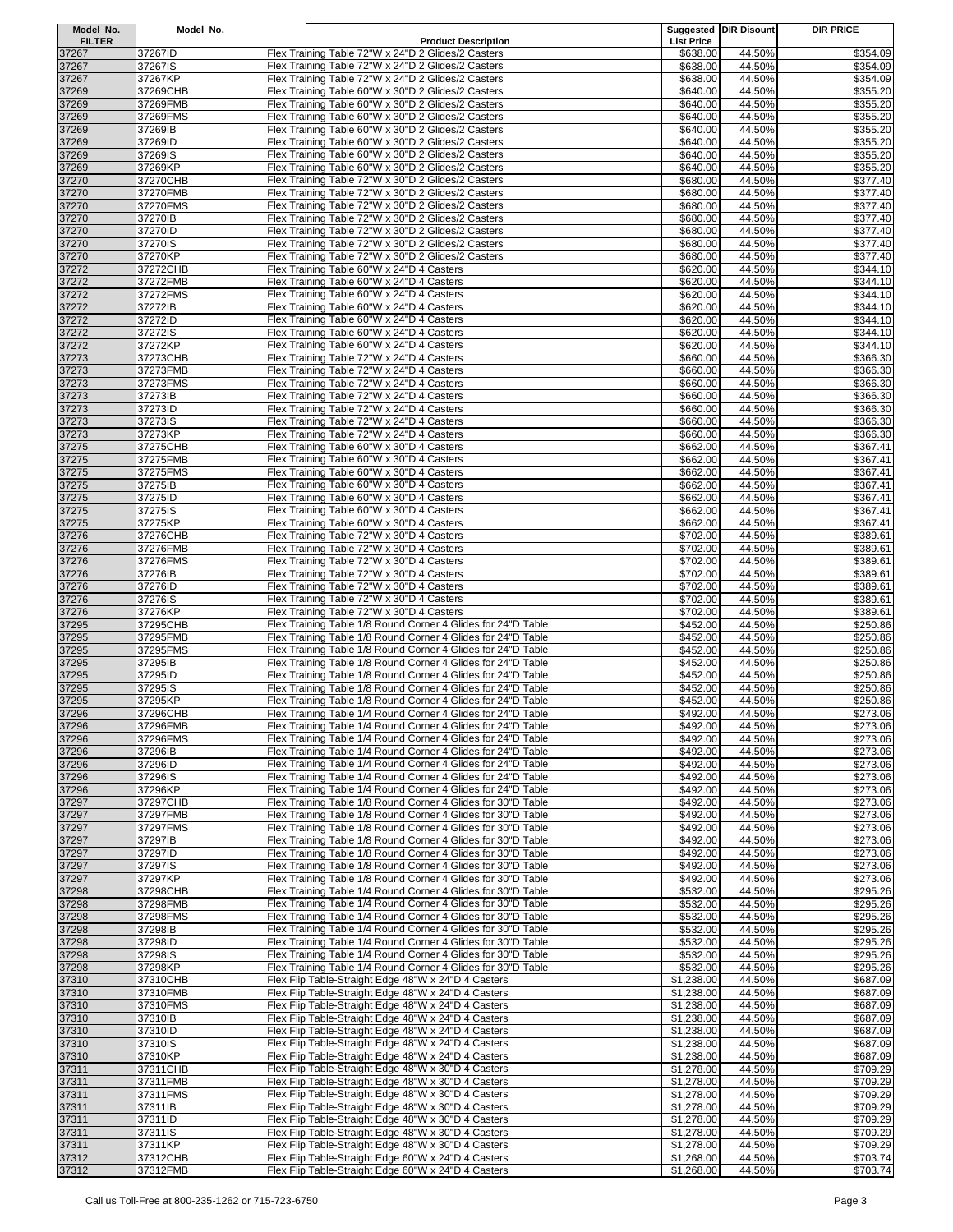| Model No. FILTER | Model No. | Product Description | Suggested List Price | DIR Disount | DIR PRICE |
|---|---|---|---|---|---|
| 37267 | 37267ID | Flex Training Table 72"W x 24"D 2 Glides/2 Casters | $638.00 | 44.50% | $354.09 |
| 37267 | 37267IS | Flex Training Table 72"W x 24"D 2 Glides/2 Casters | $638.00 | 44.50% | $354.09 |
| 37267 | 37267KP | Flex Training Table 72"W x 24"D 2 Glides/2 Casters | $638.00 | 44.50% | $354.09 |
| 37269 | 37269CHB | Flex Training Table 60"W x 30"D 2 Glides/2 Casters | $640.00 | 44.50% | $355.20 |
| 37269 | 37269FMB | Flex Training Table 60"W x 30"D 2 Glides/2 Casters | $640.00 | 44.50% | $355.20 |
| 37269 | 37269FMS | Flex Training Table 60"W x 30"D 2 Glides/2 Casters | $640.00 | 44.50% | $355.20 |
| 37269 | 37269IB | Flex Training Table 60"W x 30"D 2 Glides/2 Casters | $640.00 | 44.50% | $355.20 |
| 37269 | 37269ID | Flex Training Table 60"W x 30"D 2 Glides/2 Casters | $640.00 | 44.50% | $355.20 |
| 37269 | 37269IS | Flex Training Table 60"W x 30"D 2 Glides/2 Casters | $640.00 | 44.50% | $355.20 |
| 37269 | 37269KP | Flex Training Table 60"W x 30"D 2 Glides/2 Casters | $640.00 | 44.50% | $355.20 |
| 37270 | 37270CHB | Flex Training Table 72"W x 30"D 2 Glides/2 Casters | $680.00 | 44.50% | $377.40 |
| 37270 | 37270FMB | Flex Training Table 72"W x 30"D 2 Glides/2 Casters | $680.00 | 44.50% | $377.40 |
| 37270 | 37270FMS | Flex Training Table 72"W x 30"D 2 Glides/2 Casters | $680.00 | 44.50% | $377.40 |
| 37270 | 37270IB | Flex Training Table 72"W x 30"D 2 Glides/2 Casters | $680.00 | 44.50% | $377.40 |
| 37270 | 37270ID | Flex Training Table 72"W x 30"D 2 Glides/2 Casters | $680.00 | 44.50% | $377.40 |
| 37270 | 37270IS | Flex Training Table 72"W x 30"D 2 Glides/2 Casters | $680.00 | 44.50% | $377.40 |
| 37270 | 37270KP | Flex Training Table 72"W x 30"D 2 Glides/2 Casters | $680.00 | 44.50% | $377.40 |
| 37272 | 37272CHB | Flex Training Table 60"W x 24"D 4 Casters | $620.00 | 44.50% | $344.10 |
| 37272 | 37272FMB | Flex Training Table 60"W x 24"D 4 Casters | $620.00 | 44.50% | $344.10 |
| 37272 | 37272FMS | Flex Training Table 60"W x 24"D 4 Casters | $620.00 | 44.50% | $344.10 |
| 37272 | 37272IB | Flex Training Table 60"W x 24"D 4 Casters | $620.00 | 44.50% | $344.10 |
| 37272 | 37272ID | Flex Training Table 60"W x 24"D 4 Casters | $620.00 | 44.50% | $344.10 |
| 37272 | 37272IS | Flex Training Table 60"W x 24"D 4 Casters | $620.00 | 44.50% | $344.10 |
| 37272 | 37272KP | Flex Training Table 60"W x 24"D 4 Casters | $620.00 | 44.50% | $344.10 |
| 37273 | 37273CHB | Flex Training Table 72"W x 24"D 4 Casters | $660.00 | 44.50% | $366.30 |
| 37273 | 37273FMB | Flex Training Table 72"W x 24"D 4 Casters | $660.00 | 44.50% | $366.30 |
| 37273 | 37273FMS | Flex Training Table 72"W x 24"D 4 Casters | $660.00 | 44.50% | $366.30 |
| 37273 | 37273IB | Flex Training Table 72"W x 24"D 4 Casters | $660.00 | 44.50% | $366.30 |
| 37273 | 37273ID | Flex Training Table 72"W x 24"D 4 Casters | $660.00 | 44.50% | $366.30 |
| 37273 | 37273IS | Flex Training Table 72"W x 24"D 4 Casters | $660.00 | 44.50% | $366.30 |
| 37273 | 37273KP | Flex Training Table 72"W x 24"D 4 Casters | $660.00 | 44.50% | $366.30 |
| 37275 | 37275CHB | Flex Training Table 60"W x 30"D 4 Casters | $662.00 | 44.50% | $367.41 |
| 37275 | 37275FMB | Flex Training Table 60"W x 30"D 4 Casters | $662.00 | 44.50% | $367.41 |
| 37275 | 37275FMS | Flex Training Table 60"W x 30"D 4 Casters | $662.00 | 44.50% | $367.41 |
| 37275 | 37275IB | Flex Training Table 60"W x 30"D 4 Casters | $662.00 | 44.50% | $367.41 |
| 37275 | 37275ID | Flex Training Table 60"W x 30"D 4 Casters | $662.00 | 44.50% | $367.41 |
| 37275 | 37275IS | Flex Training Table 60"W x 30"D 4 Casters | $662.00 | 44.50% | $367.41 |
| 37275 | 37275KP | Flex Training Table 60"W x 30"D 4 Casters | $662.00 | 44.50% | $367.41 |
| 37276 | 37276CHB | Flex Training Table 72"W x 30"D 4 Casters | $702.00 | 44.50% | $389.61 |
| 37276 | 37276FMB | Flex Training Table 72"W x 30"D 4 Casters | $702.00 | 44.50% | $389.61 |
| 37276 | 37276FMS | Flex Training Table 72"W x 30"D 4 Casters | $702.00 | 44.50% | $389.61 |
| 37276 | 37276IB | Flex Training Table 72"W x 30"D 4 Casters | $702.00 | 44.50% | $389.61 |
| 37276 | 37276ID | Flex Training Table 72"W x 30"D 4 Casters | $702.00 | 44.50% | $389.61 |
| 37276 | 37276IS | Flex Training Table 72"W x 30"D 4 Casters | $702.00 | 44.50% | $389.61 |
| 37276 | 37276KP | Flex Training Table 72"W x 30"D 4 Casters | $702.00 | 44.50% | $389.61 |
| 37295 | 37295CHB | Flex Training Table 1/8 Round Corner 4 Glides for 24"D Table | $452.00 | 44.50% | $250.86 |
| 37295 | 37295FMB | Flex Training Table 1/8 Round Corner 4 Glides for 24"D Table | $452.00 | 44.50% | $250.86 |
| 37295 | 37295FMS | Flex Training Table 1/8 Round Corner 4 Glides for 24"D Table | $452.00 | 44.50% | $250.86 |
| 37295 | 37295IB | Flex Training Table 1/8 Round Corner 4 Glides for 24"D Table | $452.00 | 44.50% | $250.86 |
| 37295 | 37295ID | Flex Training Table 1/8 Round Corner 4 Glides for 24"D Table | $452.00 | 44.50% | $250.86 |
| 37295 | 37295IS | Flex Training Table 1/8 Round Corner 4 Glides for 24"D Table | $452.00 | 44.50% | $250.86 |
| 37295 | 37295KP | Flex Training Table 1/8 Round Corner 4 Glides for 24"D Table | $452.00 | 44.50% | $250.86 |
| 37296 | 37296CHB | Flex Training Table 1/4 Round Corner 4 Glides for 24"D Table | $492.00 | 44.50% | $273.06 |
| 37296 | 37296FMB | Flex Training Table 1/4 Round Corner 4 Glides for 24"D Table | $492.00 | 44.50% | $273.06 |
| 37296 | 37296FMS | Flex Training Table 1/4 Round Corner 4 Glides for 24"D Table | $492.00 | 44.50% | $273.06 |
| 37296 | 37296IB | Flex Training Table 1/4 Round Corner 4 Glides for 24"D Table | $492.00 | 44.50% | $273.06 |
| 37296 | 37296ID | Flex Training Table 1/4 Round Corner 4 Glides for 24"D Table | $492.00 | 44.50% | $273.06 |
| 37296 | 37296IS | Flex Training Table 1/4 Round Corner 4 Glides for 24"D Table | $492.00 | 44.50% | $273.06 |
| 37296 | 37296KP | Flex Training Table 1/4 Round Corner 4 Glides for 24"D Table | $492.00 | 44.50% | $273.06 |
| 37297 | 37297CHB | Flex Training Table 1/8 Round Corner 4 Glides for 30"D Table | $492.00 | 44.50% | $273.06 |
| 37297 | 37297FMB | Flex Training Table 1/8 Round Corner 4 Glides for 30"D Table | $492.00 | 44.50% | $273.06 |
| 37297 | 37297FMS | Flex Training Table 1/8 Round Corner 4 Glides for 30"D Table | $492.00 | 44.50% | $273.06 |
| 37297 | 37297IB | Flex Training Table 1/8 Round Corner 4 Glides for 30"D Table | $492.00 | 44.50% | $273.06 |
| 37297 | 37297ID | Flex Training Table 1/8 Round Corner 4 Glides for 30"D Table | $492.00 | 44.50% | $273.06 |
| 37297 | 37297IS | Flex Training Table 1/8 Round Corner 4 Glides for 30"D Table | $492.00 | 44.50% | $273.06 |
| 37297 | 37297KP | Flex Training Table 1/8 Round Corner 4 Glides for 30"D Table | $492.00 | 44.50% | $273.06 |
| 37298 | 37298CHB | Flex Training Table 1/4 Round Corner 4 Glides for 30"D Table | $532.00 | 44.50% | $295.26 |
| 37298 | 37298FMB | Flex Training Table 1/4 Round Corner 4 Glides for 30"D Table | $532.00 | 44.50% | $295.26 |
| 37298 | 37298FMS | Flex Training Table 1/4 Round Corner 4 Glides for 30"D Table | $532.00 | 44.50% | $295.26 |
| 37298 | 37298IB | Flex Training Table 1/4 Round Corner 4 Glides for 30"D Table | $532.00 | 44.50% | $295.26 |
| 37298 | 37298ID | Flex Training Table 1/4 Round Corner 4 Glides for 30"D Table | $532.00 | 44.50% | $295.26 |
| 37298 | 37298IS | Flex Training Table 1/4 Round Corner 4 Glides for 30"D Table | $532.00 | 44.50% | $295.26 |
| 37298 | 37298KP | Flex Training Table 1/4 Round Corner 4 Glides for 30"D Table | $532.00 | 44.50% | $295.26 |
| 37310 | 37310CHB | Flex Flip Table-Straight Edge 48"W x 24"D 4 Casters | $1,238.00 | 44.50% | $687.09 |
| 37310 | 37310FMB | Flex Flip Table-Straight Edge 48"W x 24"D 4 Casters | $1,238.00 | 44.50% | $687.09 |
| 37310 | 37310FMS | Flex Flip Table-Straight Edge 48"W x 24"D 4 Casters | $1,238.00 | 44.50% | $687.09 |
| 37310 | 37310IB | Flex Flip Table-Straight Edge 48"W x 24"D 4 Casters | $1,238.00 | 44.50% | $687.09 |
| 37310 | 37310ID | Flex Flip Table-Straight Edge 48"W x 24"D 4 Casters | $1,238.00 | 44.50% | $687.09 |
| 37310 | 37310IS | Flex Flip Table-Straight Edge 48"W x 24"D 4 Casters | $1,238.00 | 44.50% | $687.09 |
| 37310 | 37310KP | Flex Flip Table-Straight Edge 48"W x 24"D 4 Casters | $1,238.00 | 44.50% | $687.09 |
| 37311 | 37311CHB | Flex Flip Table-Straight Edge 48"W x 30"D 4 Casters | $1,278.00 | 44.50% | $709.29 |
| 37311 | 37311FMB | Flex Flip Table-Straight Edge 48"W x 30"D 4 Casters | $1,278.00 | 44.50% | $709.29 |
| 37311 | 37311FMS | Flex Flip Table-Straight Edge 48"W x 30"D 4 Casters | $1,278.00 | 44.50% | $709.29 |
| 37311 | 37311IB | Flex Flip Table-Straight Edge 48"W x 30"D 4 Casters | $1,278.00 | 44.50% | $709.29 |
| 37311 | 37311ID | Flex Flip Table-Straight Edge 48"W x 30"D 4 Casters | $1,278.00 | 44.50% | $709.29 |
| 37311 | 37311IS | Flex Flip Table-Straight Edge 48"W x 30"D 4 Casters | $1,278.00 | 44.50% | $709.29 |
| 37311 | 37311KP | Flex Flip Table-Straight Edge 48"W x 30"D 4 Casters | $1,278.00 | 44.50% | $709.29 |
| 37312 | 37312CHB | Flex Flip Table-Straight Edge 60"W x 24"D 4 Casters | $1,268.00 | 44.50% | $703.74 |
| 37312 | 37312FMB | Flex Flip Table-Straight Edge 60"W x 24"D 4 Casters | $1,268.00 | 44.50% | $703.74 |

Call us Toll-Free at 800-235-1262 or 715-723-6750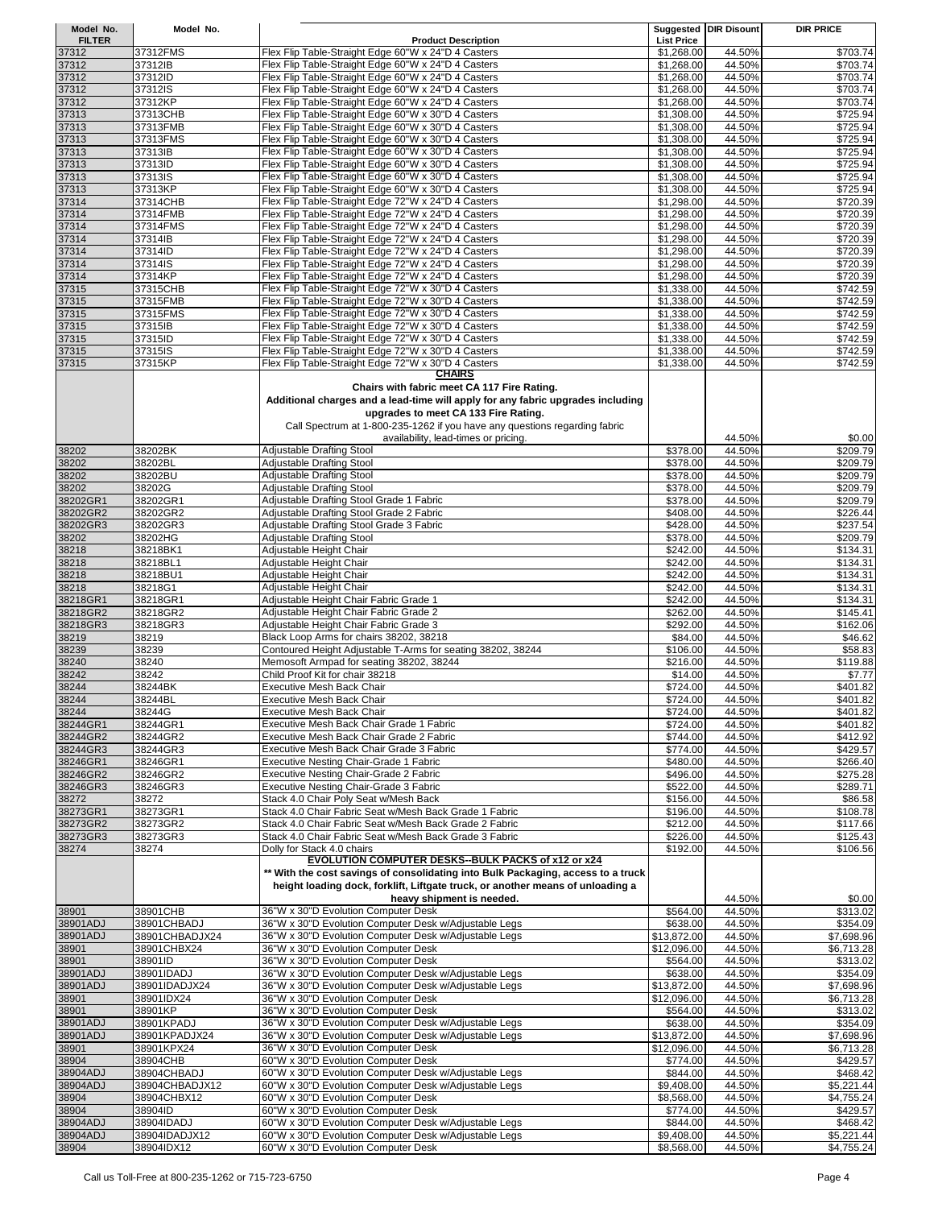| Model No. FILTER | Model No. | Product Description | Suggested List Price | DIR Disount | DIR PRICE |
|---|---|---|---|---|---|
| 37312 | 37312FMS | Flex Flip Table-Straight Edge 60"W x 24"D 4 Casters | $1,268.00 | 44.50% | $703.74 |
| 37312 | 37312IB | Flex Flip Table-Straight Edge 60"W x 24"D 4 Casters | $1,268.00 | 44.50% | $703.74 |
| 37312 | 37312ID | Flex Flip Table-Straight Edge 60"W x 24"D 4 Casters | $1,268.00 | 44.50% | $703.74 |
| 37312 | 37312IS | Flex Flip Table-Straight Edge 60"W x 24"D 4 Casters | $1,268.00 | 44.50% | $703.74 |
| 37312 | 37312KP | Flex Flip Table-Straight Edge 60"W x 24"D 4 Casters | $1,268.00 | 44.50% | $703.74 |
| 37313 | 37313CHB | Flex Flip Table-Straight Edge 60"W x 30"D 4 Casters | $1,308.00 | 44.50% | $725.94 |
| 37313 | 37313FMB | Flex Flip Table-Straight Edge 60"W x 30"D 4 Casters | $1,308.00 | 44.50% | $725.94 |
| 37313 | 37313FMS | Flex Flip Table-Straight Edge 60"W x 30"D 4 Casters | $1,308.00 | 44.50% | $725.94 |
| 37313 | 37313IB | Flex Flip Table-Straight Edge 60"W x 30"D 4 Casters | $1,308.00 | 44.50% | $725.94 |
| 37313 | 37313ID | Flex Flip Table-Straight Edge 60"W x 30"D 4 Casters | $1,308.00 | 44.50% | $725.94 |
| 37313 | 37313IS | Flex Flip Table-Straight Edge 60"W x 30"D 4 Casters | $1,308.00 | 44.50% | $725.94 |
| 37313 | 37313KP | Flex Flip Table-Straight Edge 60"W x 30"D 4 Casters | $1,308.00 | 44.50% | $725.94 |
| 37314 | 37314CHB | Flex Flip Table-Straight Edge 72"W x 24"D 4 Casters | $1,298.00 | 44.50% | $720.39 |
| 37314 | 37314FMB | Flex Flip Table-Straight Edge 72"W x 24"D 4 Casters | $1,298.00 | 44.50% | $720.39 |
| 37314 | 37314FMS | Flex Flip Table-Straight Edge 72"W x 24"D 4 Casters | $1,298.00 | 44.50% | $720.39 |
| 37314 | 37314IB | Flex Flip Table-Straight Edge 72"W x 24"D 4 Casters | $1,298.00 | 44.50% | $720.39 |
| 37314 | 37314ID | Flex Flip Table-Straight Edge 72"W x 24"D 4 Casters | $1,298.00 | 44.50% | $720.39 |
| 37314 | 37314IS | Flex Flip Table-Straight Edge 72"W x 24"D 4 Casters | $1,298.00 | 44.50% | $720.39 |
| 37314 | 37314KP | Flex Flip Table-Straight Edge 72"W x 24"D 4 Casters | $1,298.00 | 44.50% | $720.39 |
| 37315 | 37315CHB | Flex Flip Table-Straight Edge 72"W x 30"D 4 Casters | $1,338.00 | 44.50% | $742.59 |
| 37315 | 37315FMB | Flex Flip Table-Straight Edge 72"W x 30"D 4 Casters | $1,338.00 | 44.50% | $742.59 |
| 37315 | 37315FMS | Flex Flip Table-Straight Edge 72"W x 30"D 4 Casters | $1,338.00 | 44.50% | $742.59 |
| 37315 | 37315IB | Flex Flip Table-Straight Edge 72"W x 30"D 4 Casters | $1,338.00 | 44.50% | $742.59 |
| 37315 | 37315ID | Flex Flip Table-Straight Edge 72"W x 30"D 4 Casters | $1,338.00 | 44.50% | $742.59 |
| 37315 | 37315IS | Flex Flip Table-Straight Edge 72"W x 30"D 4 Casters | $1,338.00 | 44.50% | $742.59 |
| 37315 | 37315KP | Flex Flip Table-Straight Edge 72"W x 30"D 4 Casters | $1,338.00 | 44.50% | $742.59 |
| | | **CHAIRS** **Chairs with fabric meet CA 117 Fire Rating. Additional charges and a lead-time will apply for any fabric upgrades including upgrades to meet CA 133 Fire Rating.** Call Spectrum at 1-800-235-1262 if you have any questions regarding fabric availability, lead-times or pricing. | | 44.50% | $0.00 |
| 38202 | 38202BK | Adjustable Drafting Stool | $378.00 | 44.50% | $209.79 |
| 38202 | 38202BL | Adjustable Drafting Stool | $378.00 | 44.50% | $209.79 |
| 38202 | 38202BU | Adjustable Drafting Stool | $378.00 | 44.50% | $209.79 |
| 38202 | 38202G | Adjustable Drafting Stool | $378.00 | 44.50% | $209.79 |
| 38202GR1 | 38202GR1 | Adjustable Drafting Stool Grade 1 Fabric | $378.00 | 44.50% | $209.79 |
| 38202GR2 | 38202GR2 | Adjustable Drafting Stool Grade 2 Fabric | $408.00 | 44.50% | $226.44 |
| 38202GR3 | 38202GR3 | Adjustable Drafting Stool Grade 3 Fabric | $428.00 | 44.50% | $237.54 |
| 38202 | 38202HG | Adjustable Drafting Stool | $378.00 | 44.50% | $209.79 |
| 38218 | 38218BK1 | Adjustable Height Chair | $242.00 | 44.50% | $134.31 |
| 38218 | 38218BL1 | Adjustable Height Chair | $242.00 | 44.50% | $134.31 |
| 38218 | 38218BU1 | Adjustable Height Chair | $242.00 | 44.50% | $134.31 |
| 38218 | 38218G1 | Adjustable Height Chair | $242.00 | 44.50% | $134.31 |
| 38218GR1 | 38218GR1 | Adjustable Height Chair Fabric Grade 1 | $242.00 | 44.50% | $134.31 |
| 38218GR2 | 38218GR2 | Adjustable Height Chair Fabric Grade 2 | $262.00 | 44.50% | $145.41 |
| 38218GR3 | 38218GR3 | Adjustable Height Chair Fabric Grade 3 | $292.00 | 44.50% | $162.06 |
| 38219 | 38219 | Black Loop Arms for chairs 38202, 38218 | $84.00 | 44.50% | $46.62 |
| 38239 | 38239 | Contoured Height Adjustable T-Arms for seating 38202, 38244 | $106.00 | 44.50% | $58.83 |
| 38240 | 38240 | Memosoft Armpad for seating 38202, 38244 | $216.00 | 44.50% | $119.88 |
| 38242 | 38242 | Child Proof Kit for chair 38218 | $14.00 | 44.50% | $7.77 |
| 38244 | 38244BK | Executive Mesh Back Chair | $724.00 | 44.50% | $401.82 |
| 38244 | 38244BL | Executive Mesh Back Chair | $724.00 | 44.50% | $401.82 |
| 38244 | 38244G | Executive Mesh Back Chair | $724.00 | 44.50% | $401.82 |
| 38244GR1 | 38244GR1 | Executive Mesh Back Chair Grade 1 Fabric | $724.00 | 44.50% | $401.82 |
| 38244GR2 | 38244GR2 | Executive Mesh Back Chair Grade 2 Fabric | $744.00 | 44.50% | $412.92 |
| 38244GR3 | 38244GR3 | Executive Mesh Back Chair Grade 3 Fabric | $774.00 | 44.50% | $429.57 |
| 38246GR1 | 38246GR1 | Executive Nesting Chair-Grade 1 Fabric | $480.00 | 44.50% | $266.40 |
| 38246GR2 | 38246GR2 | Executive Nesting Chair-Grade 2 Fabric | $496.00 | 44.50% | $275.28 |
| 38246GR3 | 38246GR3 | Executive Nesting Chair-Grade 3 Fabric | $522.00 | 44.50% | $289.71 |
| 38272 | 38272 | Stack 4.0 Chair Poly Seat w/Mesh Back | $156.00 | 44.50% | $86.58 |
| 38273GR1 | 38273GR1 | Stack 4.0 Chair Fabric Seat w/Mesh Back Grade 1 Fabric | $196.00 | 44.50% | $108.78 |
| 38273GR2 | 38273GR2 | Stack 4.0 Chair Fabric Seat w/Mesh Back Grade 2 Fabric | $212.00 | 44.50% | $117.66 |
| 38273GR3 | 38273GR3 | Stack 4.0 Chair Fabric Seat w/Mesh Back Grade 3 Fabric | $226.00 | 44.50% | $125.43 |
| 38274 | 38274 | Dolly for Stack 4.0 chairs | $192.00 | 44.50% | $106.56 |
| | | **EVOLUTION COMPUTER DESKS--BULK PACKS of x12 or x24** **\*\* With the cost savings of consolidating into Bulk Packaging, access to a truck height loading dock, forklift, Liftgate truck, or another means of unloading a heavy shipment is needed.** | | 44.50% | $0.00 |
| 38901 | 38901CHB | 36"W x 30"D Evolution Computer Desk | $564.00 | 44.50% | $313.02 |
| 38901ADJ | 38901CHBADJ | 36"W x 30"D Evolution Computer Desk w/Adjustable Legs | $638.00 | 44.50% | $354.09 |
| 38901ADJ | 38901CHBADJX24 | 36"W x 30"D Evolution Computer Desk w/Adjustable Legs | $13,872.00 | 44.50% | $7,698.96 |
| 38901 | 38901CHBX24 | 36"W x 30"D Evolution Computer Desk | $12,096.00 | 44.50% | $6,713.28 |
| 38901 | 38901ID | 36"W x 30"D Evolution Computer Desk | $564.00 | 44.50% | $313.02 |
| 38901ADJ | 38901IDADJ | 36"W x 30"D Evolution Computer Desk w/Adjustable Legs | $638.00 | 44.50% | $354.09 |
| 38901ADJ | 38901IDADJX24 | 36"W x 30"D Evolution Computer Desk w/Adjustable Legs | $13,872.00 | 44.50% | $7,698.96 |
| 38901 | 38901IDX24 | 36"W x 30"D Evolution Computer Desk | $12,096.00 | 44.50% | $6,713.28 |
| 38901 | 38901KP | 36"W x 30"D Evolution Computer Desk | $564.00 | 44.50% | $313.02 |
| 38901ADJ | 38901KPADJ | 36"W x 30"D Evolution Computer Desk w/Adjustable Legs | $638.00 | 44.50% | $354.09 |
| 38901ADJ | 38901KPADJX24 | 36"W x 30"D Evolution Computer Desk w/Adjustable Legs | $13,872.00 | 44.50% | $7,698.96 |
| 38901 | 38901KPX24 | 36"W x 30"D Evolution Computer Desk | $12,096.00 | 44.50% | $6,713.28 |
| 38904 | 38904CHB | 60"W x 30"D Evolution Computer Desk | $774.00 | 44.50% | $429.57 |
| 38904ADJ | 38904CHBADJ | 60"W x 30"D Evolution Computer Desk w/Adjustable Legs | $844.00 | 44.50% | $468.42 |
| 38904ADJ | 38904CHBADJX12 | 60"W x 30"D Evolution Computer Desk w/Adjustable Legs | $9,408.00 | 44.50% | $5,221.44 |
| 38904 | 38904CHBX12 | 60"W x 30"D Evolution Computer Desk | $8,568.00 | 44.50% | $4,755.24 |
| 38904 | 38904ID | 60"W x 30"D Evolution Computer Desk | $774.00 | 44.50% | $429.57 |
| 38904ADJ | 38904IDADJ | 60"W x 30"D Evolution Computer Desk w/Adjustable Legs | $844.00 | 44.50% | $468.42 |
| 38904ADJ | 38904IDADJX12 | 60"W x 30"D Evolution Computer Desk w/Adjustable Legs | $9,408.00 | 44.50% | $5,221.44 |
| 38904 | 38904IDX12 | 60"W x 30"D Evolution Computer Desk | $8,568.00 | 44.50% | $4,755.24 |

Call us Toll-Free at 800-235-1262 or 715-723-6750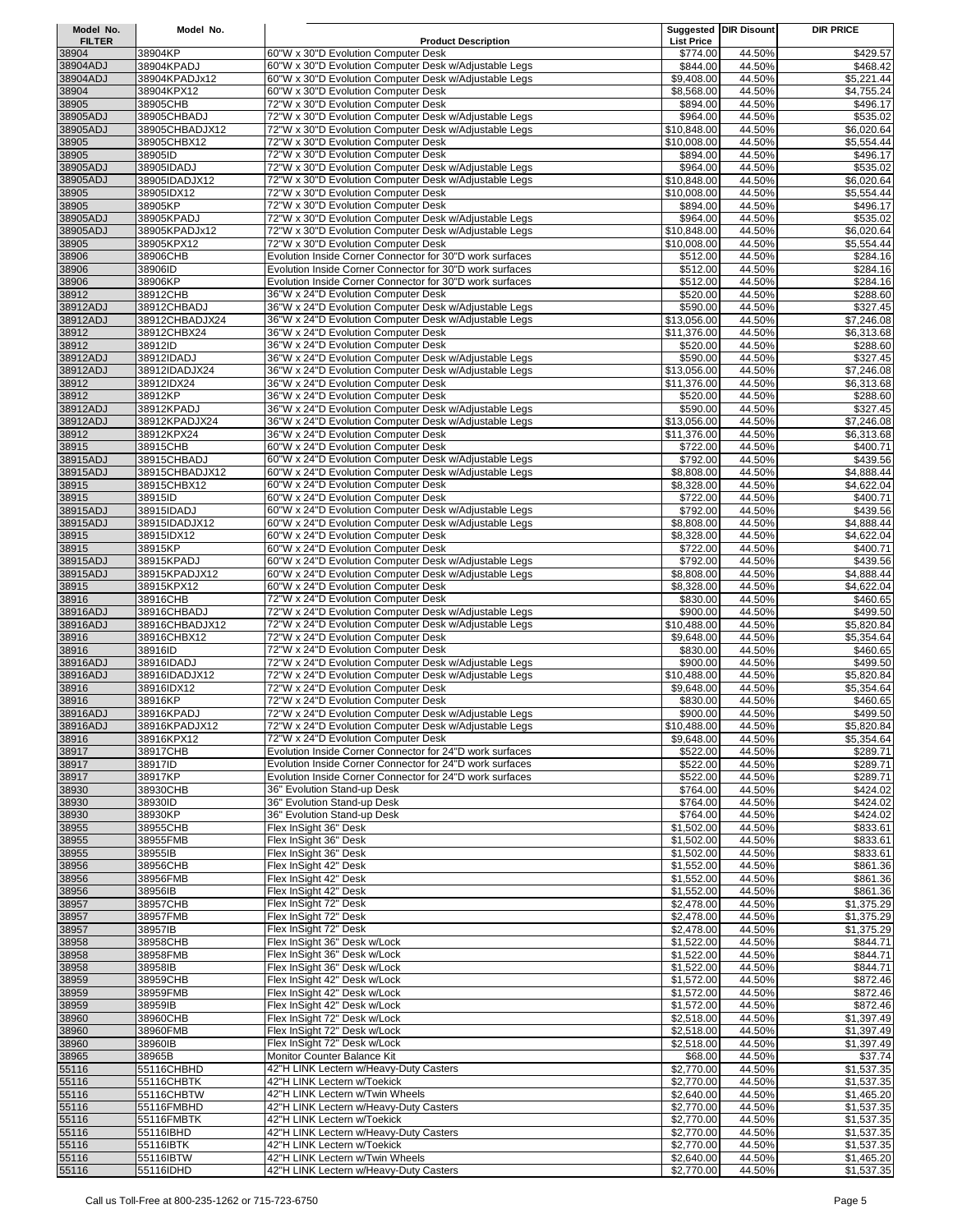| Model No. FILTER | Model No. | Product Description | Suggested List Price | DIR Disount | DIR PRICE |
|---|---|---|---|---|---|
| 38904 | 38904KP | 60"W x 30"D Evolution Computer Desk | $774.00 | 44.50% | $429.57 |
| 38904ADJ | 38904KPADJ | 60"W x 30"D Evolution Computer Desk w/Adjustable Legs | $844.00 | 44.50% | $468.42 |
| 38904ADJ | 38904KPADJx12 | 60"W x 30"D Evolution Computer Desk w/Adjustable Legs | $9,408.00 | 44.50% | $5,221.44 |
| 38904 | 38904KPX12 | 60"W x 30"D Evolution Computer Desk | $8,568.00 | 44.50% | $4,755.24 |
| 38905 | 38905CHB | 72"W x 30"D Evolution Computer Desk | $894.00 | 44.50% | $496.17 |
| 38905ADJ | 38905CHBADJ | 72"W x 30"D Evolution Computer Desk w/Adjustable Legs | $964.00 | 44.50% | $535.02 |
| 38905ADJ | 38905CHBADJX12 | 72"W x 30"D Evolution Computer Desk w/Adjustable Legs | $10,848.00 | 44.50% | $6,020.64 |
| 38905 | 38905CHBX12 | 72"W x 30"D Evolution Computer Desk | $10,008.00 | 44.50% | $5,554.44 |
| 38905 | 38905ID | 72"W x 30"D Evolution Computer Desk | $894.00 | 44.50% | $496.17 |
| 38905ADJ | 38905IDADJ | 72"W x 30"D Evolution Computer Desk w/Adjustable Legs | $964.00 | 44.50% | $535.02 |
| 38905ADJ | 38905IDADJX12 | 72"W x 30"D Evolution Computer Desk w/Adjustable Legs | $10,848.00 | 44.50% | $6,020.64 |
| 38905 | 38905IDX12 | 72"W x 30"D Evolution Computer Desk | $10,008.00 | 44.50% | $5,554.44 |
| 38905 | 38905KP | 72"W x 30"D Evolution Computer Desk | $894.00 | 44.50% | $496.17 |
| 38905ADJ | 38905KPADJ | 72"W x 30"D Evolution Computer Desk w/Adjustable Legs | $964.00 | 44.50% | $535.02 |
| 38905ADJ | 38905KPADJx12 | 72"W x 30"D Evolution Computer Desk w/Adjustable Legs | $10,848.00 | 44.50% | $6,020.64 |
| 38905 | 38905KPX12 | 72"W x 30"D Evolution Computer Desk | $10,008.00 | 44.50% | $5,554.44 |
| 38906 | 38906CHB | Evolution Inside Corner Connector for 30"D work surfaces | $512.00 | 44.50% | $284.16 |
| 38906 | 38906ID | Evolution Inside Corner Connector for 30"D work surfaces | $512.00 | 44.50% | $284.16 |
| 38906 | 38906KP | Evolution Inside Corner Connector for 30"D work surfaces | $512.00 | 44.50% | $284.16 |
| 38912 | 38912CHB | 36"W x 24"D Evolution Computer Desk | $520.00 | 44.50% | $288.60 |
| 38912ADJ | 38912CHBADJ | 36"W x 24"D Evolution Computer Desk w/Adjustable Legs | $590.00 | 44.50% | $327.45 |
| 38912ADJ | 38912CHBADJX24 | 36"W x 24"D Evolution Computer Desk w/Adjustable Legs | $13,056.00 | 44.50% | $7,246.08 |
| 38912 | 38912CHBX24 | 36"W x 24"D Evolution Computer Desk | $11,376.00 | 44.50% | $6,313.68 |
| 38912 | 38912ID | 36"W x 24"D Evolution Computer Desk | $520.00 | 44.50% | $288.60 |
| 38912ADJ | 38912IDADJ | 36"W x 24"D Evolution Computer Desk w/Adjustable Legs | $590.00 | 44.50% | $327.45 |
| 38912ADJ | 38912IDADJX24 | 36"W x 24"D Evolution Computer Desk w/Adjustable Legs | $13,056.00 | 44.50% | $7,246.08 |
| 38912 | 38912IDX24 | 36"W x 24"D Evolution Computer Desk | $11,376.00 | 44.50% | $6,313.68 |
| 38912 | 38912KP | 36"W x 24"D Evolution Computer Desk | $520.00 | 44.50% | $288.60 |
| 38912ADJ | 38912KPADJ | 36"W x 24"D Evolution Computer Desk w/Adjustable Legs | $590.00 | 44.50% | $327.45 |
| 38912ADJ | 38912KPADJX24 | 36"W x 24"D Evolution Computer Desk w/Adjustable Legs | $13,056.00 | 44.50% | $7,246.08 |
| 38912 | 38912KPX24 | 36"W x 24"D Evolution Computer Desk | $11,376.00 | 44.50% | $6,313.68 |
| 38915 | 38915CHB | 60"W x 24"D Evolution Computer Desk | $722.00 | 44.50% | $400.71 |
| 38915ADJ | 38915CHBADJ | 60"W x 24"D Evolution Computer Desk w/Adjustable Legs | $792.00 | 44.50% | $439.56 |
| 38915ADJ | 38915CHBADJX12 | 60"W x 24"D Evolution Computer Desk w/Adjustable Legs | $8,808.00 | 44.50% | $4,888.44 |
| 38915 | 38915CHBX12 | 60"W x 24"D Evolution Computer Desk | $8,328.00 | 44.50% | $4,622.04 |
| 38915 | 38915ID | 60"W x 24"D Evolution Computer Desk | $722.00 | 44.50% | $400.71 |
| 38915ADJ | 38915IDADJ | 60"W x 24"D Evolution Computer Desk w/Adjustable Legs | $792.00 | 44.50% | $439.56 |
| 38915ADJ | 38915IDADJX12 | 60"W x 24"D Evolution Computer Desk w/Adjustable Legs | $8,808.00 | 44.50% | $4,888.44 |
| 38915 | 38915IDX12 | 60"W x 24"D Evolution Computer Desk | $8,328.00 | 44.50% | $4,622.04 |
| 38915 | 38915KP | 60"W x 24"D Evolution Computer Desk | $722.00 | 44.50% | $400.71 |
| 38915ADJ | 38915KPADJ | 60"W x 24"D Evolution Computer Desk w/Adjustable Legs | $792.00 | 44.50% | $439.56 |
| 38915ADJ | 38915KPADJX12 | 60"W x 24"D Evolution Computer Desk w/Adjustable Legs | $8,808.00 | 44.50% | $4,888.44 |
| 38915 | 38915KPX12 | 60"W x 24"D Evolution Computer Desk | $8,328.00 | 44.50% | $4,622.04 |
| 38916 | 38916CHB | 72"W x 24"D Evolution Computer Desk | $830.00 | 44.50% | $460.65 |
| 38916ADJ | 38916CHBADJ | 72"W x 24"D Evolution Computer Desk w/Adjustable Legs | $900.00 | 44.50% | $499.50 |
| 38916ADJ | 38916CHBADJX12 | 72"W x 24"D Evolution Computer Desk w/Adjustable Legs | $10,488.00 | 44.50% | $5,820.84 |
| 38916 | 38916CHBX12 | 72"W x 24"D Evolution Computer Desk | $9,648.00 | 44.50% | $5,354.64 |
| 38916 | 38916ID | 72"W x 24"D Evolution Computer Desk | $830.00 | 44.50% | $460.65 |
| 38916ADJ | 38916IDADJ | 72"W x 24"D Evolution Computer Desk w/Adjustable Legs | $900.00 | 44.50% | $499.50 |
| 38916ADJ | 38916IDADJX12 | 72"W x 24"D Evolution Computer Desk w/Adjustable Legs | $10,488.00 | 44.50% | $5,820.84 |
| 38916 | 38916IDX12 | 72"W x 24"D Evolution Computer Desk | $9,648.00 | 44.50% | $5,354.64 |
| 38916 | 38916KP | 72"W x 24"D Evolution Computer Desk | $830.00 | 44.50% | $460.65 |
| 38916ADJ | 38916KPADJ | 72"W x 24"D Evolution Computer Desk w/Adjustable Legs | $900.00 | 44.50% | $499.50 |
| 38916ADJ | 38916KPADJX12 | 72"W x 24"D Evolution Computer Desk w/Adjustable Legs | $10,488.00 | 44.50% | $5,820.84 |
| 38916 | 38916KPX12 | 72"W x 24"D Evolution Computer Desk | $9,648.00 | 44.50% | $5,354.64 |
| 38917 | 38917CHB | Evolution Inside Corner Connector for 24"D work surfaces | $522.00 | 44.50% | $289.71 |
| 38917 | 38917ID | Evolution Inside Corner Connector for 24"D work surfaces | $522.00 | 44.50% | $289.71 |
| 38917 | 38917KP | Evolution Inside Corner Connector for 24"D work surfaces | $522.00 | 44.50% | $289.71 |
| 38930 | 38930CHB | 36" Evolution Stand-up Desk | $764.00 | 44.50% | $424.02 |
| 38930 | 38930ID | 36" Evolution Stand-up Desk | $764.00 | 44.50% | $424.02 |
| 38930 | 38930KP | 36" Evolution Stand-up Desk | $764.00 | 44.50% | $424.02 |
| 38955 | 38955CHB | Flex InSight 36" Desk | $1,502.00 | 44.50% | $833.61 |
| 38955 | 38955FMB | Flex InSight 36" Desk | $1,502.00 | 44.50% | $833.61 |
| 38955 | 38955IB | Flex InSight 36" Desk | $1,502.00 | 44.50% | $833.61 |
| 38956 | 38956CHB | Flex InSight 42" Desk | $1,552.00 | 44.50% | $861.36 |
| 38956 | 38956FMB | Flex InSight 42" Desk | $1,552.00 | 44.50% | $861.36 |
| 38956 | 38956IB | Flex InSight 42" Desk | $1,552.00 | 44.50% | $861.36 |
| 38957 | 38957CHB | Flex InSight 72" Desk | $2,478.00 | 44.50% | $1,375.29 |
| 38957 | 38957FMB | Flex InSight 72" Desk | $2,478.00 | 44.50% | $1,375.29 |
| 38957 | 38957IB | Flex InSight 72" Desk | $2,478.00 | 44.50% | $1,375.29 |
| 38958 | 38958CHB | Flex InSight 36" Desk w/Lock | $1,522.00 | 44.50% | $844.71 |
| 38958 | 38958FMB | Flex InSight 36" Desk w/Lock | $1,522.00 | 44.50% | $844.71 |
| 38958 | 38958IB | Flex InSight 36" Desk w/Lock | $1,522.00 | 44.50% | $844.71 |
| 38959 | 38959CHB | Flex InSight 42" Desk w/Lock | $1,572.00 | 44.50% | $872.46 |
| 38959 | 38959FMB | Flex InSight 42" Desk w/Lock | $1,572.00 | 44.50% | $872.46 |
| 38959 | 38959IB | Flex InSight 42" Desk w/Lock | $1,572.00 | 44.50% | $872.46 |
| 38960 | 38960CHB | Flex InSight 72" Desk w/Lock | $2,518.00 | 44.50% | $1,397.49 |
| 38960 | 38960FMB | Flex InSight 72" Desk w/Lock | $2,518.00 | 44.50% | $1,397.49 |
| 38960 | 38960IB | Flex InSight 72" Desk w/Lock | $2,518.00 | 44.50% | $1,397.49 |
| 38965 | 38965B | Monitor Counter Balance Kit | $68.00 | 44.50% | $37.74 |
| 55116 | 55116CHBHD | 42"H LINK Lectern w/Heavy-Duty Casters | $2,770.00 | 44.50% | $1,537.35 |
| 55116 | 55116CHBTK | 42"H LINK Lectern w/Toekick | $2,770.00 | 44.50% | $1,537.35 |
| 55116 | 55116CHBTW | 42"H LINK Lectern w/Twin Wheels | $2,640.00 | 44.50% | $1,465.20 |
| 55116 | 55116FMBHD | 42"H LINK Lectern w/Heavy-Duty Casters | $2,770.00 | 44.50% | $1,537.35 |
| 55116 | 55116FMBTK | 42"H LINK Lectern w/Toekick | $2,770.00 | 44.50% | $1,537.35 |
| 55116 | 55116IBHD | 42"H LINK Lectern w/Heavy-Duty Casters | $2,770.00 | 44.50% | $1,537.35 |
| 55116 | 55116IBTK | 42"H LINK Lectern w/Toekick | $2,770.00 | 44.50% | $1,537.35 |
| 55116 | 55116IBTW | 42"H LINK Lectern w/Twin Wheels | $2,640.00 | 44.50% | $1,465.20 |
| 55116 | 55116IDHD | 42"H LINK Lectern w/Heavy-Duty Casters | $2,770.00 | 44.50% | $1,537.35 |

Call us Toll-Free at 800-235-1262 or 715-723-6750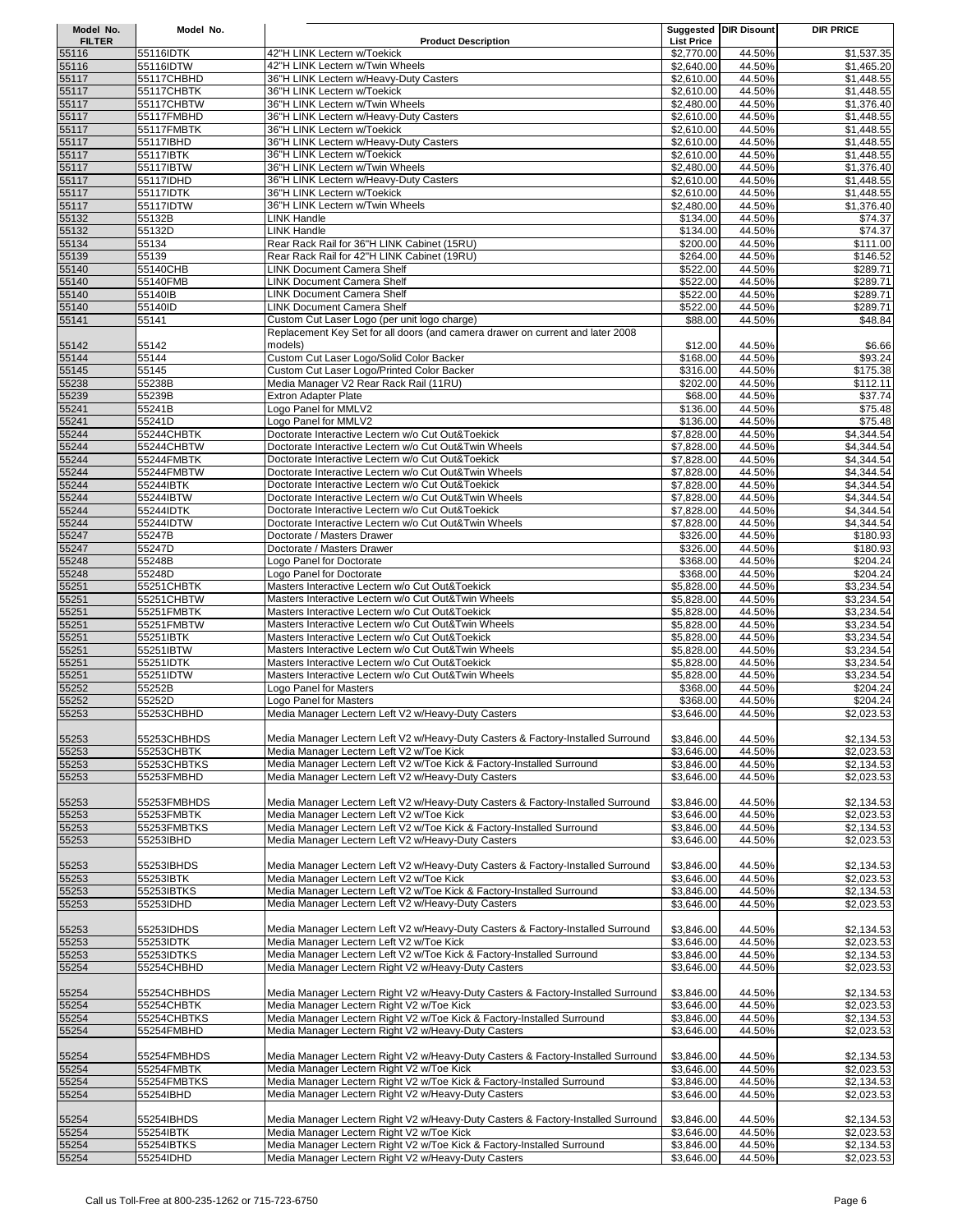| Model No. FILTER | Model No. | Product Description | Suggested List Price | DIR Disount | DIR PRICE |
|---|---|---|---|---|---|
| 55116 | 55116IDTK | 42"H LINK Lectern w/Toekick | $2,770.00 | 44.50% | $1,537.35 |
| 55116 | 55116IDTW | 42"H LINK Lectern w/Twin Wheels | $2,640.00 | 44.50% | $1,465.20 |
| 55117 | 55117CHBHD | 36"H LINK Lectern w/Heavy-Duty Casters | $2,610.00 | 44.50% | $1,448.55 |
| 55117 | 55117CHBTK | 36"H LINK Lectern w/Toekick | $2,610.00 | 44.50% | $1,448.55 |
| 55117 | 55117CHBTW | 36"H LINK Lectern w/Twin Wheels | $2,480.00 | 44.50% | $1,376.40 |
| 55117 | 55117FMBHD | 36"H LINK Lectern w/Heavy-Duty Casters | $2,610.00 | 44.50% | $1,448.55 |
| 55117 | 55117FMBTK | 36"H LINK Lectern w/Toekick | $2,610.00 | 44.50% | $1,448.55 |
| 55117 | 55117IBHD | 36"H LINK Lectern w/Heavy-Duty Casters | $2,610.00 | 44.50% | $1,448.55 |
| 55117 | 55117IBTK | 36"H LINK Lectern w/Toekick | $2,610.00 | 44.50% | $1,448.55 |
| 55117 | 55117IBTW | 36"H LINK Lectern w/Twin Wheels | $2,480.00 | 44.50% | $1,376.40 |
| 55117 | 55117IDHD | 36"H LINK Lectern w/Heavy-Duty Casters | $2,610.00 | 44.50% | $1,448.55 |
| 55117 | 55117IDTK | 36"H LINK Lectern w/Toekick | $2,610.00 | 44.50% | $1,448.55 |
| 55117 | 55117IDTW | 36"H LINK Lectern w/Twin Wheels | $2,480.00 | 44.50% | $1,376.40 |
| 55132 | 55132B | LINK Handle | $134.00 | 44.50% | $74.37 |
| 55132 | 55132D | LINK Handle | $134.00 | 44.50% | $74.37 |
| 55134 | 55134 | Rear Rack Rail for 36"H LINK Cabinet (15RU) | $200.00 | 44.50% | $111.00 |
| 55139 | 55139 | Rear Rack Rail for 42"H LINK Cabinet (19RU) | $264.00 | 44.50% | $146.52 |
| 55140 | 55140CHB | LINK Document Camera Shelf | $522.00 | 44.50% | $289.71 |
| 55140 | 55140FMB | LINK Document Camera Shelf | $522.00 | 44.50% | $289.71 |
| 55140 | 55140IB | LINK Document Camera Shelf | $522.00 | 44.50% | $289.71 |
| 55140 | 55140ID | LINK Document Camera Shelf | $522.00 | 44.50% | $289.71 |
| 55141 | 55141 | Custom Cut Laser Logo (per unit logo charge) | $88.00 | 44.50% | $48.84 |
| 55142 | 55142 | Replacement Key Set for all doors (and camera drawer on current and later 2008 models) | $12.00 | 44.50% | $6.66 |
| 55144 | 55144 | Custom Cut Laser Logo/Solid Color Backer | $168.00 | 44.50% | $93.24 |
| 55145 | 55145 | Custom Cut Laser Logo/Printed Color Backer | $316.00 | 44.50% | $175.38 |
| 55238 | 55238B | Media Manager V2 Rear Rack Rail (11RU) | $202.00 | 44.50% | $112.11 |
| 55239 | 55239B | Extron Adapter Plate | $68.00 | 44.50% | $37.74 |
| 55241 | 55241B | Logo Panel for MMLV2 | $136.00 | 44.50% | $75.48 |
| 55241 | 55241D | Logo Panel for MMLV2 | $136.00 | 44.50% | $75.48 |
| 55244 | 55244CHBTK | Doctorate Interactive Lectern w/o Cut Out&Toekick | $7,828.00 | 44.50% | $4,344.54 |
| 55244 | 55244CHBTW | Doctorate Interactive Lectern w/o Cut Out&Twin Wheels | $7,828.00 | 44.50% | $4,344.54 |
| 55244 | 55244FMBTK | Doctorate Interactive Lectern w/o Cut Out&Toekick | $7,828.00 | 44.50% | $4,344.54 |
| 55244 | 55244FMBTW | Doctorate Interactive Lectern w/o Cut Out&Twin Wheels | $7,828.00 | 44.50% | $4,344.54 |
| 55244 | 55244IBTK | Doctorate Interactive Lectern w/o Cut Out&Toekick | $7,828.00 | 44.50% | $4,344.54 |
| 55244 | 55244IBTW | Doctorate Interactive Lectern w/o Cut Out&Twin Wheels | $7,828.00 | 44.50% | $4,344.54 |
| 55244 | 55244IDTK | Doctorate Interactive Lectern w/o Cut Out&Toekick | $7,828.00 | 44.50% | $4,344.54 |
| 55244 | 55244IDTW | Doctorate Interactive Lectern w/o Cut Out&Twin Wheels | $7,828.00 | 44.50% | $4,344.54 |
| 55247 | 55247B | Doctorate / Masters Drawer | $326.00 | 44.50% | $180.93 |
| 55247 | 55247D | Doctorate / Masters Drawer | $326.00 | 44.50% | $180.93 |
| 55248 | 55248B | Logo Panel for Doctorate | $368.00 | 44.50% | $204.24 |
| 55248 | 55248D | Logo Panel for Doctorate | $368.00 | 44.50% | $204.24 |
| 55251 | 55251CHBTK | Masters Interactive Lectern w/o Cut Out&Toekick | $5,828.00 | 44.50% | $3,234.54 |
| 55251 | 55251CHBTW | Masters Interactive Lectern w/o Cut Out&Twin Wheels | $5,828.00 | 44.50% | $3,234.54 |
| 55251 | 55251FMBTK | Masters Interactive Lectern w/o Cut Out&Toekick | $5,828.00 | 44.50% | $3,234.54 |
| 55251 | 55251FMBTW | Masters Interactive Lectern w/o Cut Out&Twin Wheels | $5,828.00 | 44.50% | $3,234.54 |
| 55251 | 55251IBTK | Masters Interactive Lectern w/o Cut Out&Toekick | $5,828.00 | 44.50% | $3,234.54 |
| 55251 | 55251IBTW | Masters Interactive Lectern w/o Cut Out&Twin Wheels | $5,828.00 | 44.50% | $3,234.54 |
| 55251 | 55251IDTK | Masters Interactive Lectern w/o Cut Out&Toekick | $5,828.00 | 44.50% | $3,234.54 |
| 55251 | 55251IDTW | Masters Interactive Lectern w/o Cut Out&Twin Wheels | $5,828.00 | 44.50% | $3,234.54 |
| 55252 | 55252B | Logo Panel for Masters | $368.00 | 44.50% | $204.24 |
| 55252 | 55252D | Logo Panel for Masters | $368.00 | 44.50% | $204.24 |
| 55253 | 55253CHBHD | Media Manager Lectern Left V2 w/Heavy-Duty Casters | $3,646.00 | 44.50% | $2,023.53 |
| 55253 | 55253CHBHDS | Media Manager Lectern Left V2 w/Heavy-Duty Casters & Factory-Installed Surround | $3,846.00 | 44.50% | $2,134.53 |
| 55253 | 55253CHBTK | Media Manager Lectern Left V2 w/Toe Kick | $3,646.00 | 44.50% | $2,023.53 |
| 55253 | 55253CHBTKS | Media Manager Lectern Left V2 w/Toe Kick & Factory-Installed Surround | $3,846.00 | 44.50% | $2,134.53 |
| 55253 | 55253FMBHD | Media Manager Lectern Left V2 w/Heavy-Duty Casters | $3,646.00 | 44.50% | $2,023.53 |
| 55253 | 55253FMBHDS | Media Manager Lectern Left V2 w/Heavy-Duty Casters & Factory-Installed Surround | $3,846.00 | 44.50% | $2,134.53 |
| 55253 | 55253FMBTK | Media Manager Lectern Left V2 w/Toe Kick | $3,646.00 | 44.50% | $2,023.53 |
| 55253 | 55253FMBTKS | Media Manager Lectern Left V2 w/Toe Kick & Factory-Installed Surround | $3,846.00 | 44.50% | $2,134.53 |
| 55253 | 55253IBHD | Media Manager Lectern Left V2 w/Heavy-Duty Casters | $3,646.00 | 44.50% | $2,023.53 |
| 55253 | 55253IBHDS | Media Manager Lectern Left V2 w/Heavy-Duty Casters & Factory-Installed Surround | $3,846.00 | 44.50% | $2,134.53 |
| 55253 | 55253IBTK | Media Manager Lectern Left V2 w/Toe Kick | $3,646.00 | 44.50% | $2,023.53 |
| 55253 | 55253IBTKS | Media Manager Lectern Left V2 w/Toe Kick & Factory-Installed Surround | $3,846.00 | 44.50% | $2,134.53 |
| 55253 | 55253IDHD | Media Manager Lectern Left V2 w/Heavy-Duty Casters | $3,646.00 | 44.50% | $2,023.53 |
| 55253 | 55253IDHDS | Media Manager Lectern Left V2 w/Heavy-Duty Casters & Factory-Installed Surround | $3,846.00 | 44.50% | $2,134.53 |
| 55253 | 55253IDTK | Media Manager Lectern Left V2 w/Toe Kick | $3,646.00 | 44.50% | $2,023.53 |
| 55253 | 55253IDTKS | Media Manager Lectern Left V2 w/Toe Kick & Factory-Installed Surround | $3,846.00 | 44.50% | $2,134.53 |
| 55254 | 55254CHBHD | Media Manager Lectern Right V2 w/Heavy-Duty Casters | $3,646.00 | 44.50% | $2,023.53 |
| 55254 | 55254CHBHDS | Media Manager Lectern Right V2 w/Heavy-Duty Casters & Factory-Installed Surround | $3,846.00 | 44.50% | $2,134.53 |
| 55254 | 55254CHBTK | Media Manager Lectern Right V2 w/Toe Kick | $3,646.00 | 44.50% | $2,023.53 |
| 55254 | 55254CHBTKS | Media Manager Lectern Right V2 w/Toe Kick & Factory-Installed Surround | $3,846.00 | 44.50% | $2,134.53 |
| 55254 | 55254FMBHD | Media Manager Lectern Right V2 w/Heavy-Duty Casters | $3,646.00 | 44.50% | $2,023.53 |
| 55254 | 55254FMBHDS | Media Manager Lectern Right V2 w/Heavy-Duty Casters & Factory-Installed Surround | $3,846.00 | 44.50% | $2,134.53 |
| 55254 | 55254FMBTK | Media Manager Lectern Right V2 w/Toe Kick | $3,646.00 | 44.50% | $2,023.53 |
| 55254 | 55254FMBTKS | Media Manager Lectern Right V2 w/Toe Kick & Factory-Installed Surround | $3,846.00 | 44.50% | $2,134.53 |
| 55254 | 55254IBHD | Media Manager Lectern Right V2 w/Heavy-Duty Casters | $3,646.00 | 44.50% | $2,023.53 |
| 55254 | 55254IBHDS | Media Manager Lectern Right V2 w/Heavy-Duty Casters & Factory-Installed Surround | $3,846.00 | 44.50% | $2,134.53 |
| 55254 | 55254IBTK | Media Manager Lectern Right V2 w/Toe Kick | $3,646.00 | 44.50% | $2,023.53 |
| 55254 | 55254IBTKS | Media Manager Lectern Right V2 w/Toe Kick & Factory-Installed Surround | $3,846.00 | 44.50% | $2,134.53 |
| 55254 | 55254IDHD | Media Manager Lectern Right V2 w/Heavy-Duty Casters | $3,646.00 | 44.50% | $2,023.53 |

Call us Toll-Free at 800-235-1262 or 715-723-6750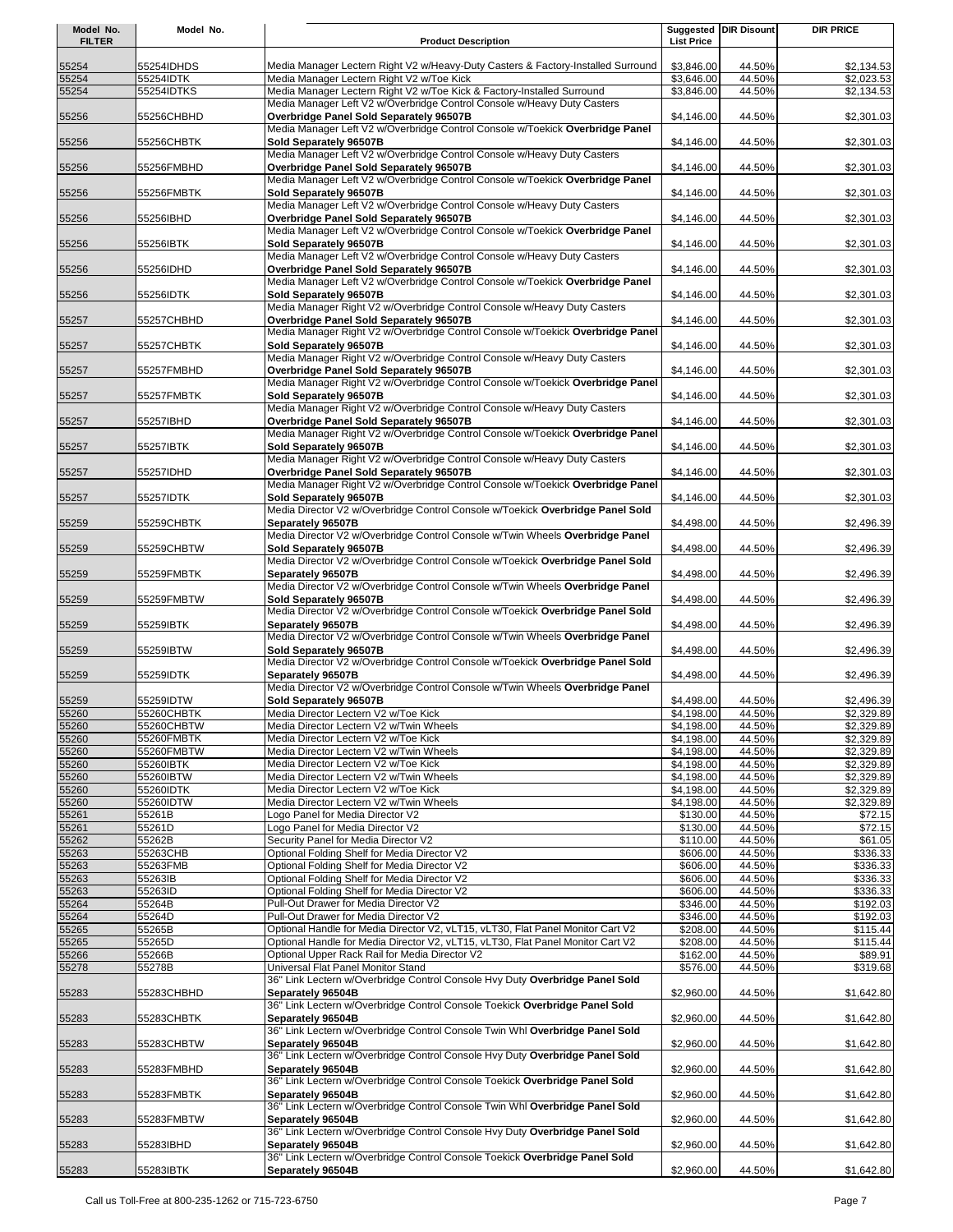| Model No. FILTER | Model No. | Product Description | Suggested List Price | DIR Disount | DIR PRICE |
|---|---|---|---|---|---|
| 55254 | 55254IDHDS | Media Manager Lectern Right V2 w/Heavy-Duty Casters & Factory-Installed Surround | $3,846.00 | 44.50% | $2,134.53 |
| 55254 | 55254IDTK | Media Manager Lectern Right V2 w/Toe Kick | $3,646.00 | 44.50% | $2,023.53 |
| 55254 | 55254IDTKS | Media Manager Lectern Right V2 w/Toe Kick & Factory-Installed Surround | $3,846.00 | 44.50% | $2,134.53 |
| 55256 | 55256CHBHD | Media Manager Left V2 w/Overbridge Control Console w/Heavy Duty Casters **Overbridge Panel Sold Separately 96507B** | $4,146.00 | 44.50% | $2,301.03 |
| 55256 | 55256CHBTK | Media Manager Left V2 w/Overbridge Control Console w/Toekick **Overbridge Panel Sold Separately 96507B** | $4,146.00 | 44.50% | $2,301.03 |
| 55256 | 55256FMBHD | Media Manager Left V2 w/Overbridge Control Console w/Heavy Duty Casters **Overbridge Panel Sold Separately 96507B** | $4,146.00 | 44.50% | $2,301.03 |
| 55256 | 55256FMBTK | Media Manager Left V2 w/Overbridge Control Console w/Toekick **Overbridge Panel Sold Separately 96507B** | $4,146.00 | 44.50% | $2,301.03 |
| 55256 | 55256IBHD | Media Manager Left V2 w/Overbridge Control Console w/Heavy Duty Casters **Overbridge Panel Sold Separately 96507B** | $4,146.00 | 44.50% | $2,301.03 |
| 55256 | 55256IBTK | Media Manager Left V2 w/Overbridge Control Console w/Toekick **Overbridge Panel Sold Separately 96507B** | $4,146.00 | 44.50% | $2,301.03 |
| 55256 | 55256IDHD | Media Manager Left V2 w/Overbridge Control Console w/Heavy Duty Casters **Overbridge Panel Sold Separately 96507B** | $4,146.00 | 44.50% | $2,301.03 |
| 55256 | 55256IDTK | Media Manager Left V2 w/Overbridge Control Console w/Toekick **Overbridge Panel Sold Separately 96507B** | $4,146.00 | 44.50% | $2,301.03 |
| 55257 | 55257CHBHD | Media Manager Right V2 w/Overbridge Control Console w/Heavy Duty Casters **Overbridge Panel Sold Separately 96507B** | $4,146.00 | 44.50% | $2,301.03 |
| 55257 | 55257CHBTK | Media Manager Right V2 w/Overbridge Control Console w/Toekick **Overbridge Panel Sold Separately 96507B** | $4,146.00 | 44.50% | $2,301.03 |
| 55257 | 55257FMBHD | Media Manager Right V2 w/Overbridge Control Console w/Heavy Duty Casters **Overbridge Panel Sold Separately 96507B** | $4,146.00 | 44.50% | $2,301.03 |
| 55257 | 55257FMBTK | Media Manager Right V2 w/Overbridge Control Console w/Toekick **Overbridge Panel Sold Separately 96507B** | $4,146.00 | 44.50% | $2,301.03 |
| 55257 | 55257IBHD | Media Manager Right V2 w/Overbridge Control Console w/Heavy Duty Casters **Overbridge Panel Sold Separately 96507B** | $4,146.00 | 44.50% | $2,301.03 |
| 55257 | 55257IBTK | Media Manager Right V2 w/Overbridge Control Console w/Toekick **Overbridge Panel Sold Separately 96507B** | $4,146.00 | 44.50% | $2,301.03 |
| 55257 | 55257IDHD | Media Manager Right V2 w/Overbridge Control Console w/Heavy Duty Casters **Overbridge Panel Sold Separately 96507B** | $4,146.00 | 44.50% | $2,301.03 |
| 55257 | 55257IDTK | Media Manager Right V2 w/Overbridge Control Console w/Toekick **Overbridge Panel Sold Separately 96507B** | $4,146.00 | 44.50% | $2,301.03 |
| 55259 | 55259CHBTK | Media Director V2 w/Overbridge Control Console w/Toekick **Overbridge Panel Sold Separately 96507B** | $4,498.00 | 44.50% | $2,496.39 |
| 55259 | 55259CHBTW | Media Director V2 w/Overbridge Control Console w/Twin Wheels **Overbridge Panel Sold Separately 96507B** | $4,498.00 | 44.50% | $2,496.39 |
| 55259 | 55259FMBTK | Media Director V2 w/Overbridge Control Console w/Toekick **Overbridge Panel Sold Separately 96507B** | $4,498.00 | 44.50% | $2,496.39 |
| 55259 | 55259FMBTW | Media Director V2 w/Overbridge Control Console w/Twin Wheels **Overbridge Panel Sold Separately 96507B** | $4,498.00 | 44.50% | $2,496.39 |
| 55259 | 55259IBTK | Media Director V2 w/Overbridge Control Console w/Toekick **Overbridge Panel Sold Separately 96507B** | $4,498.00 | 44.50% | $2,496.39 |
| 55259 | 55259IBTW | Media Director V2 w/Overbridge Control Console w/Twin Wheels **Overbridge Panel Sold Separately 96507B** | $4,498.00 | 44.50% | $2,496.39 |
| 55259 | 55259IDTK | Media Director V2 w/Overbridge Control Console w/Toekick **Overbridge Panel Sold Separately 96507B** | $4,498.00 | 44.50% | $2,496.39 |
| 55259 | 55259IDTW | Media Director V2 w/Overbridge Control Console w/Twin Wheels **Overbridge Panel Sold Separately 96507B** | $4,498.00 | 44.50% | $2,496.39 |
| 55260 | 55260CHBTK | Media Director Lectern V2 w/Toe Kick | $4,198.00 | 44.50% | $2,329.89 |
| 55260 | 55260CHBTW | Media Director Lectern V2 w/Twin Wheels | $4,198.00 | 44.50% | $2,329.89 |
| 55260 | 55260FMBTK | Media Director Lectern V2 w/Toe Kick | $4,198.00 | 44.50% | $2,329.89 |
| 55260 | 55260FMBTW | Media Director Lectern V2 w/Twin Wheels | $4,198.00 | 44.50% | $2,329.89 |
| 55260 | 55260IBTK | Media Director Lectern V2 w/Toe Kick | $4,198.00 | 44.50% | $2,329.89 |
| 55260 | 55260IBTW | Media Director Lectern V2 w/Twin Wheels | $4,198.00 | 44.50% | $2,329.89 |
| 55260 | 55260IDTK | Media Director Lectern V2 w/Toe Kick | $4,198.00 | 44.50% | $2,329.89 |
| 55260 | 55260IDTW | Media Director Lectern V2 w/Twin Wheels | $4,198.00 | 44.50% | $2,329.89 |
| 55261 | 55261B | Logo Panel for Media Director V2 | $130.00 | 44.50% | $72.15 |
| 55261 | 55261D | Logo Panel for Media Director V2 | $130.00 | 44.50% | $72.15 |
| 55262 | 55262B | Security Panel for Media Director V2 | $110.00 | 44.50% | $61.05 |
| 55263 | 55263CHB | Optional Folding Shelf for Media Director V2 | $606.00 | 44.50% | $336.33 |
| 55263 | 55263FMB | Optional Folding Shelf for Media Director V2 | $606.00 | 44.50% | $336.33 |
| 55263 | 55263IB | Optional Folding Shelf for Media Director V2 | $606.00 | 44.50% | $336.33 |
| 55263 | 55263ID | Optional Folding Shelf for Media Director V2 | $606.00 | 44.50% | $336.33 |
| 55264 | 55264B | Pull-Out Drawer for Media Director V2 | $346.00 | 44.50% | $192.03 |
| 55264 | 55264D | Pull-Out Drawer for Media Director V2 | $346.00 | 44.50% | $192.03 |
| 55265 | 55265B | Optional Handle for Media Director V2, vLT15, vLT30, Flat Panel Monitor Cart V2 | $208.00 | 44.50% | $115.44 |
| 55265 | 55265D | Optional Handle for Media Director V2, vLT15, vLT30, Flat Panel Monitor Cart V2 | $208.00 | 44.50% | $115.44 |
| 55266 | 55266B | Optional Upper Rack Rail for Media Director V2 | $162.00 | 44.50% | $89.91 |
| 55278 | 55278B | Universal Flat Panel Monitor Stand | $576.00 | 44.50% | $319.68 |
| 55283 | 55283CHBHD | 36" Link Lectern w/Overbridge Control Console Hvy Duty **Overbridge Panel Sold Separately 96504B** | $2,960.00 | 44.50% | $1,642.80 |
| 55283 | 55283CHBTK | 36" Link Lectern w/Overbridge Control Console Toekick **Overbridge Panel Sold Separately 96504B** | $2,960.00 | 44.50% | $1,642.80 |
| 55283 | 55283CHBTW | 36" Link Lectern w/Overbridge Control Console Twin Whl **Overbridge Panel Sold Separately 96504B** | $2,960.00 | 44.50% | $1,642.80 |
| 55283 | 55283FMBHD | 36" Link Lectern w/Overbridge Control Console Hvy Duty **Overbridge Panel Sold Separately 96504B** | $2,960.00 | 44.50% | $1,642.80 |
| 55283 | 55283FMBTK | 36" Link Lectern w/Overbridge Control Console Toekick **Overbridge Panel Sold Separately 96504B** | $2,960.00 | 44.50% | $1,642.80 |
| 55283 | 55283FMBTW | 36" Link Lectern w/Overbridge Control Console Twin Whl **Overbridge Panel Sold Separately 96504B** | $2,960.00 | 44.50% | $1,642.80 |
| 55283 | 55283IBHD | 36" Link Lectern w/Overbridge Control Console Hvy Duty **Overbridge Panel Sold Separately 96504B** | $2,960.00 | 44.50% | $1,642.80 |
| 55283 | 55283IBTK | 36" Link Lectern w/Overbridge Control Console Toekick **Overbridge Panel Sold Separately 96504B** | $2,960.00 | 44.50% | $1,642.80 |

Call us Toll-Free at 800-235-1262 or 715-723-6750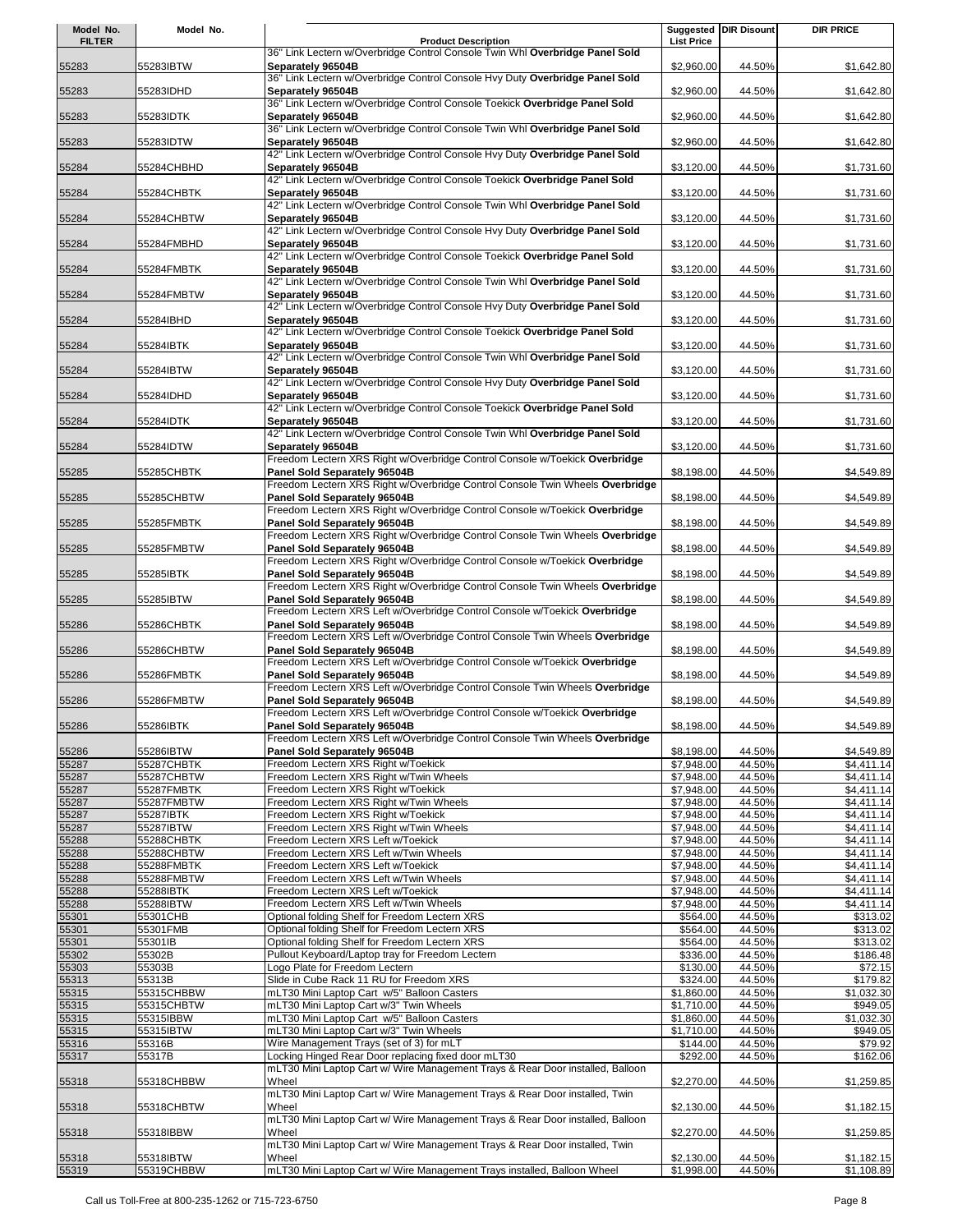| Model No. FILTER | Model No. | Product Description | Suggested List Price | DIR Disount | DIR PRICE |
|---|---|---|---|---|---|
| 55283 | 55283IBTW | 36" Link Lectern w/Overbridge Control Console Twin Whl **Overbridge Panel Sold Separately 96504B** | $2,960.00 | 44.50% | $1,642.80 |
| 55283 | 55283IDHD | 36" Link Lectern w/Overbridge Control Console Hvy Duty **Overbridge Panel Sold Separately 96504B** | $2,960.00 | 44.50% | $1,642.80 |
| 55283 | 55283IDTK | 36" Link Lectern w/Overbridge Control Console Toekick **Overbridge Panel Sold Separately 96504B** | $2,960.00 | 44.50% | $1,642.80 |
| 55283 | 55283IDTW | 36" Link Lectern w/Overbridge Control Console Twin Whl **Overbridge Panel Sold Separately 96504B** | $2,960.00 | 44.50% | $1,642.80 |
| 55284 | 55284CHBHD | 42" Link Lectern w/Overbridge Control Console Hvy Duty **Overbridge Panel Sold Separately 96504B** | $3,120.00 | 44.50% | $1,731.60 |
| 55284 | 55284CHBTK | 42" Link Lectern w/Overbridge Control Console Toekick **Overbridge Panel Sold Separately 96504B** | $3,120.00 | 44.50% | $1,731.60 |
| 55284 | 55284CHBTW | 42" Link Lectern w/Overbridge Control Console Twin Whl **Overbridge Panel Sold Separately 96504B** | $3,120.00 | 44.50% | $1,731.60 |
| 55284 | 55284FMBHD | 42" Link Lectern w/Overbridge Control Console Hvy Duty **Overbridge Panel Sold Separately 96504B** | $3,120.00 | 44.50% | $1,731.60 |
| 55284 | 55284FMBTK | 42" Link Lectern w/Overbridge Control Console Toekick **Overbridge Panel Sold Separately 96504B** | $3,120.00 | 44.50% | $1,731.60 |
| 55284 | 55284FMBTW | 42" Link Lectern w/Overbridge Control Console Twin Whl **Overbridge Panel Sold Separately 96504B** | $3,120.00 | 44.50% | $1,731.60 |
| 55284 | 55284IBHD | 42" Link Lectern w/Overbridge Control Console Hvy Duty **Overbridge Panel Sold Separately 96504B** | $3,120.00 | 44.50% | $1,731.60 |
| 55284 | 55284IBTK | 42" Link Lectern w/Overbridge Control Console Toekick **Overbridge Panel Sold Separately 96504B** | $3,120.00 | 44.50% | $1,731.60 |
| 55284 | 55284IBTW | 42" Link Lectern w/Overbridge Control Console Twin Whl **Overbridge Panel Sold Separately 96504B** | $3,120.00 | 44.50% | $1,731.60 |
| 55284 | 55284IDHD | 42" Link Lectern w/Overbridge Control Console Hvy Duty **Overbridge Panel Sold Separately 96504B** | $3,120.00 | 44.50% | $1,731.60 |
| 55284 | 55284IDTK | 42" Link Lectern w/Overbridge Control Console Toekick **Overbridge Panel Sold Separately 96504B** | $3,120.00 | 44.50% | $1,731.60 |
| 55284 | 55284IDTW | 42" Link Lectern w/Overbridge Control Console Twin Whl **Overbridge Panel Sold Separately 96504B** | $3,120.00 | 44.50% | $1,731.60 |
| 55285 | 55285CHBTK | Freedom Lectern XRS Right w/Overbridge Control Console w/Toekick **Overbridge Panel Sold Separately 96504B** | $8,198.00 | 44.50% | $4,549.89 |
| 55285 | 55285CHBTW | Freedom Lectern XRS Right w/Overbridge Control Console Twin Wheels **Overbridge Panel Sold Separately 96504B** | $8,198.00 | 44.50% | $4,549.89 |
| 55285 | 55285FMBTK | Freedom Lectern XRS Right w/Overbridge Control Console w/Toekick **Overbridge Panel Sold Separately 96504B** | $8,198.00 | 44.50% | $4,549.89 |
| 55285 | 55285FMBTW | Freedom Lectern XRS Right w/Overbridge Control Console Twin Wheels **Overbridge Panel Sold Separately 96504B** | $8,198.00 | 44.50% | $4,549.89 |
| 55285 | 55285IBTK | Freedom Lectern XRS Right w/Overbridge Control Console w/Toekick **Overbridge Panel Sold Separately 96504B** | $8,198.00 | 44.50% | $4,549.89 |
| 55285 | 55285IBTW | Freedom Lectern XRS Right w/Overbridge Control Console Twin Wheels **Overbridge Panel Sold Separately 96504B** | $8,198.00 | 44.50% | $4,549.89 |
| 55286 | 55286CHBTK | Freedom Lectern XRS Left w/Overbridge Control Console w/Toekick **Overbridge Panel Sold Separately 96504B** | $8,198.00 | 44.50% | $4,549.89 |
| 55286 | 55286CHBTW | Freedom Lectern XRS Left w/Overbridge Control Console Twin Wheels **Overbridge Panel Sold Separately 96504B** | $8,198.00 | 44.50% | $4,549.89 |
| 55286 | 55286FMBTK | Freedom Lectern XRS Left w/Overbridge Control Console w/Toekick **Overbridge Panel Sold Separately 96504B** | $8,198.00 | 44.50% | $4,549.89 |
| 55286 | 55286FMBTW | Freedom Lectern XRS Left w/Overbridge Control Console Twin Wheels **Overbridge Panel Sold Separately 96504B** | $8,198.00 | 44.50% | $4,549.89 |
| 55286 | 55286IBTK | Freedom Lectern XRS Left w/Overbridge Control Console w/Toekick **Overbridge Panel Sold Separately 96504B** | $8,198.00 | 44.50% | $4,549.89 |
| 55286 | 55286IBTW | Freedom Lectern XRS Left w/Overbridge Control Console Twin Wheels **Overbridge Panel Sold Separately 96504B** | $8,198.00 | 44.50% | $4,549.89 |
| 55287 | 55287CHBTK | Freedom Lectern XRS Right w/Toekick | $7,948.00 | 44.50% | $4,411.14 |
| 55287 | 55287CHBTW | Freedom Lectern XRS Right w/Twin Wheels | $7,948.00 | 44.50% | $4,411.14 |
| 55287 | 55287FMBTK | Freedom Lectern XRS Right w/Toekick | $7,948.00 | 44.50% | $4,411.14 |
| 55287 | 55287FMBTW | Freedom Lectern XRS Right w/Twin Wheels | $7,948.00 | 44.50% | $4,411.14 |
| 55287 | 55287IBTK | Freedom Lectern XRS Right w/Toekick | $7,948.00 | 44.50% | $4,411.14 |
| 55287 | 55287IBTW | Freedom Lectern XRS Right w/Twin Wheels | $7,948.00 | 44.50% | $4,411.14 |
| 55288 | 55288CHBTK | Freedom Lectern XRS Left w/Toekick | $7,948.00 | 44.50% | $4,411.14 |
| 55288 | 55288CHBTW | Freedom Lectern XRS Left w/Twin Wheels | $7,948.00 | 44.50% | $4,411.14 |
| 55288 | 55288FMBTK | Freedom Lectern XRS Left w/Toekick | $7,948.00 | 44.50% | $4,411.14 |
| 55288 | 55288FMBTW | Freedom Lectern XRS Left w/Twin Wheels | $7,948.00 | 44.50% | $4,411.14 |
| 55288 | 55288IBTK | Freedom Lectern XRS Left w/Toekick | $7,948.00 | 44.50% | $4,411.14 |
| 55288 | 55288IBTW | Freedom Lectern XRS Left w/Twin Wheels | $7,948.00 | 44.50% | $4,411.14 |
| 55301 | 55301CHB | Optional folding Shelf for Freedom Lectern XRS | $564.00 | 44.50% | $313.02 |
| 55301 | 55301FMB | Optional folding Shelf for Freedom Lectern XRS | $564.00 | 44.50% | $313.02 |
| 55301 | 55301IB | Optional folding Shelf for Freedom Lectern XRS | $564.00 | 44.50% | $313.02 |
| 55302 | 55302B | Pullout Keyboard/Laptop tray for Freedom Lectern | $336.00 | 44.50% | $186.48 |
| 55303 | 55303B | Logo Plate for Freedom Lectern | $130.00 | 44.50% | $72.15 |
| 55313 | 55313B | Slide in Cube Rack 11 RU for Freedom XRS | $324.00 | 44.50% | $179.82 |
| 55315 | 55315CHBBW | mLT30 Mini Laptop Cart w/5" Balloon Casters | $1,860.00 | 44.50% | $1,032.30 |
| 55315 | 55315CHBTW | mLT30 Mini Laptop Cart w/3" Twin Wheels | $1,710.00 | 44.50% | $949.05 |
| 55315 | 55315IBBW | mLT30 Mini Laptop Cart w/5" Balloon Casters | $1,860.00 | 44.50% | $1,032.30 |
| 55315 | 55315IBTW | mLT30 Mini Laptop Cart w/3" Twin Wheels | $1,710.00 | 44.50% | $949.05 |
| 55316 | 55316B | Wire Management Trays (set of 3) for mLT | $144.00 | 44.50% | $79.92 |
| 55317 | 55317B | Locking Hinged Rear Door replacing fixed door mLT30 | $292.00 | 44.50% | $162.06 |
| 55318 | 55318CHBBW | mLT30 Mini Laptop Cart w/ Wire Management Trays & Rear Door installed, Balloon Wheel | $2,270.00 | 44.50% | $1,259.85 |
| 55318 | 55318CHBTW | mLT30 Mini Laptop Cart w/ Wire Management Trays & Rear Door installed, Twin Wheel | $2,130.00 | 44.50% | $1,182.15 |
| 55318 | 55318IBBW | mLT30 Mini Laptop Cart w/ Wire Management Trays & Rear Door installed, Balloon Wheel | $2,270.00 | 44.50% | $1,259.85 |
| 55318 | 55318IBTW | mLT30 Mini Laptop Cart w/ Wire Management Trays & Rear Door installed, Twin Wheel | $2,130.00 | 44.50% | $1,182.15 |
| 55319 | 55319CHBBW | mLT30 Mini Laptop Cart w/ Wire Management Trays installed, Balloon Wheel | $1,998.00 | 44.50% | $1,108.89 |

Call us Toll-Free at 800-235-1262 or 715-723-6750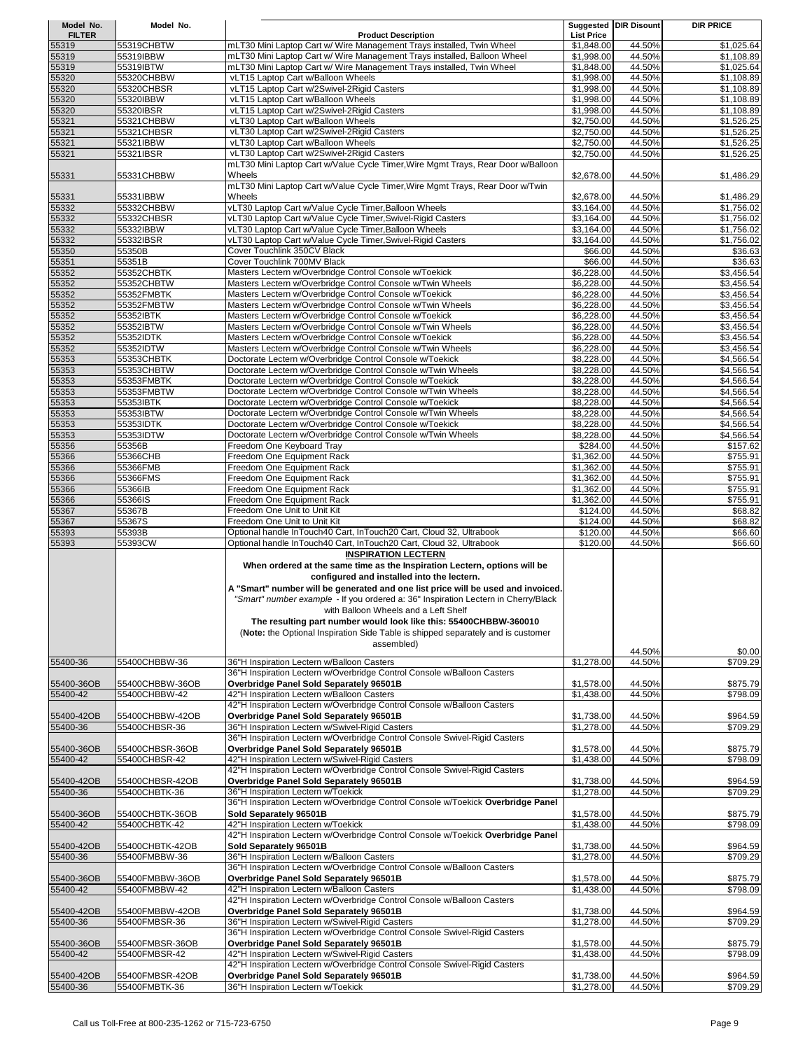| Model No. FILTER | Model No. | Product Description | Suggested List Price | DIR Disount | DIR PRICE |
|---|---|---|---|---|---|
| 55319 | 55319CHBTW | mLT30 Mini Laptop Cart w/ Wire Management Trays installed, Twin Wheel | $1,848.00 | 44.50% | $1,025.64 |
| 55319 | 55319IBBW | mLT30 Mini Laptop Cart w/ Wire Management Trays installed, Balloon Wheel | $1,998.00 | 44.50% | $1,108.89 |
| 55319 | 55319IBTW | mLT30 Mini Laptop Cart w/ Wire Management Trays installed, Twin Wheel | $1,848.00 | 44.50% | $1,025.64 |
| 55320 | 55320CHBBW | vLT15 Laptop Cart w/Balloon Wheels | $1,998.00 | 44.50% | $1,108.89 |
| 55320 | 55320CHBSR | vLT15 Laptop Cart w/2Swivel-2Rigid Casters | $1,998.00 | 44.50% | $1,108.89 |
| 55320 | 55320IBBW | vLT15 Laptop Cart w/Balloon Wheels | $1,998.00 | 44.50% | $1,108.89 |
| 55320 | 55320IBSR | vLT15 Laptop Cart w/2Swivel-2Rigid Casters | $1,998.00 | 44.50% | $1,108.89 |
| 55321 | 55321CHBBW | vLT30 Laptop Cart w/Balloon Wheels | $2,750.00 | 44.50% | $1,526.25 |
| 55321 | 55321CHBSR | vLT30 Laptop Cart w/2Swivel-2Rigid Casters | $2,750.00 | 44.50% | $1,526.25 |
| 55321 | 55321IBBW | vLT30 Laptop Cart w/Balloon Wheels | $2,750.00 | 44.50% | $1,526.25 |
| 55321 | 55321IBSR | vLT30 Laptop Cart w/2Swivel-2Rigid Casters | $2,750.00 | 44.50% | $1,526.25 |
| 55331 | 55331CHBBW | mLT30 Mini Laptop Cart w/Value Cycle Timer,Wire Mgmt Trays, Rear Door w/Balloon Wheels | $2,678.00 | 44.50% | $1,486.29 |
| 55331 | 55331IBBW | mLT30 Mini Laptop Cart w/Value Cycle Timer,Wire Mgmt Trays, Rear Door w/Twin Wheels | $2,678.00 | 44.50% | $1,486.29 |
| 55332 | 55332CHBBW | vLT30 Laptop Cart w/Value Cycle Timer,Balloon Wheels | $3,164.00 | 44.50% | $1,756.02 |
| 55332 | 55332CHBSR | vLT30 Laptop Cart w/Value Cycle Timer,Swivel-Rigid Casters | $3,164.00 | 44.50% | $1,756.02 |
| 55332 | 55332IBBW | vLT30 Laptop Cart w/Value Cycle Timer,Balloon Wheels | $3,164.00 | 44.50% | $1,756.02 |
| 55332 | 55332IBSR | vLT30 Laptop Cart w/Value Cycle Timer,Swivel-Rigid Casters | $3,164.00 | 44.50% | $1,756.02 |
| 55350 | 55350B | Cover Touchlink 350CV Black | $66.00 | 44.50% | $36.63 |
| 55351 | 55351B | Cover Touchlink 700MV Black | $66.00 | 44.50% | $36.63 |
| 55352 | 55352CHBTK | Masters Lectern w/Overbridge Control Console w/Toekick | $6,228.00 | 44.50% | $3,456.54 |
| 55352 | 55352CHBTW | Masters Lectern w/Overbridge Control Console w/Twin Wheels | $6,228.00 | 44.50% | $3,456.54 |
| 55352 | 55352FMBTK | Masters Lectern w/Overbridge Control Console w/Toekick | $6,228.00 | 44.50% | $3,456.54 |
| 55352 | 55352FMBTW | Masters Lectern w/Overbridge Control Console w/Twin Wheels | $6,228.00 | 44.50% | $3,456.54 |
| 55352 | 55352IBTK | Masters Lectern w/Overbridge Control Console w/Toekick | $6,228.00 | 44.50% | $3,456.54 |
| 55352 | 55352IBTW | Masters Lectern w/Overbridge Control Console w/Twin Wheels | $6,228.00 | 44.50% | $3,456.54 |
| 55352 | 55352IDTK | Masters Lectern w/Overbridge Control Console w/Toekick | $6,228.00 | 44.50% | $3,456.54 |
| 55352 | 55352IDTW | Masters Lectern w/Overbridge Control Console w/Twin Wheels | $6,228.00 | 44.50% | $3,456.54 |
| 55353 | 55353CHBTK | Doctorate Lectern w/Overbridge Control Console w/Toekick | $8,228.00 | 44.50% | $4,566.54 |
| 55353 | 55353CHBTW | Doctorate Lectern w/Overbridge Control Console w/Twin Wheels | $8,228.00 | 44.50% | $4,566.54 |
| 55353 | 55353FMBTK | Doctorate Lectern w/Overbridge Control Console w/Toekick | $8,228.00 | 44.50% | $4,566.54 |
| 55353 | 55353FMBTW | Doctorate Lectern w/Overbridge Control Console w/Twin Wheels | $8,228.00 | 44.50% | $4,566.54 |
| 55353 | 55353IBTK | Doctorate Lectern w/Overbridge Control Console w/Toekick | $8,228.00 | 44.50% | $4,566.54 |
| 55353 | 55353IBTW | Doctorate Lectern w/Overbridge Control Console w/Twin Wheels | $8,228.00 | 44.50% | $4,566.54 |
| 55353 | 55353IDTK | Doctorate Lectern w/Overbridge Control Console w/Toekick | $8,228.00 | 44.50% | $4,566.54 |
| 55353 | 55353IDTW | Doctorate Lectern w/Overbridge Control Console w/Twin Wheels | $8,228.00 | 44.50% | $4,566.54 |
| 55356 | 55356B | Freedom One Keyboard Tray | $284.00 | 44.50% | $157.62 |
| 55366 | 55366CHB | Freedom One Equipment Rack | $1,362.00 | 44.50% | $755.91 |
| 55366 | 55366FMB | Freedom One Equipment Rack | $1,362.00 | 44.50% | $755.91 |
| 55366 | 55366FMS | Freedom One Equipment Rack | $1,362.00 | 44.50% | $755.91 |
| 55366 | 55366IB | Freedom One Equipment Rack | $1,362.00 | 44.50% | $755.91 |
| 55366 | 55366IS | Freedom One Equipment Rack | $1,362.00 | 44.50% | $755.91 |
| 55367 | 55367B | Freedom One Unit to Unit Kit | $124.00 | 44.50% | $68.82 |
| 55367 | 55367S | Freedom One Unit to Unit Kit | $124.00 | 44.50% | $68.82 |
| 55393 | 55393B | Optional handle InTouch40 Cart, InTouch20 Cart, Cloud 32, Ultrabook | $120.00 | 44.50% | $66.60 |
| 55393 | 55393CW | Optional handle InTouch40 Cart, InTouch20 Cart, Cloud 32, Ultrabook | $120.00 | 44.50% | $66.60 |
| | | **INSPIRATION LECTERN** **When ordered at the same time as the Inspiration Lectern, options will be configured and installed into the lectern.** **A "Smart" number will be generated and one list price will be used and invoiced.** *"Smart" number example - If you ordered a: 36" Inspiration Lectern in Cherry/Black with Balloon Wheels and a Left Shelf* **The resulting part number would look like this: 55400CHBBW-360010** (**Note:** the Optional Inspiration Side Table is shipped separately and is customer assembled) | | 44.50% | $0.00 |
| 55400-36 | 55400CHBBW-36 | 36"H Inspiration Lectern w/Balloon Casters | $1,278.00 | 44.50% | $709.29 |
| 55400-36OB | 55400CHBBW-36OB | 36"H Inspiration Lectern w/Overbridge Control Console w/Balloon Casters **Overbridge Panel Sold Separately 96501B** | $1,578.00 | 44.50% | $875.79 |
| 55400-42 | 55400CHBBW-42 | 42"H Inspiration Lectern w/Balloon Casters | $1,438.00 | 44.50% | $798.09 |
| 55400-42OB | 55400CHBBW-42OB | 42"H Inspiration Lectern w/Overbridge Control Console w/Balloon Casters **Overbridge Panel Sold Separately 96501B** | $1,738.00 | 44.50% | $964.59 |
| 55400-36 | 55400CHBSR-36 | 36"H Inspiration Lectern w/Swivel-Rigid Casters | $1,278.00 | 44.50% | $709.29 |
| 55400-36OB | 55400CHBSR-36OB | 36"H Inspiration Lectern w/Overbridge Control Console Swivel-Rigid Casters **Overbridge Panel Sold Separately 96501B** | $1,578.00 | 44.50% | $875.79 |
| 55400-42 | 55400CHBSR-42 | 42"H Inspiration Lectern w/Swivel-Rigid Casters | $1,438.00 | 44.50% | $798.09 |
| 55400-42OB | 55400CHBSR-42OB | 42"H Inspiration Lectern w/Overbridge Control Console Swivel-Rigid Casters **Overbridge Panel Sold Separately 96501B** | $1,738.00 | 44.50% | $964.59 |
| 55400-36 | 55400CHBTK-36 | 36"H Inspiration Lectern w/Toekick | $1,278.00 | 44.50% | $709.29 |
| 55400-36OB | 55400CHBTK-36OB | 36"H Inspiration Lectern w/Overbridge Control Console w/Toekick **Overbridge Panel Sold Separately 96501B** | $1,578.00 | 44.50% | $875.79 |
| 55400-42 | 55400CHBTK-42 | 42"H Inspiration Lectern w/Toekick | $1,438.00 | 44.50% | $798.09 |
| 55400-42OB | 55400CHBTK-42OB | 42"H Inspiration Lectern w/Overbridge Control Console w/Toekick **Overbridge Panel Sold Separately 96501B** | $1,738.00 | 44.50% | $964.59 |
| 55400-36 | 55400FMBBW-36 | 36"H Inspiration Lectern w/Balloon Casters | $1,278.00 | 44.50% | $709.29 |
| 55400-36OB | 55400FMBBW-36OB | 36"H Inspiration Lectern w/Overbridge Control Console w/Balloon Casters **Overbridge Panel Sold Separately 96501B** | $1,578.00 | 44.50% | $875.79 |
| 55400-42 | 55400FMBBW-42 | 42"H Inspiration Lectern w/Balloon Casters | $1,438.00 | 44.50% | $798.09 |
| 55400-42OB | 55400FMBBW-42OB | 42"H Inspiration Lectern w/Overbridge Control Console w/Balloon Casters **Overbridge Panel Sold Separately 96501B** | $1,738.00 | 44.50% | $964.59 |
| 55400-36 | 55400FMBSR-36 | 36"H Inspiration Lectern w/Swivel-Rigid Casters | $1,278.00 | 44.50% | $709.29 |
| 55400-36OB | 55400FMBSR-36OB | 36"H Inspiration Lectern w/Overbridge Control Console Swivel-Rigid Casters **Overbridge Panel Sold Separately 96501B** | $1,578.00 | 44.50% | $875.79 |
| 55400-42 | 55400FMBSR-42 | 42"H Inspiration Lectern w/Swivel-Rigid Casters | $1,438.00 | 44.50% | $798.09 |
| 55400-42OB | 55400FMBSR-42OB | 42"H Inspiration Lectern w/Overbridge Control Console Swivel-Rigid Casters **Overbridge Panel Sold Separately 96501B** | $1,738.00 | 44.50% | $964.59 |
| 55400-36 | 55400FMBTK-36 | 36"H Inspiration Lectern w/Toekick | $1,278.00 | 44.50% | $709.29 |

Call us Toll-Free at 800-235-1262 or 715-723-6750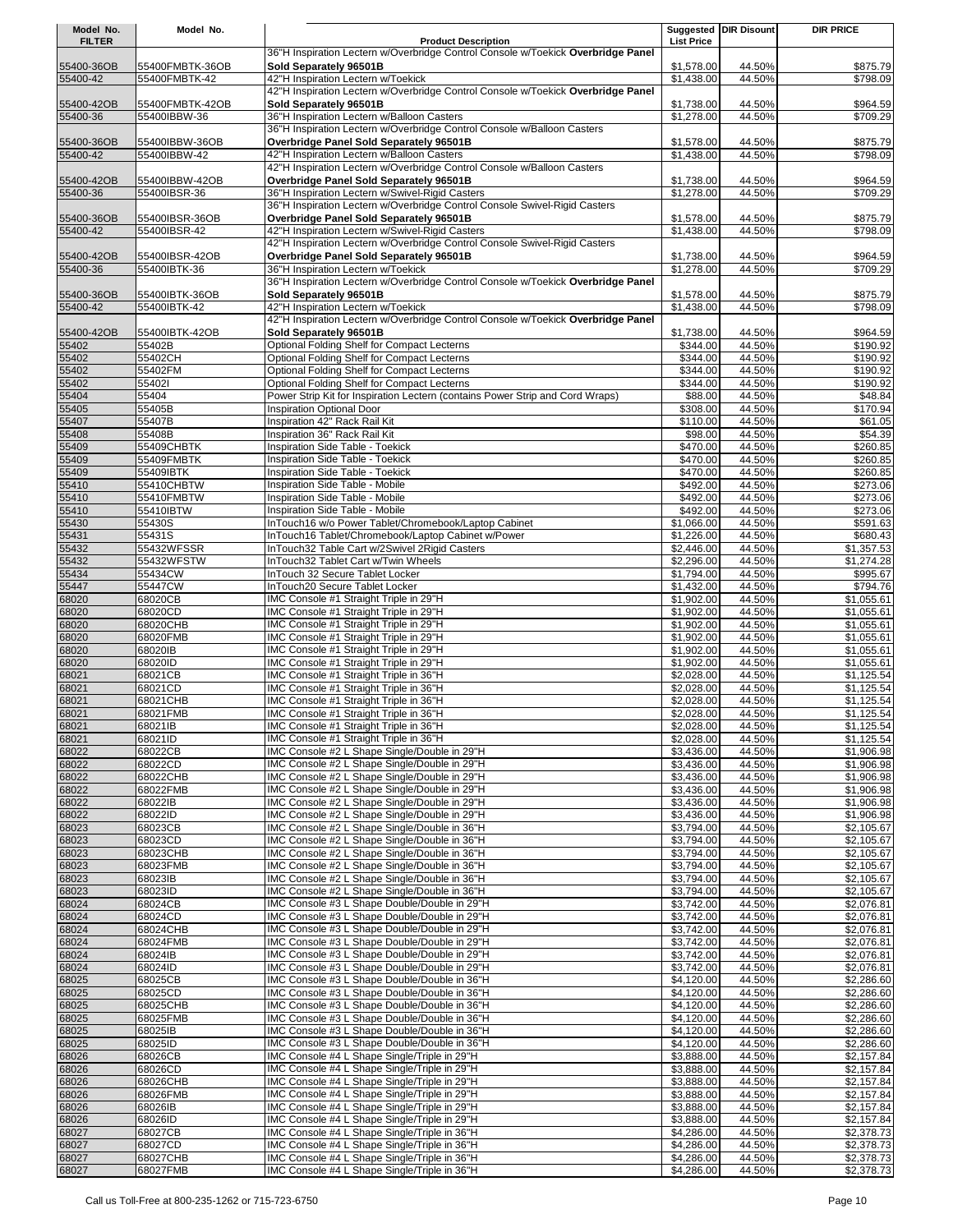| Model No. FILTER | Model No. | Product Description | Suggested List Price | DIR Disount | DIR PRICE |
|---|---|---|---|---|---|
| 55400-36OB | 55400FMBTK-36OB | 36"H Inspiration Lectern w/Overbridge Control Console w/Toekick **Overbridge Panel Sold Separately 96501B** | $1,578.00 | 44.50% | $875.79 |
| 55400-42 | 55400FMBTK-42 | 42"H Inspiration Lectern w/Toekick | $1,438.00 | 44.50% | $798.09 |
| 55400-42OB | 55400FMBTK-42OB | 42"H Inspiration Lectern w/Overbridge Control Console w/Toekick **Overbridge Panel Sold Separately 96501B** | $1,738.00 | 44.50% | $964.59 |
| 55400-36 | 55400IBBW-36 | 36"H Inspiration Lectern w/Balloon Casters | $1,278.00 | 44.50% | $709.29 |
| 55400-36OB | 55400IBBW-36OB | 36"H Inspiration Lectern w/Overbridge Control Console w/Balloon Casters **Overbridge Panel Sold Separately 96501B** | $1,578.00 | 44.50% | $875.79 |
| 55400-42 | 55400IBBW-42 | 42"H Inspiration Lectern w/Balloon Casters | $1,438.00 | 44.50% | $798.09 |
| 55400-42OB | 55400IBBW-42OB | 42"H Inspiration Lectern w/Overbridge Control Console w/Balloon Casters **Overbridge Panel Sold Separately 96501B** | $1,738.00 | 44.50% | $964.59 |
| 55400-36 | 55400IBSR-36 | 36"H Inspiration Lectern w/Swivel-Rigid Casters | $1,278.00 | 44.50% | $709.29 |
| 55400-36OB | 55400IBSR-36OB | 36"H Inspiration Lectern w/Overbridge Control Console Swivel-Rigid Casters **Overbridge Panel Sold Separately 96501B** | $1,578.00 | 44.50% | $875.79 |
| 55400-42 | 55400IBSR-42 | 42"H Inspiration Lectern w/Swivel-Rigid Casters | $1,438.00 | 44.50% | $798.09 |
| 55400-42OB | 55400IBSR-42OB | 42"H Inspiration Lectern w/Overbridge Control Console Swivel-Rigid Casters **Overbridge Panel Sold Separately 96501B** | $1,738.00 | 44.50% | $964.59 |
| 55400-36 | 55400IBTK-36 | 36"H Inspiration Lectern w/Toekick | $1,278.00 | 44.50% | $709.29 |
| 55400-36OB | 55400IBTK-36OB | 36"H Inspiration Lectern w/Overbridge Control Console w/Toekick **Overbridge Panel Sold Separately 96501B** | $1,578.00 | 44.50% | $875.79 |
| 55400-42 | 55400IBTK-42 | 42"H Inspiration Lectern w/Toekick | $1,438.00 | 44.50% | $798.09 |
| 55400-42OB | 55400IBTK-42OB | 42"H Inspiration Lectern w/Overbridge Control Console w/Toekick **Overbridge Panel Sold Separately 96501B** | $1,738.00 | 44.50% | $964.59 |
| 55402 | 55402B | Optional Folding Shelf for Compact Lecterns | $344.00 | 44.50% | $190.92 |
| 55402 | 55402CH | Optional Folding Shelf for Compact Lecterns | $344.00 | 44.50% | $190.92 |
| 55402 | 55402FM | Optional Folding Shelf for Compact Lecterns | $344.00 | 44.50% | $190.92 |
| 55402 | 55402I | Optional Folding Shelf for Compact Lecterns | $344.00 | 44.50% | $190.92 |
| 55404 | 55404 | Power Strip Kit for Inspiration Lectern (contains Power Strip and Cord Wraps) | $88.00 | 44.50% | $48.84 |
| 55405 | 55405B | Inspiration Optional Door | $308.00 | 44.50% | $170.94 |
| 55407 | 55407B | Inspiration 42" Rack Rail Kit | $110.00 | 44.50% | $61.05 |
| 55408 | 55408B | Inspiration 36" Rack Rail Kit | $98.00 | 44.50% | $54.39 |
| 55409 | 55409CHBTK | Inspiration Side Table - Toekick | $470.00 | 44.50% | $260.85 |
| 55409 | 55409FMBTK | Inspiration Side Table - Toekick | $470.00 | 44.50% | $260.85 |
| 55409 | 55409IBTK | Inspiration Side Table - Toekick | $470.00 | 44.50% | $260.85 |
| 55410 | 55410CHBTW | Inspiration Side Table - Mobile | $492.00 | 44.50% | $273.06 |
| 55410 | 55410FMBTW | Inspiration Side Table - Mobile | $492.00 | 44.50% | $273.06 |
| 55410 | 55410IBTW | Inspiration Side Table - Mobile | $492.00 | 44.50% | $273.06 |
| 55430 | 55430S | InTouch16 w/o Power Tablet/Chromebook/Laptop Cabinet | $1,066.00 | 44.50% | $591.63 |
| 55431 | 55431S | InTouch16 Tablet/Chromebook/Laptop Cabinet w/Power | $1,226.00 | 44.50% | $680.43 |
| 55432 | 55432WFSSR | InTouch32 Table Cart w/2Swivel 2Rigid Casters | $2,446.00 | 44.50% | $1,357.53 |
| 55432 | 55432WFSTW | InTouch32 Tablet Cart w/Twin Wheels | $2,296.00 | 44.50% | $1,274.28 |
| 55434 | 55434CW | InTouch 32 Secure Tablet Locker | $1,794.00 | 44.50% | $995.67 |
| 55447 | 55447CW | InTouch20 Secure Tablet Locker | $1,432.00 | 44.50% | $794.76 |
| 68020 | 68020CB | IMC Console #1 Straight Triple in 29"H | $1,902.00 | 44.50% | $1,055.61 |
| 68020 | 68020CD | IMC Console #1 Straight Triple in 29"H | $1,902.00 | 44.50% | $1,055.61 |
| 68020 | 68020CHB | IMC Console #1 Straight Triple in 29"H | $1,902.00 | 44.50% | $1,055.61 |
| 68020 | 68020FMB | IMC Console #1 Straight Triple in 29"H | $1,902.00 | 44.50% | $1,055.61 |
| 68020 | 68020IB | IMC Console #1 Straight Triple in 29"H | $1,902.00 | 44.50% | $1,055.61 |
| 68020 | 68020ID | IMC Console #1 Straight Triple in 29"H | $1,902.00 | 44.50% | $1,055.61 |
| 68021 | 68021CB | IMC Console #1 Straight Triple in 36"H | $2,028.00 | 44.50% | $1,125.54 |
| 68021 | 68021CD | IMC Console #1 Straight Triple in 36"H | $2,028.00 | 44.50% | $1,125.54 |
| 68021 | 68021CHB | IMC Console #1 Straight Triple in 36"H | $2,028.00 | 44.50% | $1,125.54 |
| 68021 | 68021FMB | IMC Console #1 Straight Triple in 36"H | $2,028.00 | 44.50% | $1,125.54 |
| 68021 | 68021IB | IMC Console #1 Straight Triple in 36"H | $2,028.00 | 44.50% | $1,125.54 |
| 68021 | 68021ID | IMC Console #1 Straight Triple in 36"H | $2,028.00 | 44.50% | $1,125.54 |
| 68022 | 68022CB | IMC Console #2 L Shape Single/Double in 29"H | $3,436.00 | 44.50% | $1,906.98 |
| 68022 | 68022CD | IMC Console #2 L Shape Single/Double in 29"H | $3,436.00 | 44.50% | $1,906.98 |
| 68022 | 68022CHB | IMC Console #2 L Shape Single/Double in 29"H | $3,436.00 | 44.50% | $1,906.98 |
| 68022 | 68022FMB | IMC Console #2 L Shape Single/Double in 29"H | $3,436.00 | 44.50% | $1,906.98 |
| 68022 | 68022IB | IMC Console #2 L Shape Single/Double in 29"H | $3,436.00 | 44.50% | $1,906.98 |
| 68022 | 68022ID | IMC Console #2 L Shape Single/Double in 29"H | $3,436.00 | 44.50% | $1,906.98 |
| 68023 | 68023CB | IMC Console #2 L Shape Single/Double in 36"H | $3,794.00 | 44.50% | $2,105.67 |
| 68023 | 68023CD | IMC Console #2 L Shape Single/Double in 36"H | $3,794.00 | 44.50% | $2,105.67 |
| 68023 | 68023CHB | IMC Console #2 L Shape Single/Double in 36"H | $3,794.00 | 44.50% | $2,105.67 |
| 68023 | 68023FMB | IMC Console #2 L Shape Single/Double in 36"H | $3,794.00 | 44.50% | $2,105.67 |
| 68023 | 68023IB | IMC Console #2 L Shape Single/Double in 36"H | $3,794.00 | 44.50% | $2,105.67 |
| 68023 | 68023ID | IMC Console #2 L Shape Single/Double in 36"H | $3,794.00 | 44.50% | $2,105.67 |
| 68024 | 68024CB | IMC Console #3 L Shape Double/Double in 29"H | $3,742.00 | 44.50% | $2,076.81 |
| 68024 | 68024CD | IMC Console #3 L Shape Double/Double in 29"H | $3,742.00 | 44.50% | $2,076.81 |
| 68024 | 68024CHB | IMC Console #3 L Shape Double/Double in 29"H | $3,742.00 | 44.50% | $2,076.81 |
| 68024 | 68024FMB | IMC Console #3 L Shape Double/Double in 29"H | $3,742.00 | 44.50% | $2,076.81 |
| 68024 | 68024IB | IMC Console #3 L Shape Double/Double in 29"H | $3,742.00 | 44.50% | $2,076.81 |
| 68024 | 68024ID | IMC Console #3 L Shape Double/Double in 29"H | $3,742.00 | 44.50% | $2,076.81 |
| 68025 | 68025CB | IMC Console #3 L Shape Double/Double in 36"H | $4,120.00 | 44.50% | $2,286.60 |
| 68025 | 68025CD | IMC Console #3 L Shape Double/Double in 36"H | $4,120.00 | 44.50% | $2,286.60 |
| 68025 | 68025CHB | IMC Console #3 L Shape Double/Double in 36"H | $4,120.00 | 44.50% | $2,286.60 |
| 68025 | 68025FMB | IMC Console #3 L Shape Double/Double in 36"H | $4,120.00 | 44.50% | $2,286.60 |
| 68025 | 68025IB | IMC Console #3 L Shape Double/Double in 36"H | $4,120.00 | 44.50% | $2,286.60 |
| 68025 | 68025ID | IMC Console #3 L Shape Double/Double in 36"H | $4,120.00 | 44.50% | $2,286.60 |
| 68026 | 68026CB | IMC Console #4 L Shape Single/Triple in 29"H | $3,888.00 | 44.50% | $2,157.84 |
| 68026 | 68026CD | IMC Console #4 L Shape Single/Triple in 29"H | $3,888.00 | 44.50% | $2,157.84 |
| 68026 | 68026CHB | IMC Console #4 L Shape Single/Triple in 29"H | $3,888.00 | 44.50% | $2,157.84 |
| 68026 | 68026FMB | IMC Console #4 L Shape Single/Triple in 29"H | $3,888.00 | 44.50% | $2,157.84 |
| 68026 | 68026IB | IMC Console #4 L Shape Single/Triple in 29"H | $3,888.00 | 44.50% | $2,157.84 |
| 68026 | 68026ID | IMC Console #4 L Shape Single/Triple in 29"H | $3,888.00 | 44.50% | $2,157.84 |
| 68027 | 68027CB | IMC Console #4 L Shape Single/Triple in 36"H | $4,286.00 | 44.50% | $2,378.73 |
| 68027 | 68027CD | IMC Console #4 L Shape Single/Triple in 36"H | $4,286.00 | 44.50% | $2,378.73 |
| 68027 | 68027CHB | IMC Console #4 L Shape Single/Triple in 36"H | $4,286.00 | 44.50% | $2,378.73 |
| 68027 | 68027FMB | IMC Console #4 L Shape Single/Triple in 36"H | $4,286.00 | 44.50% | $2,378.73 |

Call us Toll-Free at 800-235-1262 or 715-723-6750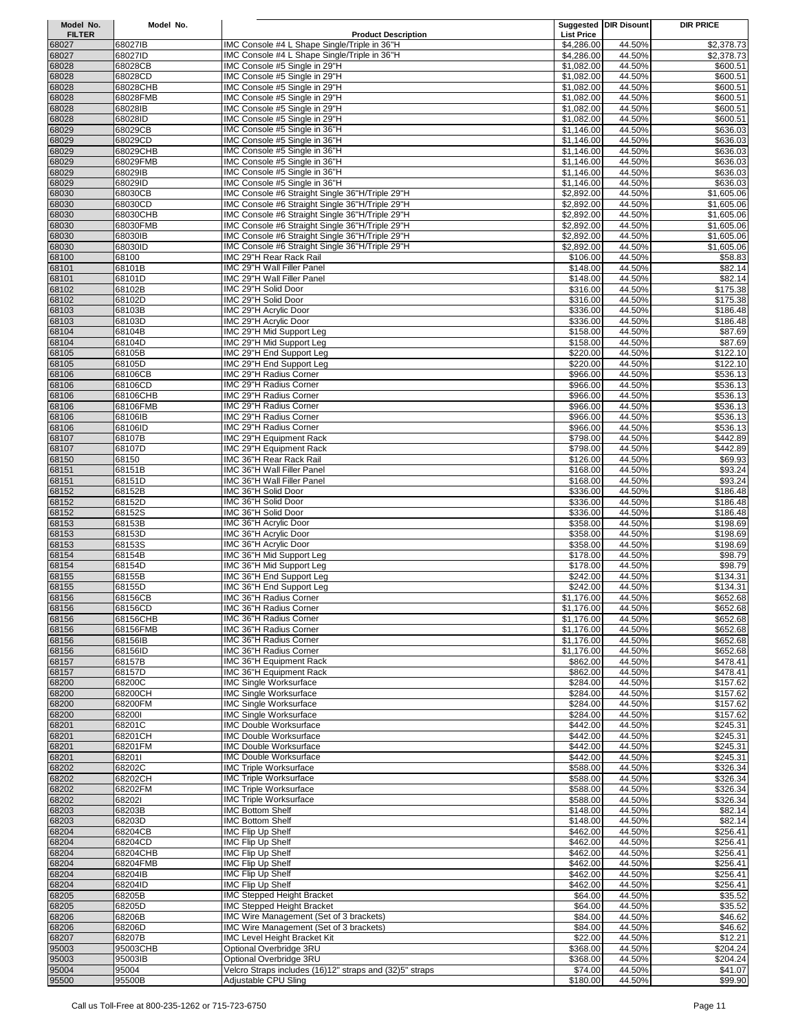| Model No. FILTER | Model No. | Product Description | Suggested List Price | DIR Disount | DIR PRICE |
|---|---|---|---|---|---|
| 68027 | 68027IB | IMC Console #4 L Shape Single/Triple in 36"H | $4,286.00 | 44.50% | $2,378.73 |
| 68027 | 68027ID | IMC Console #4 L Shape Single/Triple in 36"H | $4,286.00 | 44.50% | $2,378.73 |
| 68028 | 68028CB | IMC Console #5 Single in 29"H | $1,082.00 | 44.50% | $600.51 |
| 68028 | 68028CD | IMC Console #5 Single in 29"H | $1,082.00 | 44.50% | $600.51 |
| 68028 | 68028CHB | IMC Console #5 Single in 29"H | $1,082.00 | 44.50% | $600.51 |
| 68028 | 68028FMB | IMC Console #5 Single in 29"H | $1,082.00 | 44.50% | $600.51 |
| 68028 | 68028IB | IMC Console #5 Single in 29"H | $1,082.00 | 44.50% | $600.51 |
| 68028 | 68028ID | IMC Console #5 Single in 29"H | $1,082.00 | 44.50% | $600.51 |
| 68029 | 68029CB | IMC Console #5 Single in 36"H | $1,146.00 | 44.50% | $636.03 |
| 68029 | 68029CD | IMC Console #5 Single in 36"H | $1,146.00 | 44.50% | $636.03 |
| 68029 | 68029CHB | IMC Console #5 Single in 36"H | $1,146.00 | 44.50% | $636.03 |
| 68029 | 68029FMB | IMC Console #5 Single in 36"H | $1,146.00 | 44.50% | $636.03 |
| 68029 | 68029IB | IMC Console #5 Single in 36"H | $1,146.00 | 44.50% | $636.03 |
| 68029 | 68029ID | IMC Console #5 Single in 36"H | $1,146.00 | 44.50% | $636.03 |
| 68030 | 68030CB | IMC Console #6 Straight Single 36"H/Triple 29"H | $2,892.00 | 44.50% | $1,605.06 |
| 68030 | 68030CD | IMC Console #6 Straight Single 36"H/Triple 29"H | $2,892.00 | 44.50% | $1,605.06 |
| 68030 | 68030CHB | IMC Console #6 Straight Single 36"H/Triple 29"H | $2,892.00 | 44.50% | $1,605.06 |
| 68030 | 68030FMB | IMC Console #6 Straight Single 36"H/Triple 29"H | $2,892.00 | 44.50% | $1,605.06 |
| 68030 | 68030IB | IMC Console #6 Straight Single 36"H/Triple 29"H | $2,892.00 | 44.50% | $1,605.06 |
| 68030 | 68030ID | IMC Console #6 Straight Single 36"H/Triple 29"H | $2,892.00 | 44.50% | $1,605.06 |
| 68100 | 68100 | IMC 29"H Rear Rack Rail | $106.00 | 44.50% | $58.83 |
| 68101 | 68101B | IMC 29"H Wall Filler Panel | $148.00 | 44.50% | $82.14 |
| 68101 | 68101D | IMC 29"H Wall Filler Panel | $148.00 | 44.50% | $82.14 |
| 68102 | 68102B | IMC 29"H Solid Door | $316.00 | 44.50% | $175.38 |
| 68102 | 68102D | IMC 29"H Solid Door | $316.00 | 44.50% | $175.38 |
| 68103 | 68103B | IMC 29"H Acrylic Door | $336.00 | 44.50% | $186.48 |
| 68103 | 68103D | IMC 29"H Acrylic Door | $336.00 | 44.50% | $186.48 |
| 68104 | 68104B | IMC 29"H Mid Support Leg | $158.00 | 44.50% | $87.69 |
| 68104 | 68104D | IMC 29"H Mid Support Leg | $158.00 | 44.50% | $87.69 |
| 68105 | 68105B | IMC 29"H End Support Leg | $220.00 | 44.50% | $122.10 |
| 68105 | 68105D | IMC 29"H End Support Leg | $220.00 | 44.50% | $122.10 |
| 68106 | 68106CB | IMC 29"H Radius Corner | $966.00 | 44.50% | $536.13 |
| 68106 | 68106CD | IMC 29"H Radius Corner | $966.00 | 44.50% | $536.13 |
| 68106 | 68106CHB | IMC 29"H Radius Corner | $966.00 | 44.50% | $536.13 |
| 68106 | 68106FMB | IMC 29"H Radius Corner | $966.00 | 44.50% | $536.13 |
| 68106 | 68106IB | IMC 29"H Radius Corner | $966.00 | 44.50% | $536.13 |
| 68106 | 68106ID | IMC 29"H Radius Corner | $966.00 | 44.50% | $536.13 |
| 68107 | 68107B | IMC 29"H Equipment Rack | $798.00 | 44.50% | $442.89 |
| 68107 | 68107D | IMC 29"H Equipment Rack | $798.00 | 44.50% | $442.89 |
| 68150 | 68150 | IMC 36"H Rear Rack Rail | $126.00 | 44.50% | $69.93 |
| 68151 | 68151B | IMC 36"H Wall Filler Panel | $168.00 | 44.50% | $93.24 |
| 68151 | 68151D | IMC 36"H Wall Filler Panel | $168.00 | 44.50% | $93.24 |
| 68152 | 68152B | IMC 36"H Solid Door | $336.00 | 44.50% | $186.48 |
| 68152 | 68152D | IMC 36"H Solid Door | $336.00 | 44.50% | $186.48 |
| 68152 | 68152S | IMC 36"H Solid Door | $336.00 | 44.50% | $186.48 |
| 68153 | 68153B | IMC 36"H Acrylic Door | $358.00 | 44.50% | $198.69 |
| 68153 | 68153D | IMC 36"H Acrylic Door | $358.00 | 44.50% | $198.69 |
| 68153 | 68153S | IMC 36"H Acrylic Door | $358.00 | 44.50% | $198.69 |
| 68154 | 68154B | IMC 36"H Mid Support Leg | $178.00 | 44.50% | $98.79 |
| 68154 | 68154D | IMC 36"H Mid Support Leg | $178.00 | 44.50% | $98.79 |
| 68155 | 68155B | IMC 36"H End Support Leg | $242.00 | 44.50% | $134.31 |
| 68155 | 68155D | IMC 36"H End Support Leg | $242.00 | 44.50% | $134.31 |
| 68156 | 68156CB | IMC 36"H Radius Corner | $1,176.00 | 44.50% | $652.68 |
| 68156 | 68156CD | IMC 36"H Radius Corner | $1,176.00 | 44.50% | $652.68 |
| 68156 | 68156CHB | IMC 36"H Radius Corner | $1,176.00 | 44.50% | $652.68 |
| 68156 | 68156FMB | IMC 36"H Radius Corner | $1,176.00 | 44.50% | $652.68 |
| 68156 | 68156IB | IMC 36"H Radius Corner | $1,176.00 | 44.50% | $652.68 |
| 68156 | 68156ID | IMC 36"H Radius Corner | $1,176.00 | 44.50% | $652.68 |
| 68157 | 68157B | IMC 36"H Equipment Rack | $862.00 | 44.50% | $478.41 |
| 68157 | 68157D | IMC 36"H Equipment Rack | $862.00 | 44.50% | $478.41 |
| 68200 | 68200C | IMC Single Worksurface | $284.00 | 44.50% | $157.62 |
| 68200 | 68200CH | IMC Single Worksurface | $284.00 | 44.50% | $157.62 |
| 68200 | 68200FM | IMC Single Worksurface | $284.00 | 44.50% | $157.62 |
| 68200 | 68200I | IMC Single Worksurface | $284.00 | 44.50% | $157.62 |
| 68201 | 68201C | IMC Double Worksurface | $442.00 | 44.50% | $245.31 |
| 68201 | 68201CH | IMC Double Worksurface | $442.00 | 44.50% | $245.31 |
| 68201 | 68201FM | IMC Double Worksurface | $442.00 | 44.50% | $245.31 |
| 68201 | 68201I | IMC Double Worksurface | $442.00 | 44.50% | $245.31 |
| 68202 | 68202C | IMC Triple Worksurface | $588.00 | 44.50% | $326.34 |
| 68202 | 68202CH | IMC Triple Worksurface | $588.00 | 44.50% | $326.34 |
| 68202 | 68202FM | IMC Triple Worksurface | $588.00 | 44.50% | $326.34 |
| 68202 | 68202I | IMC Triple Worksurface | $588.00 | 44.50% | $326.34 |
| 68203 | 68203B | IMC Bottom Shelf | $148.00 | 44.50% | $82.14 |
| 68203 | 68203D | IMC Bottom Shelf | $148.00 | 44.50% | $82.14 |
| 68204 | 68204CB | IMC Flip Up Shelf | $462.00 | 44.50% | $256.41 |
| 68204 | 68204CD | IMC Flip Up Shelf | $462.00 | 44.50% | $256.41 |
| 68204 | 68204CHB | IMC Flip Up Shelf | $462.00 | 44.50% | $256.41 |
| 68204 | 68204FMB | IMC Flip Up Shelf | $462.00 | 44.50% | $256.41 |
| 68204 | 68204IB | IMC Flip Up Shelf | $462.00 | 44.50% | $256.41 |
| 68204 | 68204ID | IMC Flip Up Shelf | $462.00 | 44.50% | $256.41 |
| 68205 | 68205B | IMC Stepped Height Bracket | $64.00 | 44.50% | $35.52 |
| 68205 | 68205D | IMC Stepped Height Bracket | $64.00 | 44.50% | $35.52 |
| 68206 | 68206B | IMC Wire Management (Set of 3 brackets) | $84.00 | 44.50% | $46.62 |
| 68206 | 68206D | IMC Wire Management (Set of 3 brackets) | $84.00 | 44.50% | $46.62 |
| 68207 | 68207B | IMC Level Height Bracket Kit | $22.00 | 44.50% | $12.21 |
| 95003 | 95003CHB | Optional Overbridge 3RU | $368.00 | 44.50% | $204.24 |
| 95003 | 95003IB | Optional Overbridge 3RU | $368.00 | 44.50% | $204.24 |
| 95004 | 95004 | Velcro Straps includes (16)12" straps and (32)5" straps | $74.00 | 44.50% | $41.07 |
| 95500 | 95500B | Adjustable CPU Sling | $180.00 | 44.50% | $99.90 |

Call us Toll-Free at 800-235-1262 or 715-723-6750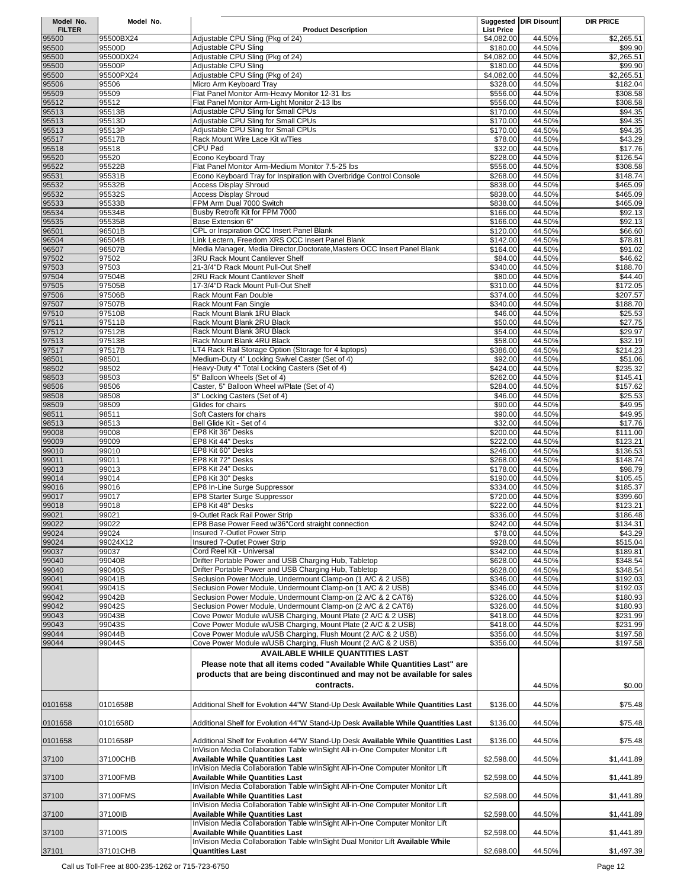| Model No. FILTER | Model No. | Product Description | Suggested List Price | DIR Disount | DIR PRICE |
|---|---|---|---|---|---|
| 95500 | 95500BX24 | Adjustable CPU Sling (Pkg of 24) | $4,082.00 | 44.50% | $2,265.51 |
| 95500 | 95500D | Adjustable CPU Sling | $180.00 | 44.50% | $99.90 |
| 95500 | 95500DX24 | Adjustable CPU Sling (Pkg of 24) | $4,082.00 | 44.50% | $2,265.51 |
| 95500 | 95500P | Adjustable CPU Sling | $180.00 | 44.50% | $99.90 |
| 95500 | 95500PX24 | Adjustable CPU Sling (Pkg of 24) | $4,082.00 | 44.50% | $2,265.51 |
| 95506 | 95506 | Micro Arm Keyboard Tray | $328.00 | 44.50% | $182.04 |
| 95509 | 95509 | Flat Panel Monitor Arm-Heavy Monitor 12-31 lbs | $556.00 | 44.50% | $308.58 |
| 95512 | 95512 | Flat Panel Monitor Arm-Light Monitor 2-13 lbs | $556.00 | 44.50% | $308.58 |
| 95513 | 95513B | Adjustable CPU Sling for Small CPUs | $170.00 | 44.50% | $94.35 |
| 95513 | 95513D | Adjustable CPU Sling for Small CPUs | $170.00 | 44.50% | $94.35 |
| 95513 | 95513P | Adjustable CPU Sling for Small CPUs | $170.00 | 44.50% | $94.35 |
| 95517 | 95517B | Rack Mount Wire Lace Kit w/Ties | $78.00 | 44.50% | $43.29 |
| 95518 | 95518 | CPU Pad | $32.00 | 44.50% | $17.76 |
| 95520 | 95520 | Econo Keyboard Tray | $228.00 | 44.50% | $126.54 |
| 95522 | 95522B | Flat Panel Monitor Arm-Medium Monitor 7.5-25 lbs | $556.00 | 44.50% | $308.58 |
| 95531 | 95531B | Econo Keyboard Tray for Inspiration with Overbridge Control Console | $268.00 | 44.50% | $148.74 |
| 95532 | 95532B | Access Display Shroud | $838.00 | 44.50% | $465.09 |
| 95532 | 95532S | Access Display Shroud | $838.00 | 44.50% | $465.09 |
| 95533 | 95533B | FPM Arm Dual 7000 Switch | $838.00 | 44.50% | $465.09 |
| 95534 | 95534B | Busby Retrofit Kit for FPM 7000 | $166.00 | 44.50% | $92.13 |
| 95535 | 95535B | Base Extension 6" | $166.00 | 44.50% | $92.13 |
| 96501 | 96501B | CPL or Inspiration OCC Insert Panel Blank | $120.00 | 44.50% | $66.60 |
| 96504 | 96504B | Link Lectern, Freedom XRS OCC Insert Panel Blank | $142.00 | 44.50% | $78.81 |
| 96507 | 96507B | Media Manager, Media Director,Doctorate,Masters OCC Insert Panel Blank | $164.00 | 44.50% | $91.02 |
| 97502 | 97502 | 3RU Rack Mount Cantilever Shelf | $84.00 | 44.50% | $46.62 |
| 97503 | 97503 | 21-3/4"D Rack Mount Pull-Out Shelf | $340.00 | 44.50% | $188.70 |
| 97504 | 97504B | 2RU Rack Mount Cantilever Shelf | $80.00 | 44.50% | $44.40 |
| 97505 | 97505B | 17-3/4"D Rack Mount Pull-Out Shelf | $310.00 | 44.50% | $172.05 |
| 97506 | 97506B | Rack Mount Fan Double | $374.00 | 44.50% | $207.57 |
| 97507 | 97507B | Rack Mount Fan Single | $340.00 | 44.50% | $188.70 |
| 97510 | 97510B | Rack Mount Blank 1RU Black | $46.00 | 44.50% | $25.53 |
| 97511 | 97511B | Rack Mount Blank 2RU Black | $50.00 | 44.50% | $27.75 |
| 97512 | 97512B | Rack Mount Blank 3RU Black | $54.00 | 44.50% | $29.97 |
| 97513 | 97513B | Rack Mount Blank 4RU Black | $58.00 | 44.50% | $32.19 |
| 97517 | 97517B | LT4 Rack Rail Storage Option (Storage for 4 laptops) | $386.00 | 44.50% | $214.23 |
| 98501 | 98501 | Medium-Duty 4" Locking Swivel Caster (Set of 4) | $92.00 | 44.50% | $51.06 |
| 98502 | 98502 | Heavy-Duty 4" Total Locking Casters (Set of 4) | $424.00 | 44.50% | $235.32 |
| 98503 | 98503 | 5" Balloon Wheels (Set of 4) | $262.00 | 44.50% | $145.41 |
| 98506 | 98506 | Caster, 5" Balloon Wheel w/Plate (Set of 4) | $284.00 | 44.50% | $157.62 |
| 98508 | 98508 | 3" Locking Casters (Set of 4) | $46.00 | 44.50% | $25.53 |
| 98509 | 98509 | Glides for chairs | $90.00 | 44.50% | $49.95 |
| 98511 | 98511 | Soft Casters for chairs | $90.00 | 44.50% | $49.95 |
| 98513 | 98513 | Bell Glide Kit - Set of 4 | $32.00 | 44.50% | $17.76 |
| 99008 | 99008 | EP8 Kit 36" Desks | $200.00 | 44.50% | $111.00 |
| 99009 | 99009 | EP8 Kit 44" Desks | $222.00 | 44.50% | $123.21 |
| 99010 | 99010 | EP8 Kit 60" Desks | $246.00 | 44.50% | $136.53 |
| 99011 | 99011 | EP8 Kit 72" Desks | $268.00 | 44.50% | $148.74 |
| 99013 | 99013 | EP8 Kit 24" Desks | $178.00 | 44.50% | $98.79 |
| 99014 | 99014 | EP8 Kit 30" Desks | $190.00 | 44.50% | $105.45 |
| 99016 | 99016 | EP8 In-Line Surge Suppressor | $334.00 | 44.50% | $185.37 |
| 99017 | 99017 | EP8 Starter Surge Suppressor | $720.00 | 44.50% | $399.60 |
| 99018 | 99018 | EP8 Kit 48" Desks | $222.00 | 44.50% | $123.21 |
| 99021 | 99021 | 9-Outlet Rack Rail Power Strip | $336.00 | 44.50% | $186.48 |
| 99022 | 99022 | EP8 Base Power Feed w/36"Cord straight connection | $242.00 | 44.50% | $134.31 |
| 99024 | 99024 | Insured 7-Outlet Power Strip | $78.00 | 44.50% | $43.29 |
| 99024 | 99024X12 | Insured 7-Outlet Power Strip | $928.00 | 44.50% | $515.04 |
| 99037 | 99037 | Cord Reel Kit - Universal | $342.00 | 44.50% | $189.81 |
| 99040 | 99040B | Drifter Portable Power and USB Charging Hub, Tabletop | $628.00 | 44.50% | $348.54 |
| 99040 | 99040S | Drifter Portable Power and USB Charging Hub, Tabletop | $628.00 | 44.50% | $348.54 |
| 99041 | 99041B | Seclusion Power Module, Undermount Clamp-on (1 A/C & 2 USB) | $346.00 | 44.50% | $192.03 |
| 99041 | 99041S | Seclusion Power Module, Undermount Clamp-on (1 A/C & 2 USB) | $346.00 | 44.50% | $192.03 |
| 99042 | 99042B | Seclusion Power Module, Undermount Clamp-on (2 A/C & 2 CAT6) | $326.00 | 44.50% | $180.93 |
| 99042 | 99042S | Seclusion Power Module, Undermount Clamp-on (2 A/C & 2 CAT6) | $326.00 | 44.50% | $180.93 |
| 99043 | 99043B | Cove Power Module w/USB Charging, Mount Plate (2 A/C & 2 USB) | $418.00 | 44.50% | $231.99 |
| 99043 | 99043S | Cove Power Module w/USB Charging, Mount Plate (2 A/C & 2 USB) | $418.00 | 44.50% | $231.99 |
| 99044 | 99044B | Cove Power Module w/USB Charging, Flush Mount (2 A/C & 2 USB) | $356.00 | 44.50% | $197.58 |
| 99044 | 99044S | Cove Power Module w/USB Charging, Flush Mount (2 A/C & 2 USB) | $356.00 | 44.50% | $197.58 |
| | | **AVAILABLE WHILE QUANTITIES LAST** **Please note that all items coded "Available While Quantities Last" are products that are being discontinued and may not be available for sales contracts.** | | 44.50% | $0.00 |
| 0101658 | 0101658B | Additional Shelf for Evolution 44"W Stand-Up Desk **Available While Quantities Last** | $136.00 | 44.50% | $75.48 |
| 0101658 | 0101658D | Additional Shelf for Evolution 44"W Stand-Up Desk **Available While Quantities Last** | $136.00 | 44.50% | $75.48 |
| 0101658 | 0101658P | Additional Shelf for Evolution 44"W Stand-Up Desk **Available While Quantities Last** | $136.00 | 44.50% | $75.48 |
| 37100 | 37100CHB | InVision Media Collaboration Table w/InSight All-in-One Computer Monitor Lift **Available While Quantities Last** | $2,598.00 | 44.50% | $1,441.89 |
| 37100 | 37100FMB | InVision Media Collaboration Table w/InSight All-in-One Computer Monitor Lift **Available While Quantities Last** | $2,598.00 | 44.50% | $1,441.89 |
| 37100 | 37100FMS | InVision Media Collaboration Table w/InSight All-in-One Computer Monitor Lift **Available While Quantities Last** | $2,598.00 | 44.50% | $1,441.89 |
| 37100 | 37100IB | InVision Media Collaboration Table w/InSight All-in-One Computer Monitor Lift **Available While Quantities Last** | $2,598.00 | 44.50% | $1,441.89 |
| 37100 | 37100IS | InVision Media Collaboration Table w/InSight All-in-One Computer Monitor Lift **Available While Quantities Last** | $2,598.00 | 44.50% | $1,441.89 |
| 37101 | 37101CHB | InVision Media Collaboration Table w/InSight Dual Monitor Lift **Available While Quantities Last** | $2,698.00 | 44.50% | $1,497.39 |

Call us Toll-Free at 800-235-1262 or 715-723-6750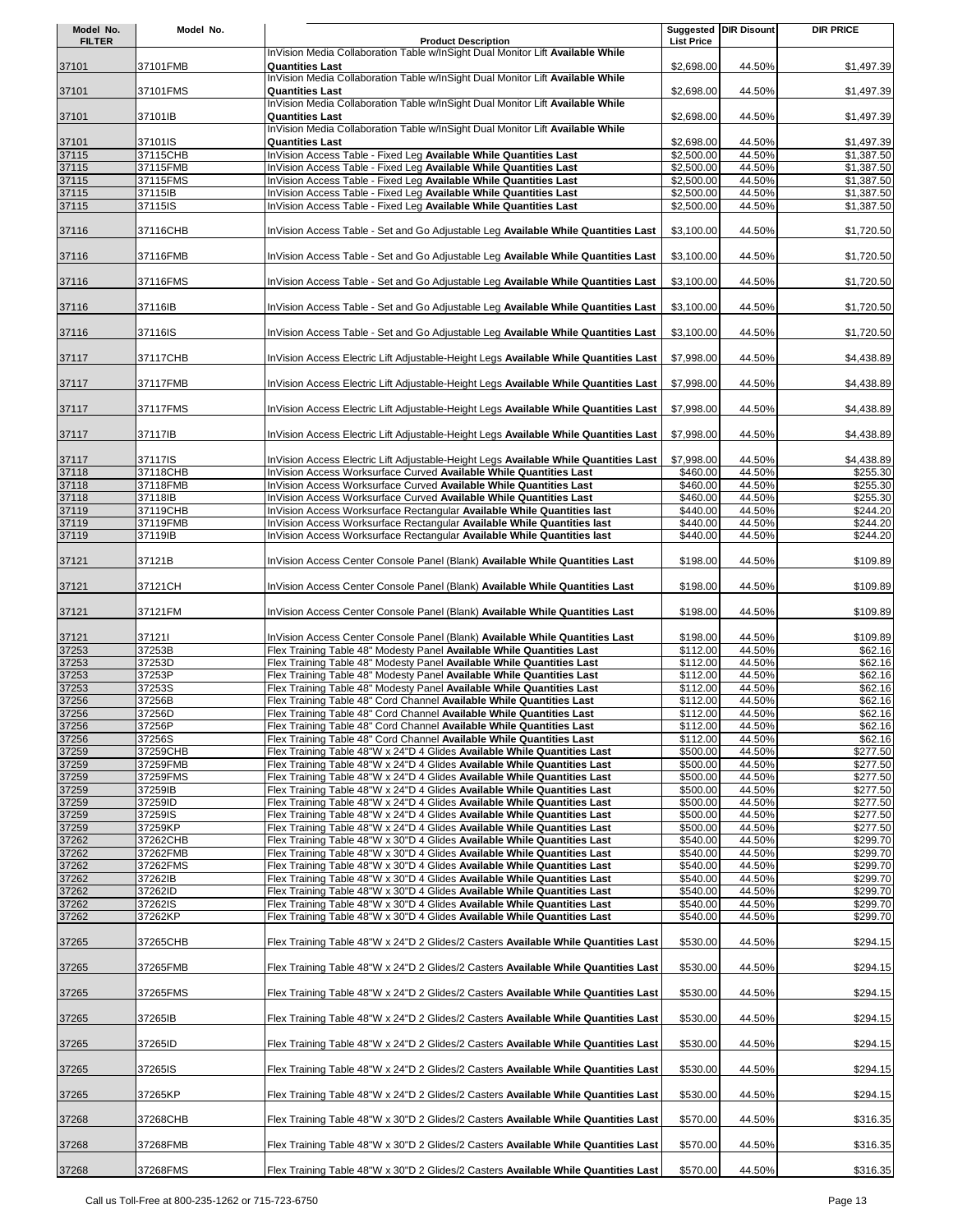| Model No. FILTER | Model No. | Product Description | Suggested List Price | DIR Disount | DIR PRICE |
|---|---|---|---|---|---|
| 37101 | 37101FMB | InVision Media Collaboration Table w/InSight Dual Monitor Lift **Available While Quantities Last** | $2,698.00 | 44.50% | $1,497.39 |
| 37101 | 37101FMS | InVision Media Collaboration Table w/InSight Dual Monitor Lift **Available While Quantities Last** | $2,698.00 | 44.50% | $1,497.39 |
| 37101 | 37101IB | InVision Media Collaboration Table w/InSight Dual Monitor Lift **Available While Quantities Last** | $2,698.00 | 44.50% | $1,497.39 |
| 37101 | 37101IS | InVision Media Collaboration Table w/InSight Dual Monitor Lift **Available While Quantities Last** | $2,698.00 | 44.50% | $1,497.39 |
| 37115 | 37115CHB | InVision Access Table - Fixed Leg **Available While Quantities Last** | $2,500.00 | 44.50% | $1,387.50 |
| 37115 | 37115FMB | InVision Access Table - Fixed Leg **Available While Quantities Last** | $2,500.00 | 44.50% | $1,387.50 |
| 37115 | 37115FMS | InVision Access Table - Fixed Leg **Available While Quantities Last** | $2,500.00 | 44.50% | $1,387.50 |
| 37115 | 37115IB | InVision Access Table - Fixed Leg **Available While Quantities Last** | $2,500.00 | 44.50% | $1,387.50 |
| 37115 | 37115IS | InVision Access Table - Fixed Leg **Available While Quantities Last** | $2,500.00 | 44.50% | $1,387.50 |
| 37116 | 37116CHB | InVision Access Table - Set and Go Adjustable Leg **Available While Quantities Last** | $3,100.00 | 44.50% | $1,720.50 |
| 37116 | 37116FMB | InVision Access Table - Set and Go Adjustable Leg **Available While Quantities Last** | $3,100.00 | 44.50% | $1,720.50 |
| 37116 | 37116FMS | InVision Access Table - Set and Go Adjustable Leg **Available While Quantities Last** | $3,100.00 | 44.50% | $1,720.50 |
| 37116 | 37116IB | InVision Access Table - Set and Go Adjustable Leg **Available While Quantities Last** | $3,100.00 | 44.50% | $1,720.50 |
| 37116 | 37116IS | InVision Access Table - Set and Go Adjustable Leg **Available While Quantities Last** | $3,100.00 | 44.50% | $1,720.50 |
| 37117 | 37117CHB | InVision Access Electric Lift Adjustable-Height Legs **Available While Quantities Last** | $7,998.00 | 44.50% | $4,438.89 |
| 37117 | 37117FMB | InVision Access Electric Lift Adjustable-Height Legs **Available While Quantities Last** | $7,998.00 | 44.50% | $4,438.89 |
| 37117 | 37117FMS | InVision Access Electric Lift Adjustable-Height Legs **Available While Quantities Last** | $7,998.00 | 44.50% | $4,438.89 |
| 37117 | 37117IB | InVision Access Electric Lift Adjustable-Height Legs **Available While Quantities Last** | $7,998.00 | 44.50% | $4,438.89 |
| 37117 | 37117IS | InVision Access Electric Lift Adjustable-Height Legs **Available While Quantities Last** | $7,998.00 | 44.50% | $4,438.89 |
| 37118 | 37118CHB | InVision Access Worksurface Curved **Available While Quantities Last** | $460.00 | 44.50% | $255.30 |
| 37118 | 37118FMB | InVision Access Worksurface Curved **Available While Quantities Last** | $460.00 | 44.50% | $255.30 |
| 37118 | 37118IB | InVision Access Worksurface Curved **Available While Quantities Last** | $460.00 | 44.50% | $255.30 |
| 37119 | 37119CHB | InVision Access Worksurface Rectangular **Available While Quantities last** | $440.00 | 44.50% | $244.20 |
| 37119 | 37119FMB | InVision Access Worksurface Rectangular **Available While Quantities last** | $440.00 | 44.50% | $244.20 |
| 37119 | 37119IB | InVision Access Worksurface Rectangular **Available While Quantities last** | $440.00 | 44.50% | $244.20 |
| 37121 | 37121B | InVision Access Center Console Panel (Blank) **Available While Quantities Last** | $198.00 | 44.50% | $109.89 |
| 37121 | 37121CH | InVision Access Center Console Panel (Blank) **Available While Quantities Last** | $198.00 | 44.50% | $109.89 |
| 37121 | 37121FM | InVision Access Center Console Panel (Blank) **Available While Quantities Last** | $198.00 | 44.50% | $109.89 |
| 37121 | 37121I | InVision Access Center Console Panel (Blank) **Available While Quantities Last** | $198.00 | 44.50% | $109.89 |
| 37253 | 37253B | Flex Training Table 48" Modesty Panel **Available While Quantities Last** | $112.00 | 44.50% | $62.16 |
| 37253 | 37253D | Flex Training Table 48" Modesty Panel **Available While Quantities Last** | $112.00 | 44.50% | $62.16 |
| 37253 | 37253P | Flex Training Table 48" Modesty Panel **Available While Quantities Last** | $112.00 | 44.50% | $62.16 |
| 37253 | 37253S | Flex Training Table 48" Modesty Panel **Available While Quantities Last** | $112.00 | 44.50% | $62.16 |
| 37256 | 37256B | Flex Training Table 48" Cord Channel **Available While Quantities Last** | $112.00 | 44.50% | $62.16 |
| 37256 | 37256D | Flex Training Table 48" Cord Channel **Available While Quantities Last** | $112.00 | 44.50% | $62.16 |
| 37256 | 37256P | Flex Training Table 48" Cord Channel **Available While Quantities Last** | $112.00 | 44.50% | $62.16 |
| 37256 | 37256S | Flex Training Table 48" Cord Channel **Available While Quantities Last** | $112.00 | 44.50% | $62.16 |
| 37259 | 37259CHB | Flex Training Table 48"W x 24"D 4 Glides **Available While Quantities Last** | $500.00 | 44.50% | $277.50 |
| 37259 | 37259FMB | Flex Training Table 48"W x 24"D 4 Glides **Available While Quantities Last** | $500.00 | 44.50% | $277.50 |
| 37259 | 37259FMS | Flex Training Table 48"W x 24"D 4 Glides **Available While Quantities Last** | $500.00 | 44.50% | $277.50 |
| 37259 | 37259IB | Flex Training Table 48"W x 24"D 4 Glides **Available While Quantities Last** | $500.00 | 44.50% | $277.50 |
| 37259 | 37259ID | Flex Training Table 48"W x 24"D 4 Glides **Available While Quantities Last** | $500.00 | 44.50% | $277.50 |
| 37259 | 37259IS | Flex Training Table 48"W x 24"D 4 Glides **Available While Quantities Last** | $500.00 | 44.50% | $277.50 |
| 37259 | 37259KP | Flex Training Table 48"W x 24"D 4 Glides **Available While Quantities Last** | $500.00 | 44.50% | $277.50 |
| 37262 | 37262CHB | Flex Training Table 48"W x 30"D 4 Glides **Available While Quantities Last** | $540.00 | 44.50% | $299.70 |
| 37262 | 37262FMB | Flex Training Table 48"W x 30"D 4 Glides **Available While Quantities Last** | $540.00 | 44.50% | $299.70 |
| 37262 | 37262FMS | Flex Training Table 48"W x 30"D 4 Glides **Available While Quantities Last** | $540.00 | 44.50% | $299.70 |
| 37262 | 37262IB | Flex Training Table 48"W x 30"D 4 Glides **Available While Quantities Last** | $540.00 | 44.50% | $299.70 |
| 37262 | 37262ID | Flex Training Table 48"W x 30"D 4 Glides **Available While Quantities Last** | $540.00 | 44.50% | $299.70 |
| 37262 | 37262IS | Flex Training Table 48"W x 30"D 4 Glides **Available While Quantities Last** | $540.00 | 44.50% | $299.70 |
| 37262 | 37262KP | Flex Training Table 48"W x 30"D 4 Glides **Available While Quantities Last** | $540.00 | 44.50% | $299.70 |
| 37265 | 37265CHB | Flex Training Table 48"W x 24"D 2 Glides/2 Casters **Available While Quantities Last** | $530.00 | 44.50% | $294.15 |
| 37265 | 37265FMB | Flex Training Table 48"W x 24"D 2 Glides/2 Casters **Available While Quantities Last** | $530.00 | 44.50% | $294.15 |
| 37265 | 37265FMS | Flex Training Table 48"W x 24"D 2 Glides/2 Casters **Available While Quantities Last** | $530.00 | 44.50% | $294.15 |
| 37265 | 37265IB | Flex Training Table 48"W x 24"D 2 Glides/2 Casters **Available While Quantities Last** | $530.00 | 44.50% | $294.15 |
| 37265 | 37265ID | Flex Training Table 48"W x 24"D 2 Glides/2 Casters **Available While Quantities Last** | $530.00 | 44.50% | $294.15 |
| 37265 | 37265IS | Flex Training Table 48"W x 24"D 2 Glides/2 Casters **Available While Quantities Last** | $530.00 | 44.50% | $294.15 |
| 37265 | 37265KP | Flex Training Table 48"W x 24"D 2 Glides/2 Casters **Available While Quantities Last** | $530.00 | 44.50% | $294.15 |
| 37268 | 37268CHB | Flex Training Table 48"W x 30"D 2 Glides/2 Casters **Available While Quantities Last** | $570.00 | 44.50% | $316.35 |
| 37268 | 37268FMB | Flex Training Table 48"W x 30"D 2 Glides/2 Casters **Available While Quantities Last** | $570.00 | 44.50% | $316.35 |
| 37268 | 37268FMS | Flex Training Table 48"W x 30"D 2 Glides/2 Casters **Available While Quantities Last** | $570.00 | 44.50% | $316.35 |

Call us Toll-Free at 800-235-1262 or 715-723-6750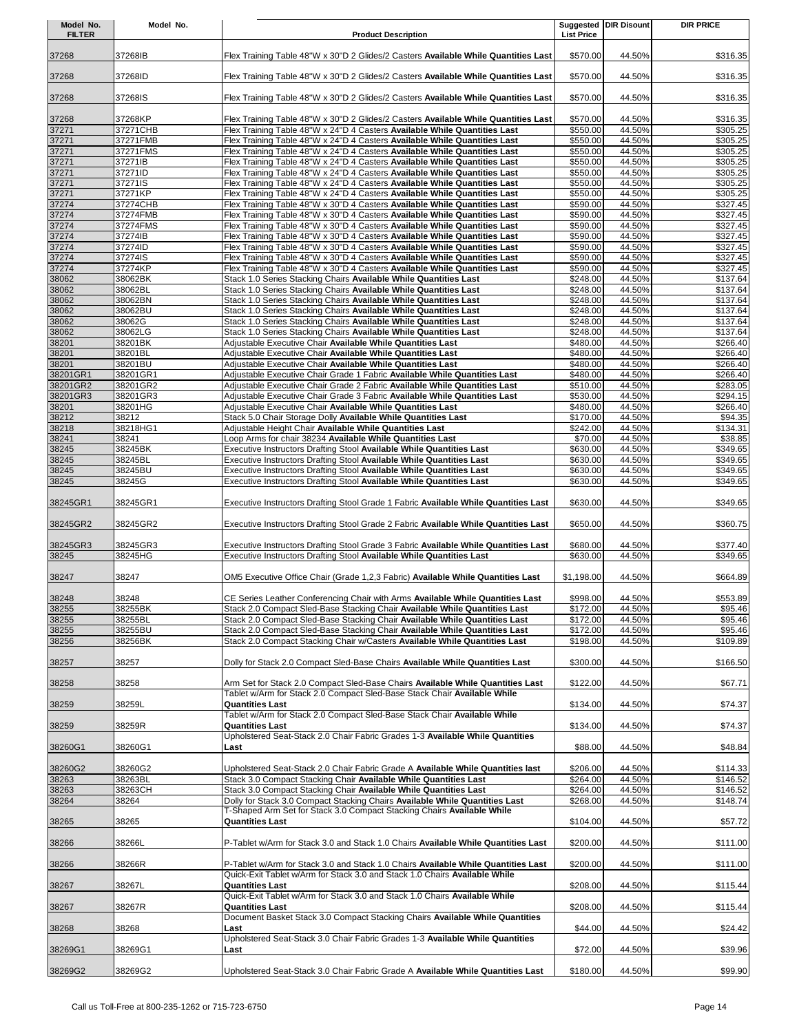| Model No. FILTER | Model No. | Product Description | Suggested List Price | DIR Disount | DIR PRICE |
|---|---|---|---|---|---|
| 37268 | 37268IB | Flex Training Table 48"W x 30"D 2 Glides/2 Casters **Available While Quantities Last** | $570.00 | 44.50% | $316.35 |
| 37268 | 37268ID | Flex Training Table 48"W x 30"D 2 Glides/2 Casters **Available While Quantities Last** | $570.00 | 44.50% | $316.35 |
| 37268 | 37268IS | Flex Training Table 48"W x 30"D 2 Glides/2 Casters **Available While Quantities Last** | $570.00 | 44.50% | $316.35 |
| 37268 | 37268KP | Flex Training Table 48"W x 30"D 2 Glides/2 Casters **Available While Quantities Last** | $570.00 | 44.50% | $316.35 |
| 37271 | 37271CHB | Flex Training Table 48"W x 24"D 4 Casters **Available While Quantities Last** | $550.00 | 44.50% | $305.25 |
| 37271 | 37271FMB | Flex Training Table 48"W x 24"D 4 Casters **Available While Quantities Last** | $550.00 | 44.50% | $305.25 |
| 37271 | 37271FMS | Flex Training Table 48"W x 24"D 4 Casters **Available While Quantities Last** | $550.00 | 44.50% | $305.25 |
| 37271 | 37271IB | Flex Training Table 48"W x 24"D 4 Casters **Available While Quantities Last** | $550.00 | 44.50% | $305.25 |
| 37271 | 37271ID | Flex Training Table 48"W x 24"D 4 Casters **Available While Quantities Last** | $550.00 | 44.50% | $305.25 |
| 37271 | 37271IS | Flex Training Table 48"W x 24"D 4 Casters **Available While Quantities Last** | $550.00 | 44.50% | $305.25 |
| 37271 | 37271KP | Flex Training Table 48"W x 24"D 4 Casters **Available While Quantities Last** | $550.00 | 44.50% | $305.25 |
| 37274 | 37274CHB | Flex Training Table 48"W x 30"D 4 Casters **Available While Quantities Last** | $590.00 | 44.50% | $327.45 |
| 37274 | 37274FMB | Flex Training Table 48"W x 30"D 4 Casters **Available While Quantities Last** | $590.00 | 44.50% | $327.45 |
| 37274 | 37274FMS | Flex Training Table 48"W x 30"D 4 Casters **Available While Quantities Last** | $590.00 | 44.50% | $327.45 |
| 37274 | 37274IB | Flex Training Table 48"W x 30"D 4 Casters **Available While Quantities Last** | $590.00 | 44.50% | $327.45 |
| 37274 | 37274ID | Flex Training Table 48"W x 30"D 4 Casters **Available While Quantities Last** | $590.00 | 44.50% | $327.45 |
| 37274 | 37274IS | Flex Training Table 48"W x 30"D 4 Casters **Available While Quantities Last** | $590.00 | 44.50% | $327.45 |
| 37274 | 37274KP | Flex Training Table 48"W x 30"D 4 Casters **Available While Quantities Last** | $590.00 | 44.50% | $327.45 |
| 38062 | 38062BK | Stack 1.0 Series Stacking Chairs **Available While Quantities Last** | $248.00 | 44.50% | $137.64 |
| 38062 | 38062BL | Stack 1.0 Series Stacking Chairs **Available While Quantities Last** | $248.00 | 44.50% | $137.64 |
| 38062 | 38062BN | Stack 1.0 Series Stacking Chairs **Available While Quantities Last** | $248.00 | 44.50% | $137.64 |
| 38062 | 38062BU | Stack 1.0 Series Stacking Chairs **Available While Quantities Last** | $248.00 | 44.50% | $137.64 |
| 38062 | 38062G | Stack 1.0 Series Stacking Chairs **Available While Quantities Last** | $248.00 | 44.50% | $137.64 |
| 38062 | 38062LG | Stack 1.0 Series Stacking Chairs **Available While Quantities Last** | $248.00 | 44.50% | $137.64 |
| 38201 | 38201BK | Adjustable Executive Chair **Available While Quantities Last** | $480.00 | 44.50% | $266.40 |
| 38201 | 38201BL | Adjustable Executive Chair **Available While Quantities Last** | $480.00 | 44.50% | $266.40 |
| 38201 | 38201BU | Adjustable Executive Chair **Available While Quantities Last** | $480.00 | 44.50% | $266.40 |
| 38201GR1 | 38201GR1 | Adjustable Executive Chair Grade 1 Fabric **Available While Quantities Last** | $480.00 | 44.50% | $266.40 |
| 38201GR2 | 38201GR2 | Adjustable Executive Chair Grade 2 Fabric **Available While Quantities Last** | $510.00 | 44.50% | $283.05 |
| 38201GR3 | 38201GR3 | Adjustable Executive Chair Grade 3 Fabric **Available While Quantities Last** | $530.00 | 44.50% | $294.15 |
| 38201 | 38201HG | Adjustable Executive Chair **Available While Quantities Last** | $480.00 | 44.50% | $266.40 |
| 38212 | 38212 | Stack 5.0 Chair Storage Dolly **Available While Quantities Last** | $170.00 | 44.50% | $94.35 |
| 38218 | 38218HG1 | Adjustable Height Chair **Available While Quantities Last** | $242.00 | 44.50% | $134.31 |
| 38241 | 38241 | Loop Arms for chair 38234 **Available While Quantities Last** | $70.00 | 44.50% | $38.85 |
| 38245 | 38245BK | Executive Instructors Drafting Stool **Available While Quantities Last** | $630.00 | 44.50% | $349.65 |
| 38245 | 38245BL | Executive Instructors Drafting Stool **Available While Quantities Last** | $630.00 | 44.50% | $349.65 |
| 38245 | 38245BU | Executive Instructors Drafting Stool **Available While Quantities Last** | $630.00 | 44.50% | $349.65 |
| 38245 | 38245G | Executive Instructors Drafting Stool **Available While Quantities Last** | $630.00 | 44.50% | $349.65 |
| 38245GR1 | 38245GR1 | Executive Instructors Drafting Stool Grade 1 Fabric **Available While Quantities Last** | $630.00 | 44.50% | $349.65 |
| 38245GR2 | 38245GR2 | Executive Instructors Drafting Stool Grade 2 Fabric **Available While Quantities Last** | $650.00 | 44.50% | $360.75 |
| 38245GR3 | 38245GR3 | Executive Instructors Drafting Stool Grade 3 Fabric **Available While Quantities Last** | $680.00 | 44.50% | $377.40 |
| 38245 | 38245HG | Executive Instructors Drafting Stool **Available While Quantities Last** | $630.00 | 44.50% | $349.65 |
| 38247 | 38247 | OM5 Executive Office Chair (Grade 1,2,3 Fabric) **Available While Quantities Last** | $1,198.00 | 44.50% | $664.89 |
| 38248 | 38248 | CE Series Leather Conferencing Chair with Arms **Available While Quantities Last** | $998.00 | 44.50% | $553.89 |
| 38255 | 38255BK | Stack 2.0 Compact Sled-Base Stacking Chair **Available While Quantities Last** | $172.00 | 44.50% | $95.46 |
| 38255 | 38255BL | Stack 2.0 Compact Sled-Base Stacking Chair **Available While Quantities Last** | $172.00 | 44.50% | $95.46 |
| 38255 | 38255BU | Stack 2.0 Compact Sled-Base Stacking Chair **Available While Quantities Last** | $172.00 | 44.50% | $95.46 |
| 38256 | 38256BK | Stack 2.0 Compact Stacking Chair w/Casters **Available While Quantities Last** | $198.00 | 44.50% | $109.89 |
| 38257 | 38257 | Dolly for Stack 2.0 Compact Sled-Base Chairs **Available While Quantities Last** | $300.00 | 44.50% | $166.50 |
| 38258 | 38258 | Arm Set for Stack 2.0 Compact Sled-Base Chairs **Available While Quantities Last** | $122.00 | 44.50% | $67.71 |
| 38259 | 38259L | Tablet w/Arm for Stack 2.0 Compact Sled-Base Stack Chair **Available While Quantities Last** | $134.00 | 44.50% | $74.37 |
| 38259 | 38259R | Tablet w/Arm for Stack 2.0 Compact Sled-Base Stack Chair **Available While Quantities Last** | $134.00 | 44.50% | $74.37 |
| 38260G1 | 38260G1 | Upholstered Seat-Stack 2.0 Chair Fabric Grades 1-3 **Available While Quantities Last** | $88.00 | 44.50% | $48.84 |
| 38260G2 | 38260G2 | Upholstered Seat-Stack 2.0 Chair Fabric Grade A **Available While Quantities last** | $206.00 | 44.50% | $114.33 |
| 38263 | 38263BL | Stack 3.0 Compact Stacking Chair **Available While Quantities Last** | $264.00 | 44.50% | $146.52 |
| 38263 | 38263CH | Stack 3.0 Compact Stacking Chair **Available While Quantities Last** | $264.00 | 44.50% | $146.52 |
| 38264 | 38264 | Dolly for Stack 3.0 Compact Stacking Chairs **Available While Quantities Last** | $268.00 | 44.50% | $148.74 |
| 38265 | 38265 | T-Shaped Arm Set for Stack 3.0 Compact Stacking Chairs **Available While Quantities Last** | $104.00 | 44.50% | $57.72 |
| 38266 | 38266L | P-Tablet w/Arm for Stack 3.0 and Stack 1.0 Chairs **Available While Quantities Last** | $200.00 | 44.50% | $111.00 |
| 38266 | 38266R | P-Tablet w/Arm for Stack 3.0 and Stack 1.0 Chairs **Available While Quantities Last** | $200.00 | 44.50% | $111.00 |
| 38267 | 38267L | Quick-Exit Tablet w/Arm for Stack 3.0 and Stack 1.0 Chairs **Available While Quantities Last** | $208.00 | 44.50% | $115.44 |
| 38267 | 38267R | Quick-Exit Tablet w/Arm for Stack 3.0 and Stack 1.0 Chairs **Available While Quantities Last** | $208.00 | 44.50% | $115.44 |
| 38268 | 38268 | Document Basket Stack 3.0 Compact Stacking Chairs **Available While Quantities Last** | $44.00 | 44.50% | $24.42 |
| 38269G1 | 38269G1 | Upholstered Seat-Stack 3.0 Chair Fabric Grades 1-3 **Available While Quantities Last** | $72.00 | 44.50% | $39.96 |
| 38269G2 | 38269G2 | Upholstered Seat-Stack 3.0 Chair Fabric Grade A **Available While Quantities Last** | $180.00 | 44.50% | $99.90 |

Call us Toll-Free at 800-235-1262 or 715-723-6750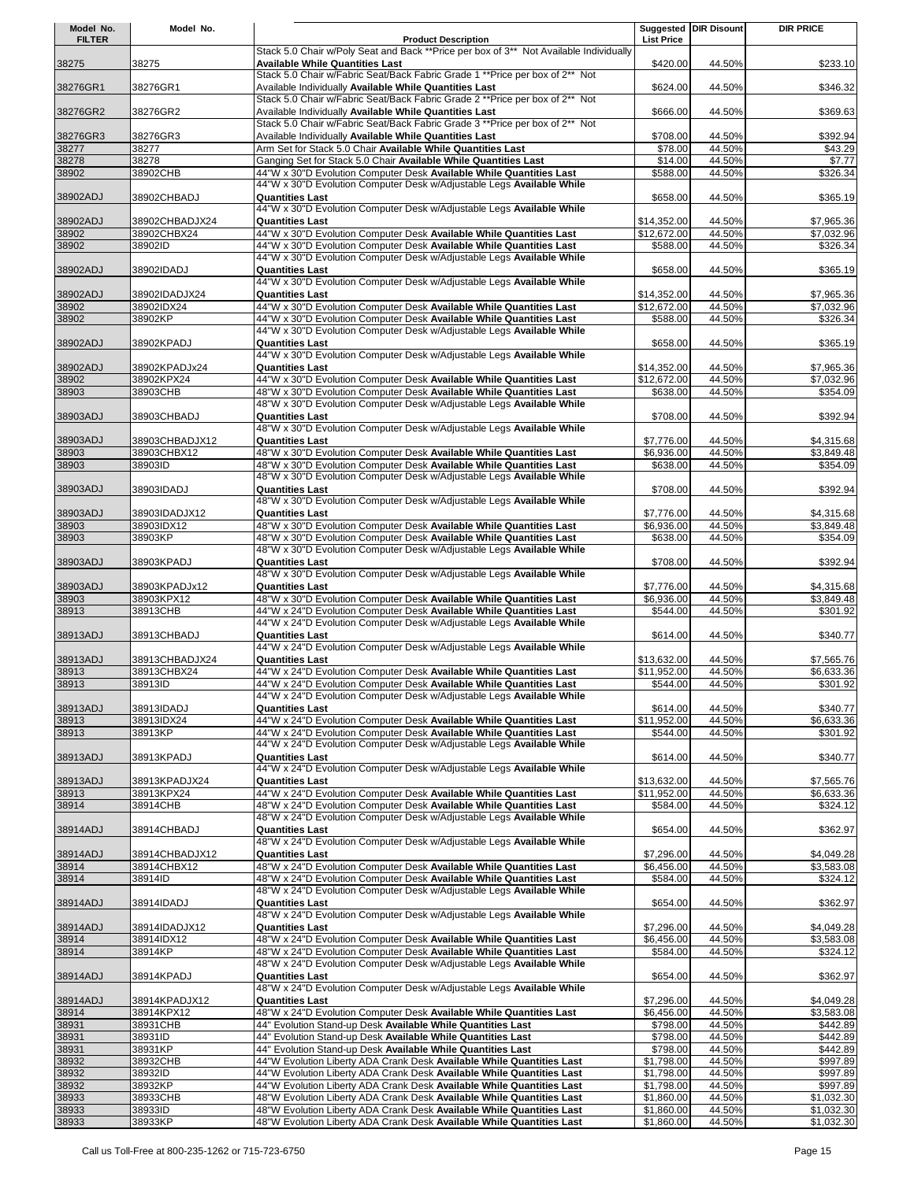| Model No. FILTER | Model No. | Product Description | Suggested List Price | DIR Disount | DIR PRICE |
|---|---|---|---|---|---|
| 38275 | 38275 | Stack 5.0 Chair w/Poly Seat and Back **Price per box of 3** Not Available Individually **Available While Quantities Last** | $420.00 | 44.50% | $233.10 |
| 38276GR1 | 38276GR1 | Stack 5.0 Chair w/Fabric Seat/Back Fabric Grade 1 **Price per box of 2** Not Available Individually **Available While Quantities Last** | $624.00 | 44.50% | $346.32 |
| 38276GR2 | 38276GR2 | Stack 5.0 Chair w/Fabric Seat/Back Fabric Grade 2 **Price per box of 2** Not Available Individually **Available While Quantities Last** | $666.00 | 44.50% | $369.63 |
| 38276GR3 | 38276GR3 | Stack 5.0 Chair w/Fabric Seat/Back Fabric Grade 3 **Price per box of 2** Not Available Individually **Available While Quantities Last** | $708.00 | 44.50% | $392.94 |
| 38277 | 38277 | Arm Set for Stack 5.0 Chair **Available While Quantities Last** | $78.00 | 44.50% | $43.29 |
| 38278 | 38278 | Ganging Set for Stack 5.0 Chair **Available While Quantities Last** | $14.00 | 44.50% | $7.77 |
| 38902 | 38902CHB | 44"W x 30"D Evolution Computer Desk **Available While Quantities Last** | $588.00 | 44.50% | $326.34 |
| 38902ADJ | 38902CHBADJ | 44"W x 30"D Evolution Computer Desk w/Adjustable Legs **Available While Quantities Last** | $658.00 | 44.50% | $365.19 |
| 38902ADJ | 38902CHBADJX24 | 44"W x 30"D Evolution Computer Desk w/Adjustable Legs **Available While Quantities Last** | $14,352.00 | 44.50% | $7,965.36 |
| 38902 | 38902CHBX24 | 44"W x 30"D Evolution Computer Desk **Available While Quantities Last** | $12,672.00 | 44.50% | $7,032.96 |
| 38902 | 38902ID | 44"W x 30"D Evolution Computer Desk **Available While Quantities Last** | $588.00 | 44.50% | $326.34 |
| 38902ADJ | 38902IDADJ | 44"W x 30"D Evolution Computer Desk w/Adjustable Legs **Available While Quantities Last** | $658.00 | 44.50% | $365.19 |
| 38902ADJ | 38902IDADJX24 | 44"W x 30"D Evolution Computer Desk w/Adjustable Legs **Available While Quantities Last** | $14,352.00 | 44.50% | $7,965.36 |
| 38902 | 38902IDX24 | 44"W x 30"D Evolution Computer Desk **Available While Quantities Last** | $12,672.00 | 44.50% | $7,032.96 |
| 38902 | 38902KP | 44"W x 30"D Evolution Computer Desk **Available While Quantities Last** | $588.00 | 44.50% | $326.34 |
| 38902ADJ | 38902KPADJ | 44"W x 30"D Evolution Computer Desk w/Adjustable Legs **Available While Quantities Last** | $658.00 | 44.50% | $365.19 |
| 38902ADJ | 38902KPADJx24 | 44"W x 30"D Evolution Computer Desk w/Adjustable Legs **Available While Quantities Last** | $14,352.00 | 44.50% | $7,965.36 |
| 38902 | 38902KPX24 | 44"W x 30"D Evolution Computer Desk **Available While Quantities Last** | $12,672.00 | 44.50% | $7,032.96 |
| 38903 | 38903CHB | 48"W x 30"D Evolution Computer Desk **Available While Quantities Last** | $638.00 | 44.50% | $354.09 |
| 38903ADJ | 38903CHBADJ | 48"W x 30"D Evolution Computer Desk w/Adjustable Legs **Available While Quantities Last** | $708.00 | 44.50% | $392.94 |
| 38903ADJ | 38903CHBADJX12 | 48"W x 30"D Evolution Computer Desk w/Adjustable Legs **Available While Quantities Last** | $7,776.00 | 44.50% | $4,315.68 |
| 38903 | 38903CHBX12 | 48"W x 30"D Evolution Computer Desk **Available While Quantities Last** | $6,936.00 | 44.50% | $3,849.48 |
| 38903 | 38903ID | 48"W x 30"D Evolution Computer Desk **Available While Quantities Last** | $638.00 | 44.50% | $354.09 |
| 38903ADJ | 38903IDADJ | 48"W x 30"D Evolution Computer Desk w/Adjustable Legs **Available While Quantities Last** | $708.00 | 44.50% | $392.94 |
| 38903ADJ | 38903IDADJX12 | 48"W x 30"D Evolution Computer Desk w/Adjustable Legs **Available While Quantities Last** | $7,776.00 | 44.50% | $4,315.68 |
| 38903 | 38903IDX12 | 48"W x 30"D Evolution Computer Desk **Available While Quantities Last** | $6,936.00 | 44.50% | $3,849.48 |
| 38903 | 38903KP | 48"W x 30"D Evolution Computer Desk **Available While Quantities Last** | $638.00 | 44.50% | $354.09 |
| 38903ADJ | 38903KPADJ | 48"W x 30"D Evolution Computer Desk w/Adjustable Legs **Available While Quantities Last** | $708.00 | 44.50% | $392.94 |
| 38903ADJ | 38903KPADJx12 | 48"W x 30"D Evolution Computer Desk w/Adjustable Legs **Available While Quantities Last** | $7,776.00 | 44.50% | $4,315.68 |
| 38903 | 38903KPX12 | 48"W x 30"D Evolution Computer Desk **Available While Quantities Last** | $6,936.00 | 44.50% | $3,849.48 |
| 38913 | 38913CHB | 44"W x 24"D Evolution Computer Desk **Available While Quantities Last** | $544.00 | 44.50% | $301.92 |
| 38913ADJ | 38913CHBADJ | 44"W x 24"D Evolution Computer Desk w/Adjustable Legs **Available While Quantities Last** | $614.00 | 44.50% | $340.77 |
| 38913ADJ | 38913CHBADJX24 | 44"W x 24"D Evolution Computer Desk w/Adjustable Legs **Available While Quantities Last** | $13,632.00 | 44.50% | $7,565.76 |
| 38913 | 38913CHBX24 | 44"W x 24"D Evolution Computer Desk **Available While Quantities Last** | $11,952.00 | 44.50% | $6,633.36 |
| 38913 | 38913ID | 44"W x 24"D Evolution Computer Desk **Available While Quantities Last** | $544.00 | 44.50% | $301.92 |
| 38913ADJ | 38913IDADJ | 44"W x 24"D Evolution Computer Desk w/Adjustable Legs **Available While Quantities Last** | $614.00 | 44.50% | $340.77 |
| 38913 | 38913IDX24 | 44"W x 24"D Evolution Computer Desk **Available While Quantities Last** | $11,952.00 | 44.50% | $6,633.36 |
| 38913 | 38913KP | 44"W x 24"D Evolution Computer Desk **Available While Quantities Last** | $544.00 | 44.50% | $301.92 |
| 38913ADJ | 38913KPADJ | 44"W x 24"D Evolution Computer Desk w/Adjustable Legs **Available While Quantities Last** | $614.00 | 44.50% | $340.77 |
| 38913ADJ | 38913KPADJX24 | 44"W x 24"D Evolution Computer Desk w/Adjustable Legs **Available While Quantities Last** | $13,632.00 | 44.50% | $7,565.76 |
| 38913 | 38913KPX24 | 44"W x 24"D Evolution Computer Desk **Available While Quantities Last** | $11,952.00 | 44.50% | $6,633.36 |
| 38914 | 38914CHB | 48"W x 24"D Evolution Computer Desk **Available While Quantities Last** | $584.00 | 44.50% | $324.12 |
| 38914ADJ | 38914CHBADJ | 48"W x 24"D Evolution Computer Desk w/Adjustable Legs **Available While Quantities Last** | $654.00 | 44.50% | $362.97 |
| 38914ADJ | 38914CHBADJX12 | 48"W x 24"D Evolution Computer Desk w/Adjustable Legs **Available While Quantities Last** | $7,296.00 | 44.50% | $4,049.28 |
| 38914 | 38914CHBX12 | 48"W x 24"D Evolution Computer Desk **Available While Quantities Last** | $6,456.00 | 44.50% | $3,583.08 |
| 38914 | 38914ID | 48"W x 24"D Evolution Computer Desk **Available While Quantities Last** | $584.00 | 44.50% | $324.12 |
| 38914ADJ | 38914IDADJ | 48"W x 24"D Evolution Computer Desk w/Adjustable Legs **Available While Quantities Last** | $654.00 | 44.50% | $362.97 |
| 38914ADJ | 38914IDADJX12 | 48"W x 24"D Evolution Computer Desk w/Adjustable Legs **Available While Quantities Last** | $7,296.00 | 44.50% | $4,049.28 |
| 38914 | 38914IDX12 | 48"W x 24"D Evolution Computer Desk **Available While Quantities Last** | $6,456.00 | 44.50% | $3,583.08 |
| 38914 | 38914KP | 48"W x 24"D Evolution Computer Desk **Available While Quantities Last** | $584.00 | 44.50% | $324.12 |
| 38914ADJ | 38914KPADJ | 48"W x 24"D Evolution Computer Desk w/Adjustable Legs **Available While Quantities Last** | $654.00 | 44.50% | $362.97 |
| 38914ADJ | 38914KPADJX12 | 48"W x 24"D Evolution Computer Desk w/Adjustable Legs **Available While Quantities Last** | $7,296.00 | 44.50% | $4,049.28 |
| 38914 | 38914KPX12 | 48"W x 24"D Evolution Computer Desk **Available While Quantities Last** | $6,456.00 | 44.50% | $3,583.08 |
| 38931 | 38931CHB | 44" Evolution Stand-up Desk **Available While Quantities Last** | $798.00 | 44.50% | $442.89 |
| 38931 | 38931ID | 44" Evolution Stand-up Desk **Available While Quantities Last** | $798.00 | 44.50% | $442.89 |
| 38931 | 38931KP | 44" Evolution Stand-up Desk **Available While Quantities Last** | $798.00 | 44.50% | $442.89 |
| 38932 | 38932CHB | 44"W Evolution Liberty ADA Crank Desk **Available While Quantities Last** | $1,798.00 | 44.50% | $997.89 |
| 38932 | 38932ID | 44"W Evolution Liberty ADA Crank Desk **Available While Quantities Last** | $1,798.00 | 44.50% | $997.89 |
| 38932 | 38932KP | 44"W Evolution Liberty ADA Crank Desk **Available While Quantities Last** | $1,798.00 | 44.50% | $997.89 |
| 38933 | 38933CHB | 48"W Evolution Liberty ADA Crank Desk **Available While Quantities Last** | $1,860.00 | 44.50% | $1,032.30 |
| 38933 | 38933ID | 48"W Evolution Liberty ADA Crank Desk **Available While Quantities Last** | $1,860.00 | 44.50% | $1,032.30 |
| 38933 | 38933KP | 48"W Evolution Liberty ADA Crank Desk **Available While Quantities Last** | $1,860.00 | 44.50% | $1,032.30 |

Call us Toll-Free at 800-235-1262 or 715-723-6750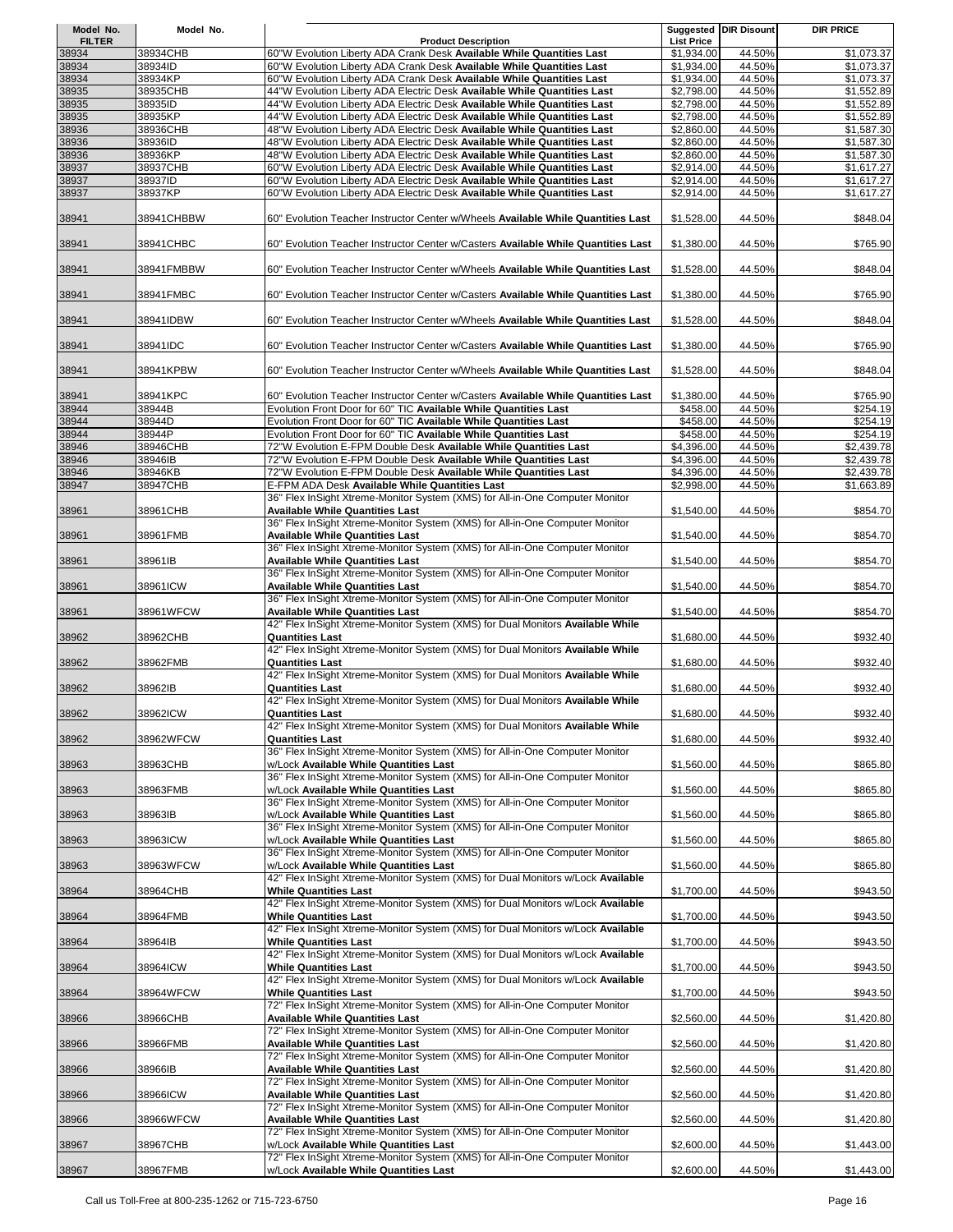| Model No. FILTER | Model No. | Product Description | Suggested List Price | DIR Disount | DIR PRICE |
|---|---|---|---|---|---|
| 38934 | 38934CHB | 60"W Evolution Liberty ADA Crank Desk **Available While Quantities Last** | $1,934.00 | 44.50% | $1,073.37 |
| 38934 | 38934ID | 60"W Evolution Liberty ADA Crank Desk **Available While Quantities Last** | $1,934.00 | 44.50% | $1,073.37 |
| 38934 | 38934KP | 60"W Evolution Liberty ADA Crank Desk **Available While Quantities Last** | $1,934.00 | 44.50% | $1,073.37 |
| 38935 | 38935CHB | 44"W Evolution Liberty ADA Electric Desk **Available While Quantities Last** | $2,798.00 | 44.50% | $1,552.89 |
| 38935 | 38935ID | 44"W Evolution Liberty ADA Electric Desk **Available While Quantities Last** | $2,798.00 | 44.50% | $1,552.89 |
| 38935 | 38935KP | 44"W Evolution Liberty ADA Electric Desk **Available While Quantities Last** | $2,798.00 | 44.50% | $1,552.89 |
| 38936 | 38936CHB | 48"W Evolution Liberty ADA Electric Desk **Available While Quantities Last** | $2,860.00 | 44.50% | $1,587.30 |
| 38936 | 38936ID | 48"W Evolution Liberty ADA Electric Desk **Available While Quantities Last** | $2,860.00 | 44.50% | $1,587.30 |
| 38936 | 38936KP | 48"W Evolution Liberty ADA Electric Desk **Available While Quantities Last** | $2,860.00 | 44.50% | $1,587.30 |
| 38937 | 38937CHB | 60"W Evolution Liberty ADA Electric Desk **Available While Quantities Last** | $2,914.00 | 44.50% | $1,617.27 |
| 38937 | 38937ID | 60"W Evolution Liberty ADA Electric Desk **Available While Quantities Last** | $2,914.00 | 44.50% | $1,617.27 |
| 38937 | 38937KP | 60"W Evolution Liberty ADA Electric Desk **Available While Quantities Last** | $2,914.00 | 44.50% | $1,617.27 |
| 38941 | 38941CHBBW | 60" Evolution Teacher Instructor Center w/Wheels **Available While Quantities Last** | $1,528.00 | 44.50% | $848.04 |
| 38941 | 38941CHBC | 60" Evolution Teacher Instructor Center w/Casters **Available While Quantities Last** | $1,380.00 | 44.50% | $765.90 |
| 38941 | 38941FMBBW | 60" Evolution Teacher Instructor Center w/Wheels **Available While Quantities Last** | $1,528.00 | 44.50% | $848.04 |
| 38941 | 38941FMBC | 60" Evolution Teacher Instructor Center w/Casters **Available While Quantities Last** | $1,380.00 | 44.50% | $765.90 |
| 38941 | 38941IDBW | 60" Evolution Teacher Instructor Center w/Wheels **Available While Quantities Last** | $1,528.00 | 44.50% | $848.04 |
| 38941 | 38941IDC | 60" Evolution Teacher Instructor Center w/Casters **Available While Quantities Last** | $1,380.00 | 44.50% | $765.90 |
| 38941 | 38941KPBW | 60" Evolution Teacher Instructor Center w/Wheels **Available While Quantities Last** | $1,528.00 | 44.50% | $848.04 |
| 38941 | 38941KPC | 60" Evolution Teacher Instructor Center w/Casters **Available While Quantities Last** | $1,380.00 | 44.50% | $765.90 |
| 38944 | 38944B | Evolution Front Door for 60" TIC **Available While Quantities Last** | $458.00 | 44.50% | $254.19 |
| 38944 | 38944D | Evolution Front Door for 60" TIC **Available While Quantities Last** | $458.00 | 44.50% | $254.19 |
| 38944 | 38944P | Evolution Front Door for 60" TIC **Available While Quantities Last** | $458.00 | 44.50% | $254.19 |
| 38946 | 38946CHB | 72"W Evolution E-FPM Double Desk **Available While Quantities Last** | $4,396.00 | 44.50% | $2,439.78 |
| 38946 | 38946IB | 72"W Evolution E-FPM Double Desk **Available While Quantities Last** | $4,396.00 | 44.50% | $2,439.78 |
| 38946 | 38946KB | 72"W Evolution E-FPM Double Desk **Available While Quantities Last** | $4,396.00 | 44.50% | $2,439.78 |
| 38947 | 38947CHB | E-FPM ADA Desk **Available While Quantities Last** | $2,998.00 | 44.50% | $1,663.89 |
| 38961 | 38961CHB | 36" Flex InSight Xtreme-Monitor System (XMS) for All-in-One Computer Monitor **Available While Quantities Last** | $1,540.00 | 44.50% | $854.70 |
| 38961 | 38961FMB | 36" Flex InSight Xtreme-Monitor System (XMS) for All-in-One Computer Monitor **Available While Quantities Last** | $1,540.00 | 44.50% | $854.70 |
| 38961 | 38961IB | 36" Flex InSight Xtreme-Monitor System (XMS) for All-in-One Computer Monitor **Available While Quantities Last** | $1,540.00 | 44.50% | $854.70 |
| 38961 | 38961ICW | 36" Flex InSight Xtreme-Monitor System (XMS) for All-in-One Computer Monitor **Available While Quantities Last** | $1,540.00 | 44.50% | $854.70 |
| 38961 | 38961WFCW | 36" Flex InSight Xtreme-Monitor System (XMS) for All-in-One Computer Monitor **Available While Quantities Last** | $1,540.00 | 44.50% | $854.70 |
| 38962 | 38962CHB | 42" Flex InSight Xtreme-Monitor System (XMS) for Dual Monitors **Available While Quantities Last** | $1,680.00 | 44.50% | $932.40 |
| 38962 | 38962FMB | 42" Flex InSight Xtreme-Monitor System (XMS) for Dual Monitors **Available While Quantities Last** | $1,680.00 | 44.50% | $932.40 |
| 38962 | 38962IB | 42" Flex InSight Xtreme-Monitor System (XMS) for Dual Monitors **Available While Quantities Last** | $1,680.00 | 44.50% | $932.40 |
| 38962 | 38962ICW | 42" Flex InSight Xtreme-Monitor System (XMS) for Dual Monitors **Available While Quantities Last** | $1,680.00 | 44.50% | $932.40 |
| 38962 | 38962WFCW | 42" Flex InSight Xtreme-Monitor System (XMS) for Dual Monitors **Available While Quantities Last** | $1,680.00 | 44.50% | $932.40 |
| 38963 | 38963CHB | 36" Flex InSight Xtreme-Monitor System (XMS) for All-in-One Computer Monitor w/Lock **Available While Quantities Last** | $1,560.00 | 44.50% | $865.80 |
| 38963 | 38963FMB | 36" Flex InSight Xtreme-Monitor System (XMS) for All-in-One Computer Monitor w/Lock **Available While Quantities Last** | $1,560.00 | 44.50% | $865.80 |
| 38963 | 38963IB | 36" Flex InSight Xtreme-Monitor System (XMS) for All-in-One Computer Monitor w/Lock **Available While Quantities Last** | $1,560.00 | 44.50% | $865.80 |
| 38963 | 38963ICW | 36" Flex InSight Xtreme-Monitor System (XMS) for All-in-One Computer Monitor w/Lock **Available While Quantities Last** | $1,560.00 | 44.50% | $865.80 |
| 38963 | 38963WFCW | 36" Flex InSight Xtreme-Monitor System (XMS) for All-in-One Computer Monitor w/Lock **Available While Quantities Last** | $1,560.00 | 44.50% | $865.80 |
| 38964 | 38964CHB | 42" Flex InSight Xtreme-Monitor System (XMS) for Dual Monitors w/Lock **Available While Quantities Last** | $1,700.00 | 44.50% | $943.50 |
| 38964 | 38964FMB | 42" Flex InSight Xtreme-Monitor System (XMS) for Dual Monitors w/Lock **Available While Quantities Last** | $1,700.00 | 44.50% | $943.50 |
| 38964 | 38964IB | 42" Flex InSight Xtreme-Monitor System (XMS) for Dual Monitors w/Lock **Available While Quantities Last** | $1,700.00 | 44.50% | $943.50 |
| 38964 | 38964ICW | 42" Flex InSight Xtreme-Monitor System (XMS) for Dual Monitors w/Lock **Available While Quantities Last** | $1,700.00 | 44.50% | $943.50 |
| 38964 | 38964WFCW | 42" Flex InSight Xtreme-Monitor System (XMS) for Dual Monitors w/Lock **Available While Quantities Last** | $1,700.00 | 44.50% | $943.50 |
| 38966 | 38966CHB | 72" Flex InSight Xtreme-Monitor System (XMS) for All-in-One Computer Monitor **Available While Quantities Last** | $2,560.00 | 44.50% | $1,420.80 |
| 38966 | 38966FMB | 72" Flex InSight Xtreme-Monitor System (XMS) for All-in-One Computer Monitor **Available While Quantities Last** | $2,560.00 | 44.50% | $1,420.80 |
| 38966 | 38966IB | 72" Flex InSight Xtreme-Monitor System (XMS) for All-in-One Computer Monitor **Available While Quantities Last** | $2,560.00 | 44.50% | $1,420.80 |
| 38966 | 38966ICW | 72" Flex InSight Xtreme-Monitor System (XMS) for All-in-One Computer Monitor **Available While Quantities Last** | $2,560.00 | 44.50% | $1,420.80 |
| 38966 | 38966WFCW | 72" Flex InSight Xtreme-Monitor System (XMS) for All-in-One Computer Monitor **Available While Quantities Last** | $2,560.00 | 44.50% | $1,420.80 |
| 38967 | 38967CHB | 72" Flex InSight Xtreme-Monitor System (XMS) for All-in-One Computer Monitor w/Lock **Available While Quantities Last** | $2,600.00 | 44.50% | $1,443.00 |
| 38967 | 38967FMB | 72" Flex InSight Xtreme-Monitor System (XMS) for All-in-One Computer Monitor w/Lock **Available While Quantities Last** | $2,600.00 | 44.50% | $1,443.00 |

Call us Toll-Free at 800-235-1262 or 715-723-6750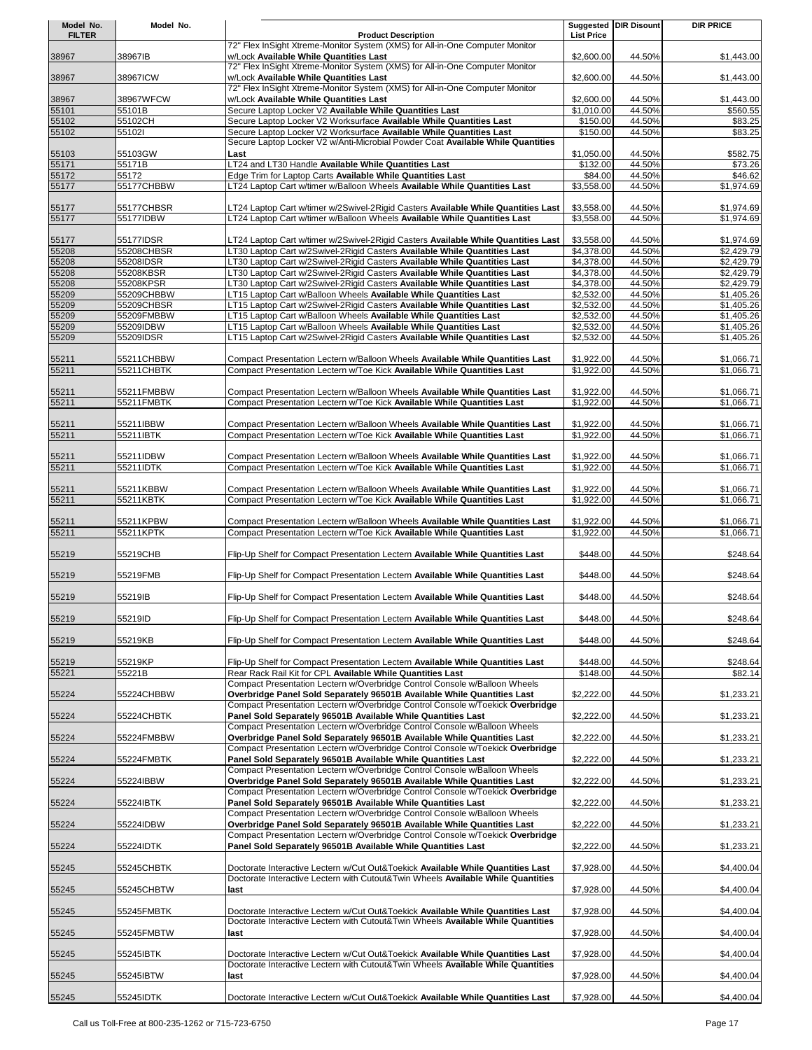| Model No. FILTER | Model No. | Product Description | Suggested List Price | DIR Disount | DIR PRICE |
|---|---|---|---|---|---|
| 38967 | 38967IB | 72" Flex InSight Xtreme-Monitor System (XMS) for All-in-One Computer Monitor w/Lock **Available While Quantities Last** | $2,600.00 | 44.50% | $1,443.00 |
| 38967 | 38967ICW | 72" Flex InSight Xtreme-Monitor System (XMS) for All-in-One Computer Monitor w/Lock **Available While Quantities Last** | $2,600.00 | 44.50% | $1,443.00 |
| 38967 | 38967WFCW | 72" Flex InSight Xtreme-Monitor System (XMS) for All-in-One Computer Monitor w/Lock **Available While Quantities Last** | $2,600.00 | 44.50% | $1,443.00 |
| 55101 | 55101B | Secure Laptop Locker V2 **Available While Quantities Last** | $1,010.00 | 44.50% | $560.55 |
| 55102 | 55102CH | Secure Laptop Locker V2 Worksurface **Available While Quantities Last** | $150.00 | 44.50% | $83.25 |
| 55102 | 55102I | Secure Laptop Locker V2 Worksurface **Available While Quantities Last** | $150.00 | 44.50% | $83.25 |
| 55103 | 55103GW | Secure Laptop Locker V2 w/Anti-Microbial Powder Coat **Available While Quantities Last** | $1,050.00 | 44.50% | $582.75 |
| 55171 | 55171B | LT24 and LT30 Handle **Available While Quantities Last** | $132.00 | 44.50% | $73.26 |
| 55172 | 55172 | Edge Trim for Laptop Carts **Available While Quantities Last** | $84.00 | 44.50% | $46.62 |
| 55177 | 55177CHBBW | LT24 Laptop Cart w/timer w/Balloon Wheels **Available While Quantities Last** | $3,558.00 | 44.50% | $1,974.69 |
| 55177 | 55177CHBSR | LT24 Laptop Cart w/timer w/2Swivel-2Rigid Casters **Available While Quantities Last** | $3,558.00 | 44.50% | $1,974.69 |
| 55177 | 55177IDBW | LT24 Laptop Cart w/timer w/Balloon Wheels **Available While Quantities Last** | $3,558.00 | 44.50% | $1,974.69 |
| 55177 | 55177IDSR | LT24 Laptop Cart w/timer w/2Swivel-2Rigid Casters **Available While Quantities Last** | $3,558.00 | 44.50% | $1,974.69 |
| 55208 | 55208CHBSR | LT30 Laptop Cart w/2Swivel-2Rigid Casters **Available While Quantities Last** | $4,378.00 | 44.50% | $2,429.79 |
| 55208 | 55208IDSR | LT30 Laptop Cart w/2Swivel-2Rigid Casters **Available While Quantities Last** | $4,378.00 | 44.50% | $2,429.79 |
| 55208 | 55208KBSR | LT30 Laptop Cart w/2Swivel-2Rigid Casters **Available While Quantities Last** | $4,378.00 | 44.50% | $2,429.79 |
| 55208 | 55208KPSR | LT30 Laptop Cart w/2Swivel-2Rigid Casters **Available While Quantities Last** | $4,378.00 | 44.50% | $2,429.79 |
| 55209 | 55209CHBBW | LT15 Laptop Cart w/Balloon Wheels **Available While Quantities Last** | $2,532.00 | 44.50% | $1,405.26 |
| 55209 | 55209CHBSR | LT15 Laptop Cart w/2Swivel-2Rigid Casters **Available While Quantities Last** | $2,532.00 | 44.50% | $1,405.26 |
| 55209 | 55209FMBBW | LT15 Laptop Cart w/Balloon Wheels **Available While Quantities Last** | $2,532.00 | 44.50% | $1,405.26 |
| 55209 | 55209IDBW | LT15 Laptop Cart w/Balloon Wheels **Available While Quantities Last** | $2,532.00 | 44.50% | $1,405.26 |
| 55209 | 55209IDSR | LT15 Laptop Cart w/2Swivel-2Rigid Casters **Available While Quantities Last** | $2,532.00 | 44.50% | $1,405.26 |
| 55211 | 55211CHBBW | Compact Presentation Lectern w/Balloon Wheels **Available While Quantities Last** | $1,922.00 | 44.50% | $1,066.71 |
| 55211 | 55211CHBTK | Compact Presentation Lectern w/Toe Kick **Available While Quantities Last** | $1,922.00 | 44.50% | $1,066.71 |
| 55211 | 55211FMBBW | Compact Presentation Lectern w/Balloon Wheels **Available While Quantities Last** | $1,922.00 | 44.50% | $1,066.71 |
| 55211 | 55211FMBTK | Compact Presentation Lectern w/Toe Kick **Available While Quantities Last** | $1,922.00 | 44.50% | $1,066.71 |
| 55211 | 55211IBBW | Compact Presentation Lectern w/Balloon Wheels **Available While Quantities Last** | $1,922.00 | 44.50% | $1,066.71 |
| 55211 | 55211IBTK | Compact Presentation Lectern w/Toe Kick **Available While Quantities Last** | $1,922.00 | 44.50% | $1,066.71 |
| 55211 | 55211IDBW | Compact Presentation Lectern w/Balloon Wheels **Available While Quantities Last** | $1,922.00 | 44.50% | $1,066.71 |
| 55211 | 55211IDTK | Compact Presentation Lectern w/Toe Kick **Available While Quantities Last** | $1,922.00 | 44.50% | $1,066.71 |
| 55211 | 55211KBBW | Compact Presentation Lectern w/Balloon Wheels **Available While Quantities Last** | $1,922.00 | 44.50% | $1,066.71 |
| 55211 | 55211KBTK | Compact Presentation Lectern w/Toe Kick **Available While Quantities Last** | $1,922.00 | 44.50% | $1,066.71 |
| 55211 | 55211KPBW | Compact Presentation Lectern w/Balloon Wheels **Available While Quantities Last** | $1,922.00 | 44.50% | $1,066.71 |
| 55211 | 55211KPTK | Compact Presentation Lectern w/Toe Kick **Available While Quantities Last** | $1,922.00 | 44.50% | $1,066.71 |
| 55219 | 55219CHB | Flip-Up Shelf for Compact Presentation Lectern **Available While Quantities Last** | $448.00 | 44.50% | $248.64 |
| 55219 | 55219FMB | Flip-Up Shelf for Compact Presentation Lectern **Available While Quantities Last** | $448.00 | 44.50% | $248.64 |
| 55219 | 55219IB | Flip-Up Shelf for Compact Presentation Lectern **Available While Quantities Last** | $448.00 | 44.50% | $248.64 |
| 55219 | 55219ID | Flip-Up Shelf for Compact Presentation Lectern **Available While Quantities Last** | $448.00 | 44.50% | $248.64 |
| 55219 | 55219KB | Flip-Up Shelf for Compact Presentation Lectern **Available While Quantities Last** | $448.00 | 44.50% | $248.64 |
| 55219 | 55219KP | Flip-Up Shelf for Compact Presentation Lectern **Available While Quantities Last** | $448.00 | 44.50% | $248.64 |
| 55221 | 55221B | Rear Rack Rail Kit for CPL **Available While Quantities Last** | $148.00 | 44.50% | $82.14 |
| 55224 | 55224CHBBW | Compact Presentation Lectern w/Overbridge Control Console w/Balloon Wheels **Overbridge Panel Sold Separately 96501B Available While Quantities Last** | $2,222.00 | 44.50% | $1,233.21 |
| 55224 | 55224CHBTK | Compact Presentation Lectern w/Overbridge Control Console w/Toekick **Overbridge Panel Sold Separately 96501B Available While Quantities Last** | $2,222.00 | 44.50% | $1,233.21 |
| 55224 | 55224FMBBW | Compact Presentation Lectern w/Overbridge Control Console w/Balloon Wheels **Overbridge Panel Sold Separately 96501B Available While Quantities Last** | $2,222.00 | 44.50% | $1,233.21 |
| 55224 | 55224FMBTK | Compact Presentation Lectern w/Overbridge Control Console w/Toekick **Overbridge Panel Sold Separately 96501B Available While Quantities Last** | $2,222.00 | 44.50% | $1,233.21 |
| 55224 | 55224IBBW | Compact Presentation Lectern w/Overbridge Control Console w/Balloon Wheels **Overbridge Panel Sold Separately 96501B Available While Quantities Last** | $2,222.00 | 44.50% | $1,233.21 |
| 55224 | 55224IBTK | Compact Presentation Lectern w/Overbridge Control Console w/Toekick **Overbridge Panel Sold Separately 96501B Available While Quantities Last** | $2,222.00 | 44.50% | $1,233.21 |
| 55224 | 55224IDBW | Compact Presentation Lectern w/Overbridge Control Console w/Balloon Wheels **Overbridge Panel Sold Separately 96501B Available While Quantities Last** | $2,222.00 | 44.50% | $1,233.21 |
| 55224 | 55224IDTK | Compact Presentation Lectern w/Overbridge Control Console w/Toekick **Overbridge Panel Sold Separately 96501B Available While Quantities Last** | $2,222.00 | 44.50% | $1,233.21 |
| 55245 | 55245CHBTK | Doctorate Interactive Lectern w/Cut Out&Toekick **Available While Quantities Last** | $7,928.00 | 44.50% | $4,400.04 |
| 55245 | 55245CHBTW | Doctorate Interactive Lectern with Cutout&Twin Wheels **Available While Quantities last** | $7,928.00 | 44.50% | $4,400.04 |
| 55245 | 55245FMBTK | Doctorate Interactive Lectern w/Cut Out&Toekick **Available While Quantities Last** | $7,928.00 | 44.50% | $4,400.04 |
| 55245 | 55245FMBTW | Doctorate Interactive Lectern with Cutout&Twin Wheels **Available While Quantities last** | $7,928.00 | 44.50% | $4,400.04 |
| 55245 | 55245IBTK | Doctorate Interactive Lectern w/Cut Out&Toekick **Available While Quantities Last** | $7,928.00 | 44.50% | $4,400.04 |
| 55245 | 55245IBTW | Doctorate Interactive Lectern with Cutout&Twin Wheels **Available While Quantities last** | $7,928.00 | 44.50% | $4,400.04 |
| 55245 | 55245IDTK | Doctorate Interactive Lectern w/Cut Out&Toekick **Available While Quantities Last** | $7,928.00 | 44.50% | $4,400.04 |

Call us Toll-Free at 800-235-1262 or 715-723-6750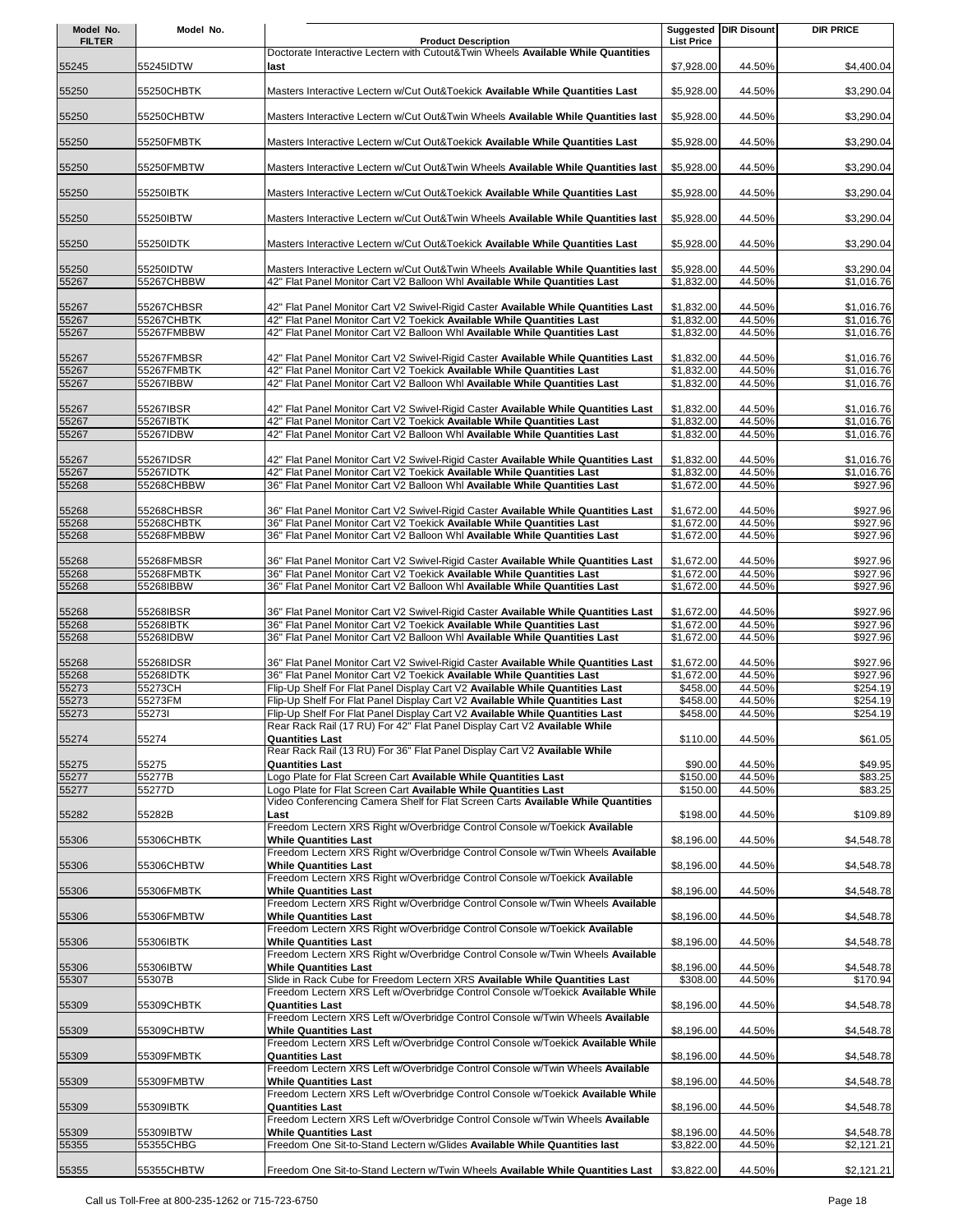| Model No. FILTER | Model No. | Product Description | Suggested List Price | DIR Disount | DIR PRICE |
|---|---|---|---|---|---|
| 55245 | 55245IDTW | Doctorate Interactive Lectern with Cutout&Twin Wheels **Available While Quantities last** | $7,928.00 | 44.50% | $4,400.04 |
| 55250 | 55250CHBTK | Masters Interactive Lectern w/Cut Out&Toekick **Available While Quantities Last** | $5,928.00 | 44.50% | $3,290.04 |
| 55250 | 55250CHBTW | Masters Interactive Lectern w/Cut Out&Twin Wheels **Available While Quantities last** | $5,928.00 | 44.50% | $3,290.04 |
| 55250 | 55250FMBTK | Masters Interactive Lectern w/Cut Out&Toekick **Available While Quantities Last** | $5,928.00 | 44.50% | $3,290.04 |
| 55250 | 55250FMBTW | Masters Interactive Lectern w/Cut Out&Twin Wheels **Available While Quantities last** | $5,928.00 | 44.50% | $3,290.04 |
| 55250 | 55250IBTK | Masters Interactive Lectern w/Cut Out&Toekick **Available While Quantities Last** | $5,928.00 | 44.50% | $3,290.04 |
| 55250 | 55250IBTW | Masters Interactive Lectern w/Cut Out&Twin Wheels **Available While Quantities last** | $5,928.00 | 44.50% | $3,290.04 |
| 55250 | 55250IDTK | Masters Interactive Lectern w/Cut Out&Toekick **Available While Quantities Last** | $5,928.00 | 44.50% | $3,290.04 |
| 55250 | 55250IDTW | Masters Interactive Lectern w/Cut Out&Twin Wheels **Available While Quantities last** | $5,928.00 | 44.50% | $3,290.04 |
| 55267 | 55267CHBBW | 42" Flat Panel Monitor Cart V2 Balloon Whl **Available While Quantities Last** | $1,832.00 | 44.50% | $1,016.76 |
| 55267 | 55267CHBSR | 42" Flat Panel Monitor Cart V2 Swivel-Rigid Caster **Available While Quantities Last** | $1,832.00 | 44.50% | $1,016.76 |
| 55267 | 55267CHBTK | 42" Flat Panel Monitor Cart V2 Toekick **Available While Quantities Last** | $1,832.00 | 44.50% | $1,016.76 |
| 55267 | 55267FMBBW | 42" Flat Panel Monitor Cart V2 Balloon Whl **Available While Quantities Last** | $1,832.00 | 44.50% | $1,016.76 |
| 55267 | 55267FMBSR | 42" Flat Panel Monitor Cart V2 Swivel-Rigid Caster **Available While Quantities Last** | $1,832.00 | 44.50% | $1,016.76 |
| 55267 | 55267FMBTK | 42" Flat Panel Monitor Cart V2 Toekick **Available While Quantities Last** | $1,832.00 | 44.50% | $1,016.76 |
| 55267 | 55267IBBW | 42" Flat Panel Monitor Cart V2 Balloon Whl **Available While Quantities Last** | $1,832.00 | 44.50% | $1,016.76 |
| 55267 | 55267IBSR | 42" Flat Panel Monitor Cart V2 Swivel-Rigid Caster **Available While Quantities Last** | $1,832.00 | 44.50% | $1,016.76 |
| 55267 | 55267IBTK | 42" Flat Panel Monitor Cart V2 Toekick **Available While Quantities Last** | $1,832.00 | 44.50% | $1,016.76 |
| 55267 | 55267IDBW | 42" Flat Panel Monitor Cart V2 Balloon Whl **Available While Quantities Last** | $1,832.00 | 44.50% | $1,016.76 |
| 55267 | 55267IDSR | 42" Flat Panel Monitor Cart V2 Swivel-Rigid Caster **Available While Quantities Last** | $1,832.00 | 44.50% | $1,016.76 |
| 55267 | 55267IDTK | 42" Flat Panel Monitor Cart V2 Toekick **Available While Quantities Last** | $1,832.00 | 44.50% | $1,016.76 |
| 55268 | 55268CHBBW | 36" Flat Panel Monitor Cart V2 Balloon Whl **Available While Quantities Last** | $1,672.00 | 44.50% | $927.96 |
| 55268 | 55268CHBSR | 36" Flat Panel Monitor Cart V2 Swivel-Rigid Caster **Available While Quantities Last** | $1,672.00 | 44.50% | $927.96 |
| 55268 | 55268CHBTK | 36" Flat Panel Monitor Cart V2 Toekick **Available While Quantities Last** | $1,672.00 | 44.50% | $927.96 |
| 55268 | 55268FMBBW | 36" Flat Panel Monitor Cart V2 Balloon Whl **Available While Quantities Last** | $1,672.00 | 44.50% | $927.96 |
| 55268 | 55268FMBSR | 36" Flat Panel Monitor Cart V2 Swivel-Rigid Caster **Available While Quantities Last** | $1,672.00 | 44.50% | $927.96 |
| 55268 | 55268FMBTK | 36" Flat Panel Monitor Cart V2 Toekick **Available While Quantities Last** | $1,672.00 | 44.50% | $927.96 |
| 55268 | 55268IBBW | 36" Flat Panel Monitor Cart V2 Balloon Whl **Available While Quantities Last** | $1,672.00 | 44.50% | $927.96 |
| 55268 | 55268IBSR | 36" Flat Panel Monitor Cart V2 Swivel-Rigid Caster **Available While Quantities Last** | $1,672.00 | 44.50% | $927.96 |
| 55268 | 55268IBTK | 36" Flat Panel Monitor Cart V2 Toekick **Available While Quantities Last** | $1,672.00 | 44.50% | $927.96 |
| 55268 | 55268IDBW | 36" Flat Panel Monitor Cart V2 Balloon Whl **Available While Quantities Last** | $1,672.00 | 44.50% | $927.96 |
| 55268 | 55268IDSR | 36" Flat Panel Monitor Cart V2 Swivel-Rigid Caster **Available While Quantities Last** | $1,672.00 | 44.50% | $927.96 |
| 55268 | 55268IDTK | 36" Flat Panel Monitor Cart V2 Toekick **Available While Quantities Last** | $1,672.00 | 44.50% | $927.96 |
| 55273 | 55273CH | Flip-Up Shelf For Flat Panel Display Cart V2 **Available While Quantities Last** | $458.00 | 44.50% | $254.19 |
| 55273 | 55273FM | Flip-Up Shelf For Flat Panel Display Cart V2 **Available While Quantities Last** | $458.00 | 44.50% | $254.19 |
| 55273 | 55273I | Flip-Up Shelf For Flat Panel Display Cart V2 **Available While Quantities Last** | $458.00 | 44.50% | $254.19 |
| 55274 | 55274 | Rear Rack Rail (17 RU) For 42" Flat Panel Display Cart V2 **Available While Quantities Last** | $110.00 | 44.50% | $61.05 |
| 55275 | 55275 | Rear Rack Rail (13 RU) For 36" Flat Panel Display Cart V2 **Available While Quantities Last** | $90.00 | 44.50% | $49.95 |
| 55277 | 55277B | Logo Plate for Flat Screen Cart **Available While Quantities Last** | $150.00 | 44.50% | $83.25 |
| 55277 | 55277D | Logo Plate for Flat Screen Cart **Available While Quantities Last** | $150.00 | 44.50% | $83.25 |
| 55282 | 55282B | Video Conferencing Camera Shelf for Flat Screen Carts **Available While Quantities Last** | $198.00 | 44.50% | $109.89 |
| 55306 | 55306CHBTK | Freedom Lectern XRS Right w/Overbridge Control Console w/Toekick **Available While Quantities Last** | $8,196.00 | 44.50% | $4,548.78 |
| 55306 | 55306CHBTW | Freedom Lectern XRS Right w/Overbridge Control Console w/Twin Wheels **Available While Quantities Last** | $8,196.00 | 44.50% | $4,548.78 |
| 55306 | 55306FMBTK | Freedom Lectern XRS Right w/Overbridge Control Console w/Toekick **Available While Quantities Last** | $8,196.00 | 44.50% | $4,548.78 |
| 55306 | 55306FMBTW | Freedom Lectern XRS Right w/Overbridge Control Console w/Twin Wheels **Available While Quantities Last** | $8,196.00 | 44.50% | $4,548.78 |
| 55306 | 55306IBTK | Freedom Lectern XRS Right w/Overbridge Control Console w/Toekick **Available While Quantities Last** | $8,196.00 | 44.50% | $4,548.78 |
| 55306 | 55306IBTW | Freedom Lectern XRS Right w/Overbridge Control Console w/Twin Wheels **Available While Quantities Last** | $8,196.00 | 44.50% | $4,548.78 |
| 55307 | 55307B | Slide in Rack Cube for Freedom Lectern XRS **Available While Quantities Last** | $308.00 | 44.50% | $170.94 |
| 55309 | 55309CHBTK | Freedom Lectern XRS Left w/Overbridge Control Console w/Toekick **Available While Quantities Last** | $8,196.00 | 44.50% | $4,548.78 |
| 55309 | 55309CHBTW | Freedom Lectern XRS Left w/Overbridge Control Console w/Twin Wheels **Available While Quantities Last** | $8,196.00 | 44.50% | $4,548.78 |
| 55309 | 55309FMBTK | Freedom Lectern XRS Left w/Overbridge Control Console w/Toekick **Available While Quantities Last** | $8,196.00 | 44.50% | $4,548.78 |
| 55309 | 55309FMBTW | Freedom Lectern XRS Left w/Overbridge Control Console w/Twin Wheels **Available While Quantities Last** | $8,196.00 | 44.50% | $4,548.78 |
| 55309 | 55309IBTK | Freedom Lectern XRS Left w/Overbridge Control Console w/Toekick **Available While Quantities Last** | $8,196.00 | 44.50% | $4,548.78 |
| 55309 | 55309IBTW | Freedom Lectern XRS Left w/Overbridge Control Console w/Twin Wheels **Available While Quantities Last** | $8,196.00 | 44.50% | $4,548.78 |
| 55355 | 55355CHBG | Freedom One Sit-to-Stand Lectern w/Glides **Available While Quantities last** | $3,822.00 | 44.50% | $2,121.21 |
| 55355 | 55355CHBTW | Freedom One Sit-to-Stand Lectern w/Twin Wheels **Available While Quantities Last** | $3,822.00 | 44.50% | $2,121.21 |

Call us Toll-Free at 800-235-1262 or 715-723-6750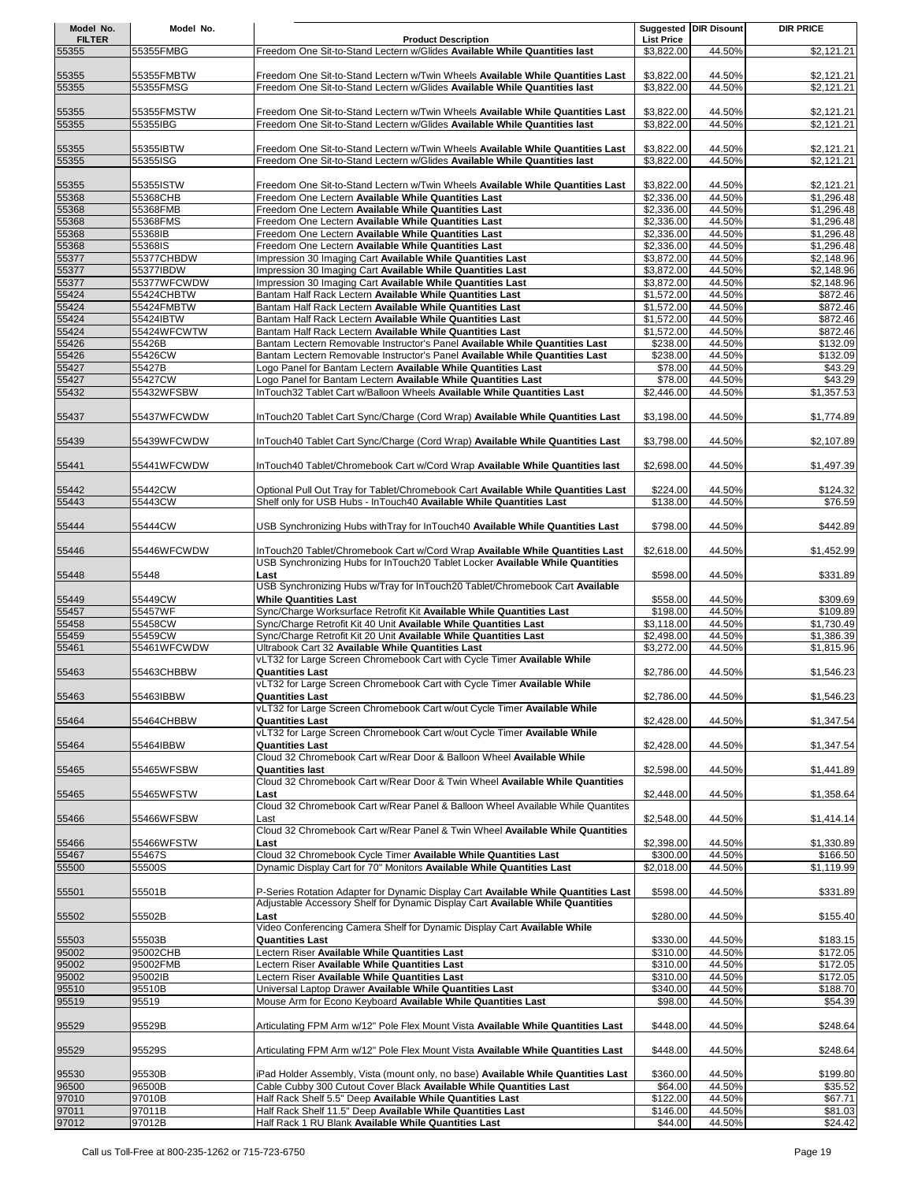| Model No. FILTER | Model No. | Product Description | Suggested List Price | DIR Disount | DIR PRICE |
|---|---|---|---|---|---|
| 55355 | 55355FMBG | Freedom One Sit-to-Stand Lectern w/Glides **Available While Quantities last** | $3,822.00 | 44.50% | $2,121.21 |
| 55355 | 55355FMBTW | Freedom One Sit-to-Stand Lectern w/Twin Wheels **Available While Quantities Last** | $3,822.00 | 44.50% | $2,121.21 |
| 55355 | 55355FMSG | Freedom One Sit-to-Stand Lectern w/Glides **Available While Quantities last** | $3,822.00 | 44.50% | $2,121.21 |
| 55355 | 55355FMSTW | Freedom One Sit-to-Stand Lectern w/Twin Wheels **Available While Quantities Last** | $3,822.00 | 44.50% | $2,121.21 |
| 55355 | 55355IBG | Freedom One Sit-to-Stand Lectern w/Glides **Available While Quantities last** | $3,822.00 | 44.50% | $2,121.21 |
| 55355 | 55355IBTW | Freedom One Sit-to-Stand Lectern w/Twin Wheels **Available While Quantities Last** | $3,822.00 | 44.50% | $2,121.21 |
| 55355 | 55355ISG | Freedom One Sit-to-Stand Lectern w/Glides **Available While Quantities last** | $3,822.00 | 44.50% | $2,121.21 |
| 55355 | 55355ISTW | Freedom One Sit-to-Stand Lectern w/Twin Wheels **Available While Quantities Last** | $3,822.00 | 44.50% | $2,121.21 |
| 55368 | 55368CHB | Freedom One Lectern **Available While Quantities Last** | $2,336.00 | 44.50% | $1,296.48 |
| 55368 | 55368FMB | Freedom One Lectern **Available While Quantities Last** | $2,336.00 | 44.50% | $1,296.48 |
| 55368 | 55368FMS | Freedom One Lectern **Available While Quantities Last** | $2,336.00 | 44.50% | $1,296.48 |
| 55368 | 55368IB | Freedom One Lectern **Available While Quantities Last** | $2,336.00 | 44.50% | $1,296.48 |
| 55368 | 55368IS | Freedom One Lectern **Available While Quantities Last** | $2,336.00 | 44.50% | $1,296.48 |
| 55377 | 55377CHBDW | Impression 30 Imaging Cart **Available While Quantities Last** | $3,872.00 | 44.50% | $2,148.96 |
| 55377 | 55377IBDW | Impression 30 Imaging Cart **Available While Quantities Last** | $3,872.00 | 44.50% | $2,148.96 |
| 55377 | 55377WFCWDW | Impression 30 Imaging Cart **Available While Quantities Last** | $3,872.00 | 44.50% | $2,148.96 |
| 55424 | 55424CHBTW | Bantam Half Rack Lectern **Available While Quantities Last** | $1,572.00 | 44.50% | $872.46 |
| 55424 | 55424FMBTW | Bantam Half Rack Lectern **Available While Quantities Last** | $1,572.00 | 44.50% | $872.46 |
| 55424 | 55424IBTW | Bantam Half Rack Lectern **Available While Quantities Last** | $1,572.00 | 44.50% | $872.46 |
| 55424 | 55424WFCWTW | Bantam Half Rack Lectern **Available While Quantities Last** | $1,572.00 | 44.50% | $872.46 |
| 55426 | 55426B | Bantam Lectern Removable Instructor's Panel **Available While Quantities Last** | $238.00 | 44.50% | $132.09 |
| 55426 | 55426CW | Bantam Lectern Removable Instructor's Panel **Available While Quantities Last** | $238.00 | 44.50% | $132.09 |
| 55427 | 55427B | Logo Panel for Bantam Lectern **Available While Quantities Last** | $78.00 | 44.50% | $43.29 |
| 55427 | 55427CW | Logo Panel for Bantam Lectern **Available While Quantities Last** | $78.00 | 44.50% | $43.29 |
| 55432 | 55432WFSBW | InTouch32 Tablet Cart w/Balloon Wheels **Available While Quantities Last** | $2,446.00 | 44.50% | $1,357.53 |
| 55437 | 55437WFCWDW | InTouch20 Tablet Cart Sync/Charge (Cord Wrap) **Available While Quantities Last** | $3,198.00 | 44.50% | $1,774.89 |
| 55439 | 55439WFCWDW | InTouch40 Tablet Cart Sync/Charge (Cord Wrap) **Available While Quantities Last** | $3,798.00 | 44.50% | $2,107.89 |
| 55441 | 55441WFCWDW | InTouch40 Tablet/Chromebook Cart w/Cord Wrap **Available While Quantities last** | $2,698.00 | 44.50% | $1,497.39 |
| 55442 | 55442CW | Optional Pull Out Tray for Tablet/Chromebook Cart **Available While Quantities Last** | $224.00 | 44.50% | $124.32 |
| 55443 | 55443CW | Shelf only for USB Hubs - InTouch40 **Available While Quantities Last** | $138.00 | 44.50% | $76.59 |
| 55444 | 55444CW | USB Synchronizing Hubs withTray for InTouch40 **Available While Quantities Last** | $798.00 | 44.50% | $442.89 |
| 55446 | 55446WFCWDW | InTouch20 Tablet/Chromebook Cart w/Cord Wrap **Available While Quantities Last** | $2,618.00 | 44.50% | $1,452.99 |
| 55448 | 55448 | USB Synchronizing Hubs for InTouch20 Tablet Locker **Available While Quantities Last** | $598.00 | 44.50% | $331.89 |
| 55449 | 55449CW | USB Synchronizing Hubs w/Tray for InTouch20 Tablet/Chromebook Cart **Available While Quantities Last** | $558.00 | 44.50% | $309.69 |
| 55457 | 55457WF | Sync/Charge Worksurface Retrofit Kit **Available While Quantities Last** | $198.00 | 44.50% | $109.89 |
| 55458 | 55458CW | Sync/Charge Retrofit Kit 40 Unit **Available While Quantities Last** | $3,118.00 | 44.50% | $1,730.49 |
| 55459 | 55459CW | Sync/Charge Retrofit Kit 20 Unit **Available While Quantities Last** | $2,498.00 | 44.50% | $1,386.39 |
| 55461 | 55461WFCWDW | Ultrabook Cart 32 **Available While Quantities Last** | $3,272.00 | 44.50% | $1,815.96 |
| 55463 | 55463CHBBW | vLT32 for Large Screen Chromebook Cart with Cycle Timer **Available While Quantities Last** | $2,786.00 | 44.50% | $1,546.23 |
| 55463 | 55463IBBW | vLT32 for Large Screen Chromebook Cart with Cycle Timer **Available While Quantities Last** | $2,786.00 | 44.50% | $1,546.23 |
| 55464 | 55464CHBBW | vLT32 for Large Screen Chromebook Cart w/out Cycle Timer **Available While Quantities Last** | $2,428.00 | 44.50% | $1,347.54 |
| 55464 | 55464IBBW | vLT32 for Large Screen Chromebook Cart w/out Cycle Timer **Available While Quantities Last** | $2,428.00 | 44.50% | $1,347.54 |
| 55465 | 55465WFSBW | Cloud 32 Chromebook Cart w/Rear Door & Balloon Wheel **Available While Quantities last** | $2,598.00 | 44.50% | $1,441.89 |
| 55465 | 55465WFSTW | Cloud 32 Chromebook Cart w/Rear Door & Twin Wheel **Available While Quantities Last** | $2,448.00 | 44.50% | $1,358.64 |
| 55466 | 55466WFSBW | Cloud 32 Chromebook Cart w/Rear Panel & Balloon Wheel Available While Quantites Last | $2,548.00 | 44.50% | $1,414.14 |
| 55466 | 55466WFSTW | Cloud 32 Chromebook Cart w/Rear Panel & Twin Wheel **Available While Quantities Last** | $2,398.00 | 44.50% | $1,330.89 |
| 55467 | 55467S | Cloud 32 Chromebook Cycle Timer **Available While Quantities Last** | $300.00 | 44.50% | $166.50 |
| 55500 | 55500S | Dynamic Display Cart for 70" Monitors **Available While Quantities Last** | $2,018.00 | 44.50% | $1,119.99 |
| 55501 | 55501B | P-Series Rotation Adapter for Dynamic Display Cart **Available While Quantities Last** | $598.00 | 44.50% | $331.89 |
| 55502 | 55502B | Adjustable Accessory Shelf for Dynamic Display Cart **Available While Quantities Last** | $280.00 | 44.50% | $155.40 |
| 55503 | 55503B | Video Conferencing Camera Shelf for Dynamic Display Cart **Available While Quantities Last** | $330.00 | 44.50% | $183.15 |
| 95002 | 95002CHB | Lectern Riser **Available While Quantities Last** | $310.00 | 44.50% | $172.05 |
| 95002 | 95002FMB | Lectern Riser **Available While Quantities Last** | $310.00 | 44.50% | $172.05 |
| 95002 | 95002IB | Lectern Riser **Available While Quantities Last** | $310.00 | 44.50% | $172.05 |
| 95510 | 95510B | Universal Laptop Drawer **Available While Quantities Last** | $340.00 | 44.50% | $188.70 |
| 95519 | 95519 | Mouse Arm for Econo Keyboard **Available While Quantities Last** | $98.00 | 44.50% | $54.39 |
| 95529 | 95529B | Articulating FPM Arm w/12" Pole Flex Mount Vista **Available While Quantities Last** | $448.00 | 44.50% | $248.64 |
| 95529 | 95529S | Articulating FPM Arm w/12" Pole Flex Mount Vista **Available While Quantities Last** | $448.00 | 44.50% | $248.64 |
| 95530 | 95530B | iPad Holder Assembly, Vista (mount only, no base) **Available While Quantities Last** | $360.00 | 44.50% | $199.80 |
| 96500 | 96500B | Cable Cubby 300 Cutout Cover Black **Available While Quantities Last** | $64.00 | 44.50% | $35.52 |
| 97010 | 97010B | Half Rack Shelf 5.5" Deep **Available While Quantities Last** | $122.00 | 44.50% | $67.71 |
| 97011 | 97011B | Half Rack Shelf 11.5" Deep **Available While Quantities Last** | $146.00 | 44.50% | $81.03 |
| 97012 | 97012B | Half Rack 1 RU Blank **Available While Quantities Last** | $44.00 | 44.50% | $24.42 |

Call us Toll-Free at 800-235-1262 or 715-723-6750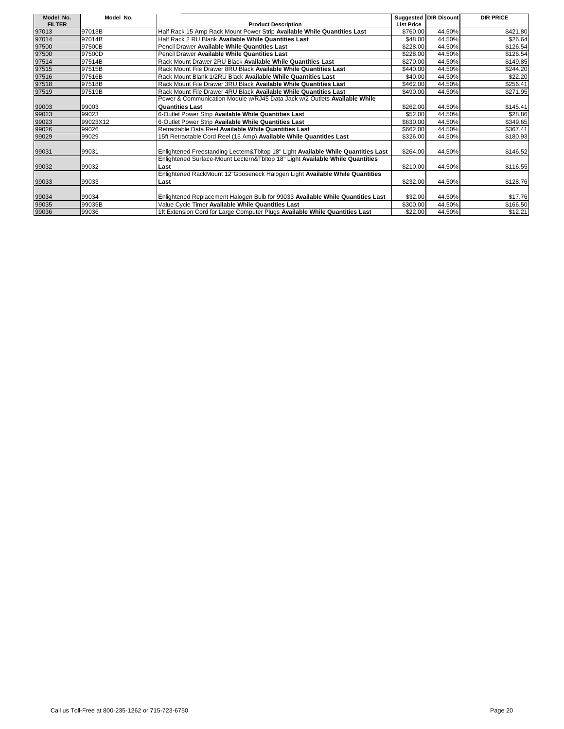| Model No. FILTER | Model No. | Product Description | Suggested List Price | DIR Disount | DIR PRICE |
|---|---|---|---|---|---|
| 97013 | 97013B | Half Rack 15 Amp Rack Mount Power Strip **Available While Quantities Last** | $760.00 | 44.50% | $421.80 |
| 97014 | 97014B | Half Rack 2 RU Blank **Available While Quantities Last** | $48.00 | 44.50% | $26.64 |
| 97500 | 97500B | Pencil Drawer **Available While Quantities Last** | $228.00 | 44.50% | $126.54 |
| 97500 | 97500D | Pencil Drawer **Available While Quantities Last** | $228.00 | 44.50% | $126.54 |
| 97514 | 97514B | Rack Mount Drawer 2RU Black **Available While Quantities Last** | $270.00 | 44.50% | $149.85 |
| 97515 | 97515B | Rack Mount File Drawer 8RU Black **Available While Quantities Last** | $440.00 | 44.50% | $244.20 |
| 97516 | 97516B | Rack Mount Blank 1/2RU Black **Available While Quantities Last** | $40.00 | 44.50% | $22.20 |
| 97518 | 97518B | Rack Mount File Drawer 3RU Black **Available While Quantities Last** | $462.00 | 44.50% | $256.41 |
| 97519 | 97519B | Rack Mount File Drawer 4RU Black **Available While Quantities Last** | $490.00 | 44.50% | $271.95 |
| 99003 | 99003 | Power & Communication Module w/RJ45 Data Jack w/2 Outlets **Available While Quantities Last** | $262.00 | 44.50% | $145.41 |
| 99023 | 99023 | 6-Outlet Power Strip **Available While Quantities Last** | $52.00 | 44.50% | $28.86 |
| 99023 | 99023X12 | 6-Outlet Power Strip **Available While Quantities Last** | $630.00 | 44.50% | $349.65 |
| 99026 | 99026 | Retractable Data Reel **Available While Quantities Last** | $662.00 | 44.50% | $367.41 |
| 99029 | 99029 | 15ft Retractable Cord Reel (15 Amp) **Available While Quantities Last** | $326.00 | 44.50% | $180.93 |
| 99031 | 99031 | Enlightened Freestanding Lectern&Tbltop 18" Light **Available While Quantities Last** | $264.00 | 44.50% | $146.52 |
| 99032 | 99032 | Enlightened Surface-Mount Lectern&Tbltop 18" Light **Available While Quantities Last** | $210.00 | 44.50% | $116.55 |
| 99033 | 99033 | Enlightened RackMount 12"Gooseneck Halogen Light **Available While Quantities Last** | $232.00 | 44.50% | $128.76 |
| 99034 | 99034 | Enlightened Replacement Halogen Bulb for 99033 **Available While Quantities Last** | $32.00 | 44.50% | $17.76 |
| 99035 | 99035B | Value Cycle Timer **Available While Quantities Last** | $300.00 | 44.50% | $166.50 |
| 99036 | 99036 | 1ft Extension Cord for Large Computer Plugs **Available While Quantities Last** | $22.00 | 44.50% | $12.21 |

Call us Toll-Free at 800-235-1262 or 715-723-6750